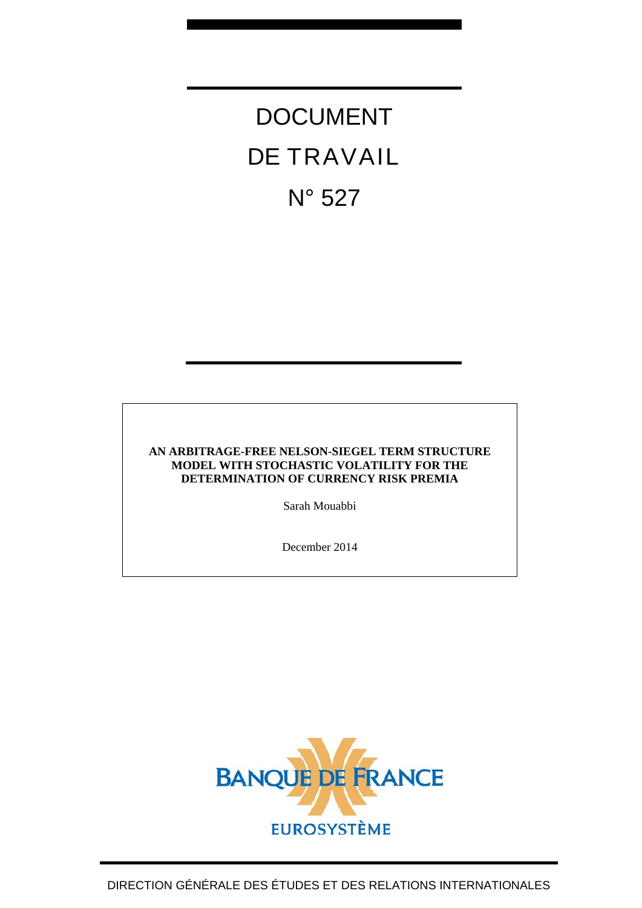# DOCUMENT DE TRAVAIL N° 527

**AN ARBITRAGE-FREE NELSON-SIEGEL TERM STRUCTURE MODEL WITH STOCHASTIC VOLATILITY FOR THE DETERMINATION OF CURRENCY RISK PREMIA**

Sarah Mouabbi

December 2014

BANQUE DE FRANCE

EUROSYSTÈME

DIRECTION GÉNÉRALE DES ÉTUDES ET DES RELATIONS INTERNATIONALES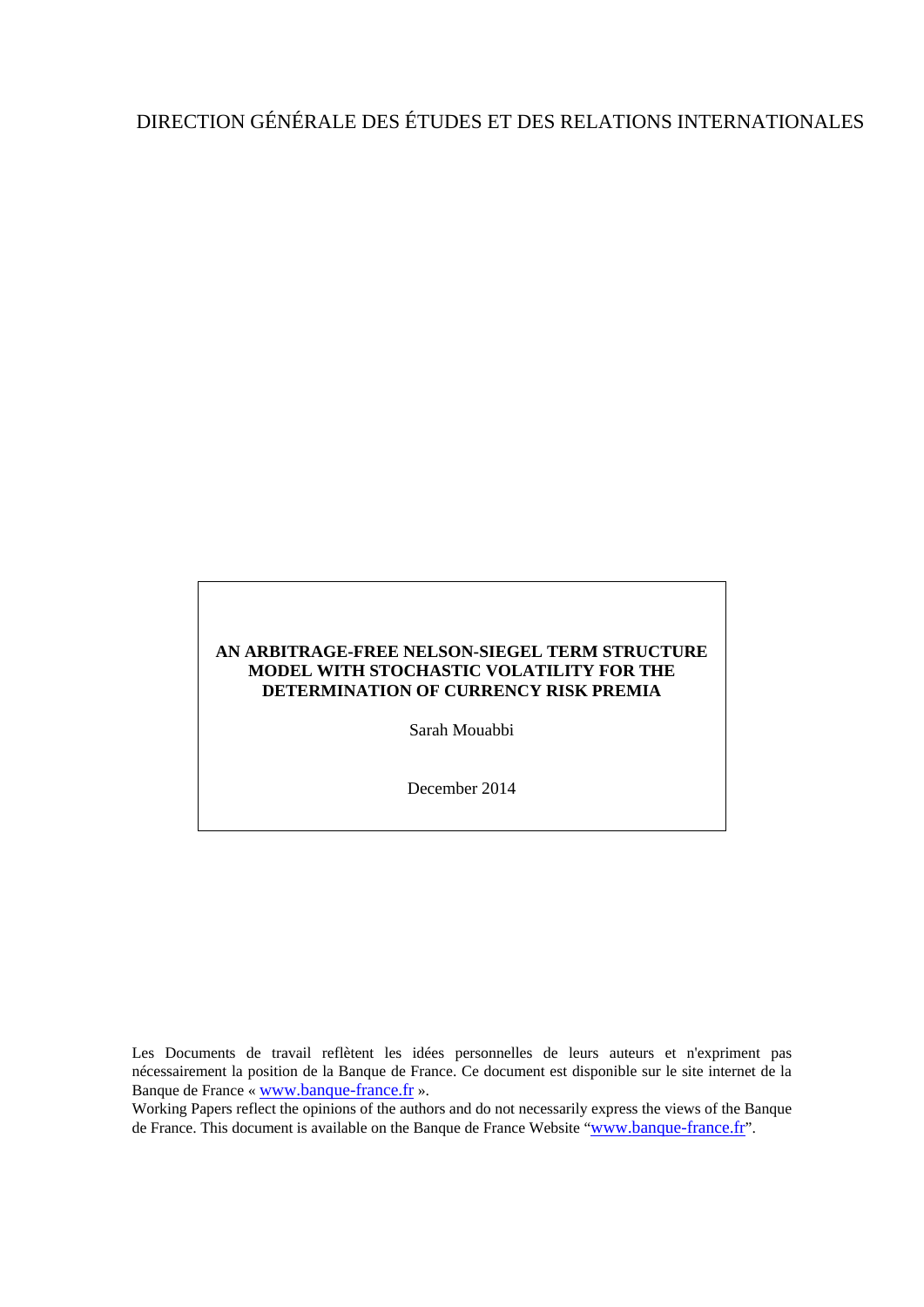DIRECTION GÉNÉRALE DES ÉTUDES ET DES RELATIONS INTERNATIONALES

**AN ARBITRAGE-FREE NELSON-SIEGEL TERM STRUCTURE MODEL WITH STOCHASTIC VOLATILITY FOR THE DETERMINATION OF CURRENCY RISK PREMIA**

Sarah Mouabbi

December 2014

Les Documents de travail reflètent les idées personnelles de leurs auteurs et n'expriment pas nécessairement la position de la Banque de France. Ce document est disponible sur le site internet de la Banque de France « www.banque-france.fr ».

Working Papers reflect the opinions of the authors and do not necessarily express the views of the Banque de France. This document is available on the Banque de France Website "www.banque-france.fr".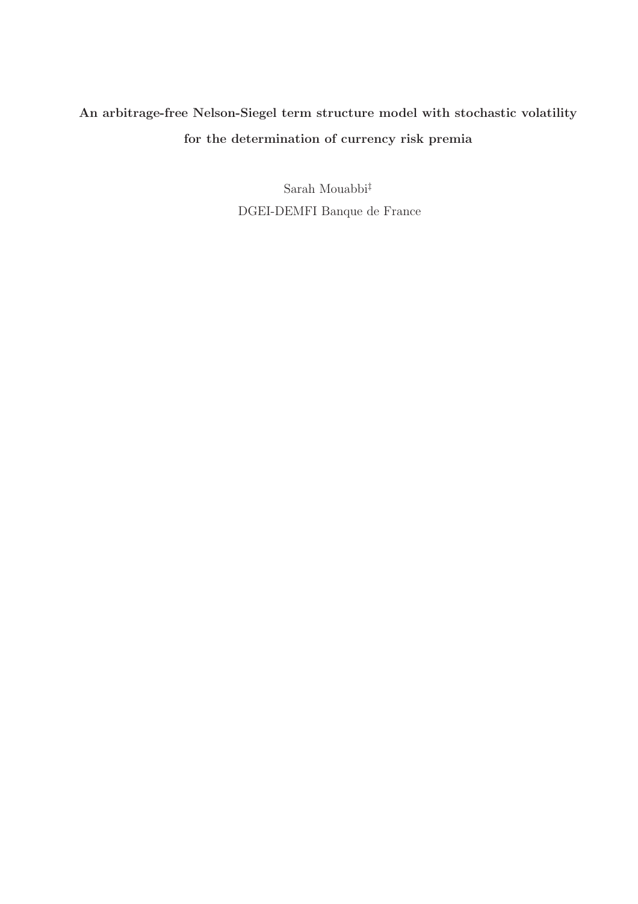**An arbitrage-free Nelson-Siegel term structure model with stochastic volatility for the determination of currency risk premia**

Sarah Mouabbi[‡]

DGEI-DEMFI Banque de France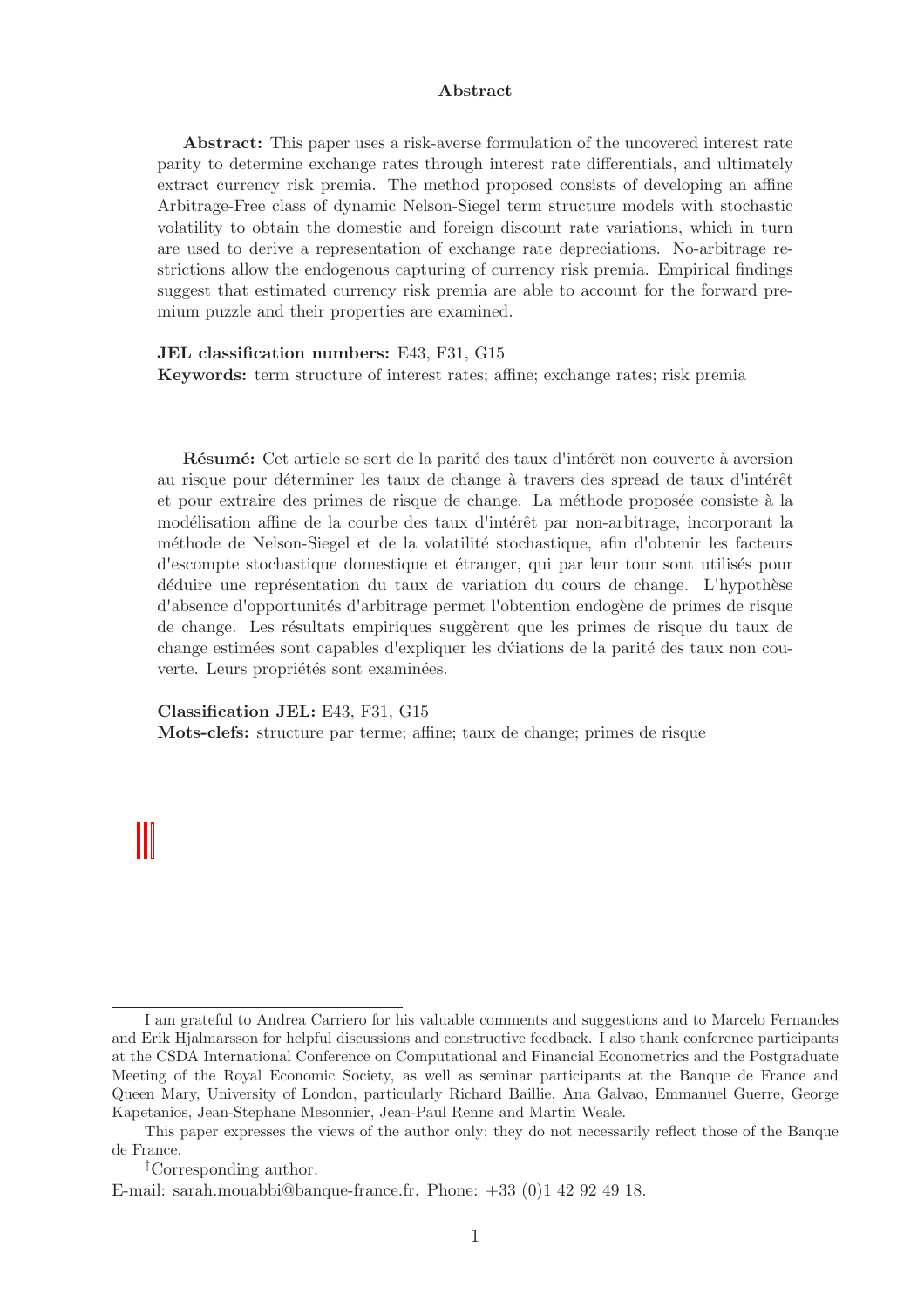**Abstract**

**Abstract:** This paper uses a risk-averse formulation of the uncovered interest rate parity to determine exchange rates through interest rate differentials, and ultimately extract currency risk premia. The method proposed consists of developing an affine Arbitrage-Free class of dynamic Nelson-Siegel term structure models with stochastic volatility to obtain the domestic and foreign discount rate variations, which in turn are used to derive a representation of exchange rate depreciations. No-arbitrage restrictions allow the endogenous capturing of currency risk premia. Empirical findings suggest that estimated currency risk premia are able to account for the forward premium puzzle and their properties are examined.

**JEL classification numbers:** E43, F31, G15
**Keywords:** term structure of interest rates; affine; exchange rates; risk premia

**Résumé:** Cet article se sert de la parité des taux d'intérêt non couverte à aversion au risque pour déterminer les taux de change à travers des spread de taux d'intérêt et pour extraire des primes de risque de change. La méthode proposée consiste à la modélisation affine de la courbe des taux d'intérêt par non-arbitrage, incorporant la méthode de Nelson-Siegel et de la volatilité stochastique, afin d'obtenir les facteurs d'escompte stochastique domestique et étranger, qui par leur tour sont utilisés pour déduire une représentation du taux de variation du cours de change. L'hypothèse d'absence d'opportunités d'arbitrage permet l'obtention endogène de primes de risque de change. Les résultats empiriques suggèrent que les primes de risque du taux de change estimées sont capables d'expliquer les dv́iations de la parité des taux non couverte. Leurs propriétés sont examinées.

**Classification JEL:** E43, F31, G15
**Mots-clefs:** structure par terme; affine; taux de change; primes de risque

I am grateful to Andrea Carriero for his valuable comments and suggestions and to Marcelo Fernandes and Erik Hjalmarsson for helpful discussions and constructive feedback. I also thank conference participants at the CSDA International Conference on Computational and Financial Econometrics and the Postgraduate Meeting of the Royal Economic Society, as well as seminar participants at the Banque de France and Queen Mary, University of London, particularly Richard Baillie, Ana Galvao, Emmanuel Guerre, George Kapetanios, Jean-Stephane Mesonnier, Jean-Paul Renne and Martin Weale.

This paper expresses the views of the author only; they do not necessarily reflect those of the Banque de France.

‡Corresponding author.
E-mail: sarah.mouabbi@banque-france.fr. Phone: +33 (0)1 42 92 49 18.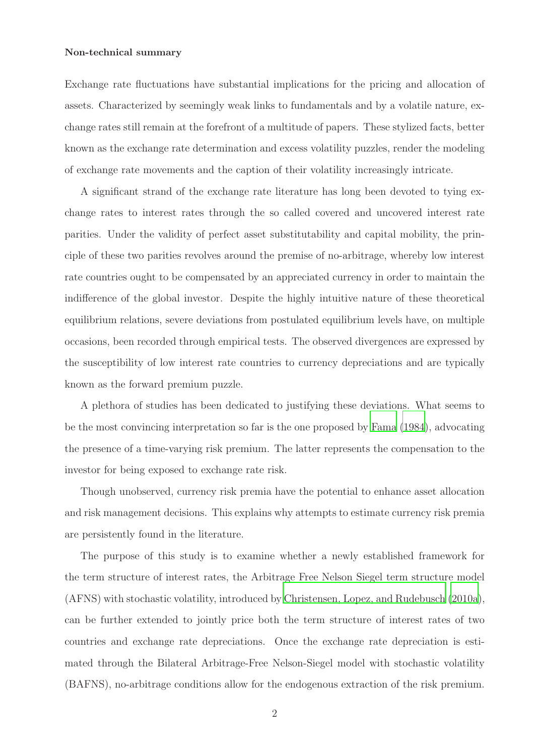**Non-technical summary**

Exchange rate fluctuations have substantial implications for the pricing and allocation of assets. Characterized by seemingly weak links to fundamentals and by a volatile nature, exchange rates still remain at the forefront of a multitude of papers. These stylized facts, better known as the exchange rate determination and excess volatility puzzles, render the modeling of exchange rate movements and the caption of their volatility increasingly intricate.

A significant strand of the exchange rate literature has long been devoted to tying exchange rates to interest rates through the so called covered and uncovered interest rate parities. Under the validity of perfect asset substitutability and capital mobility, the principle of these two parities revolves around the premise of no-arbitrage, whereby low interest rate countries ought to be compensated by an appreciated currency in order to maintain the indifference of the global investor. Despite the highly intuitive nature of these theoretical equilibrium relations, severe deviations from postulated equilibrium levels have, on multiple occasions, been recorded through empirical tests. The observed divergences are expressed by the susceptibility of low interest rate countries to currency depreciations and are typically known as the forward premium puzzle.

A plethora of studies has been dedicated to justifying these deviations. What seems to be the most convincing interpretation so far is the one proposed by Fama (1984), advocating the presence of a time-varying risk premium. The latter represents the compensation to the investor for being exposed to exchange rate risk.

Though unobserved, currency risk premia have the potential to enhance asset allocation and risk management decisions. This explains why attempts to estimate currency risk premia are persistently found in the literature.

The purpose of this study is to examine whether a newly established framework for the term structure of interest rates, the Arbitrage Free Nelson Siegel term structure model (AFNS) with stochastic volatility, introduced by Christensen, Lopez, and Rudebusch (2010a), can be further extended to jointly price both the term structure of interest rates of two countries and exchange rate depreciations. Once the exchange rate depreciation is estimated through the Bilateral Arbitrage-Free Nelson-Siegel model with stochastic volatility (BAFNS), no-arbitrage conditions allow for the endogenous extraction of the risk premium.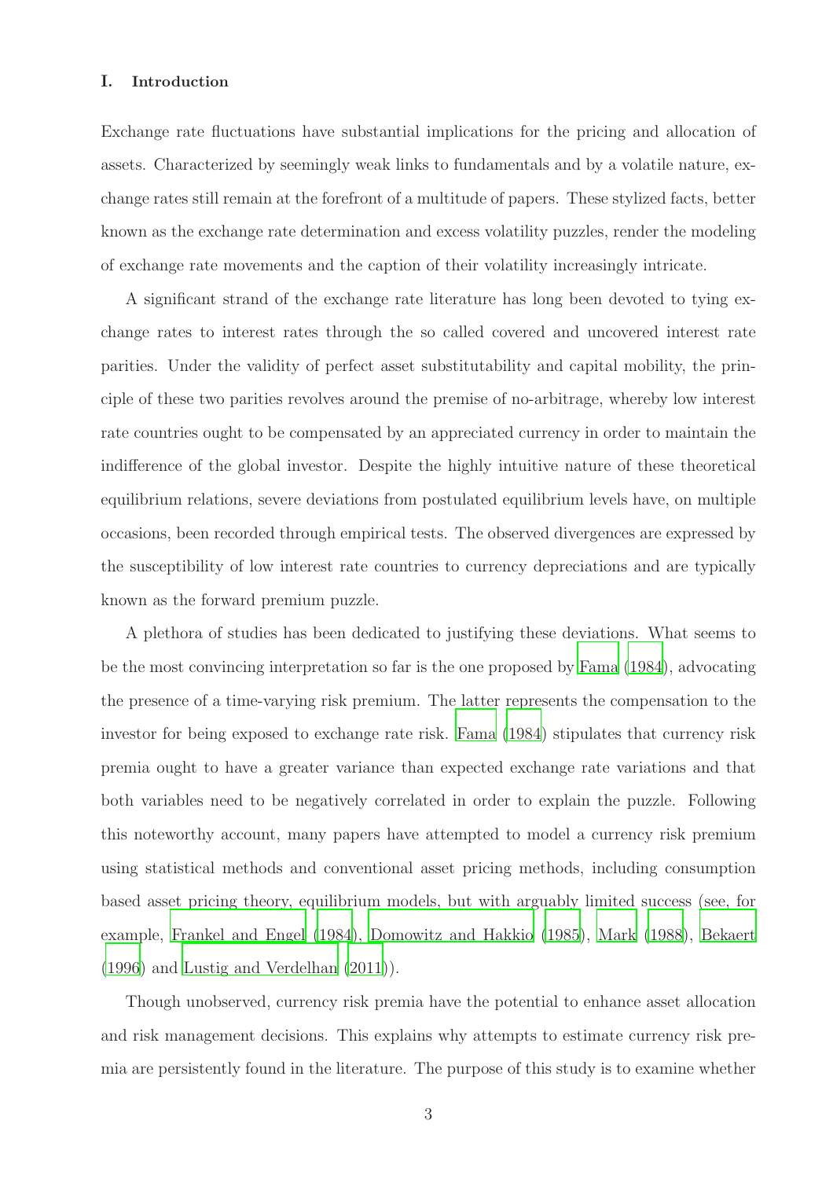## I. Introduction

Exchange rate fluctuations have substantial implications for the pricing and allocation of assets. Characterized by seemingly weak links to fundamentals and by a volatile nature, exchange rates still remain at the forefront of a multitude of papers. These stylized facts, better known as the exchange rate determination and excess volatility puzzles, render the modeling of exchange rate movements and the caption of their volatility increasingly intricate.

A significant strand of the exchange rate literature has long been devoted to tying exchange rates to interest rates through the so called covered and uncovered interest rate parities. Under the validity of perfect asset substitutability and capital mobility, the principle of these two parities revolves around the premise of no-arbitrage, whereby low interest rate countries ought to be compensated by an appreciated currency in order to maintain the indifference of the global investor. Despite the highly intuitive nature of these theoretical equilibrium relations, severe deviations from postulated equilibrium levels have, on multiple occasions, been recorded through empirical tests. The observed divergences are expressed by the susceptibility of low interest rate countries to currency depreciations and are typically known as the forward premium puzzle.

A plethora of studies has been dedicated to justifying these deviations. What seems to be the most convincing interpretation so far is the one proposed by Fama (1984), advocating the presence of a time-varying risk premium. The latter represents the compensation to the investor for being exposed to exchange rate risk. Fama (1984) stipulates that currency risk premia ought to have a greater variance than expected exchange rate variations and that both variables need to be negatively correlated in order to explain the puzzle. Following this noteworthy account, many papers have attempted to model a currency risk premium using statistical methods and conventional asset pricing methods, including consumption based asset pricing theory, equilibrium models, but with arguably limited success (see, for example, Frankel and Engel (1984), Domowitz and Hakkio (1985), Mark (1988), Bekaert (1996) and Lustig and Verdelhan (2011)).

Though unobserved, currency risk premia have the potential to enhance asset allocation and risk management decisions. This explains why attempts to estimate currency risk premia are persistently found in the literature. The purpose of this study is to examine whether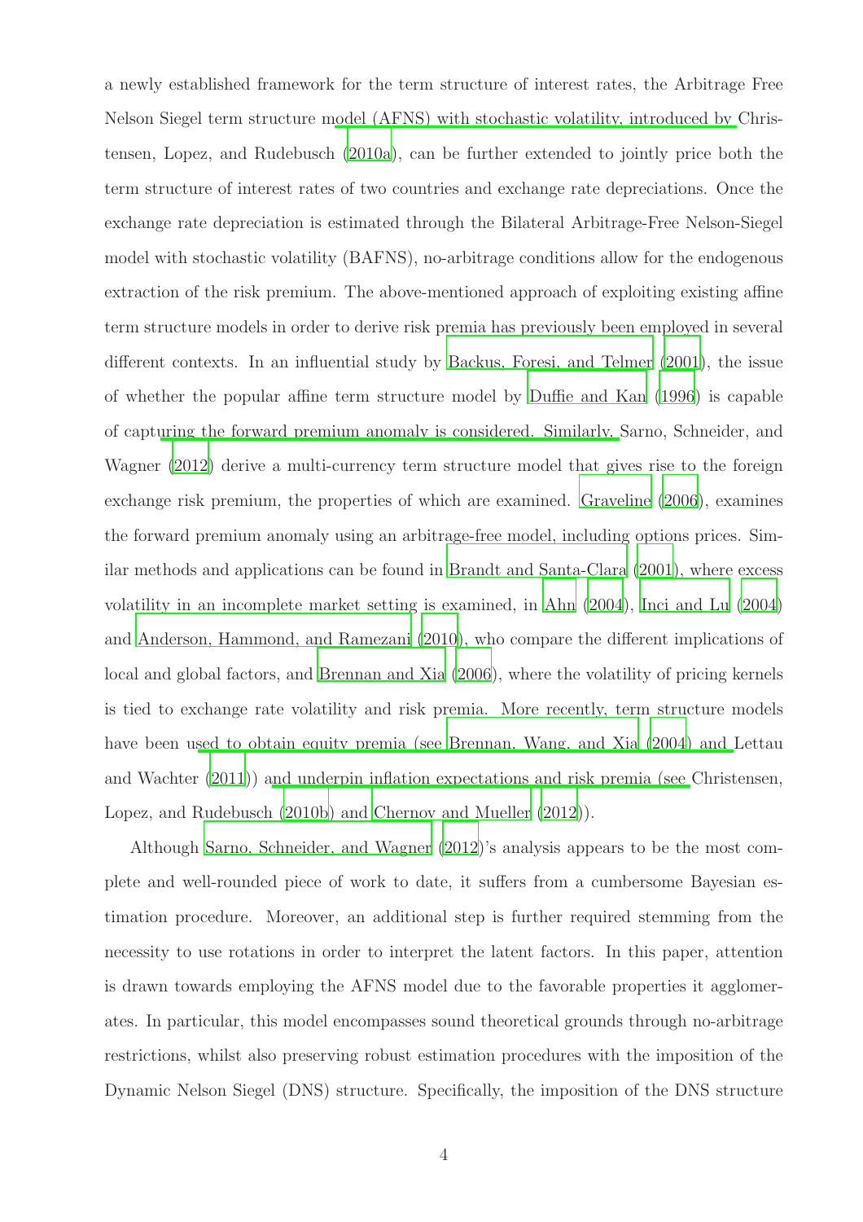a newly established framework for the term structure of interest rates, the Arbitrage Free Nelson Siegel term structure model (AFNS) with stochastic volatility, introduced by Christensen, Lopez, and Rudebusch (2010a), can be further extended to jointly price both the term structure of interest rates of two countries and exchange rate depreciations. Once the exchange rate depreciation is estimated through the Bilateral Arbitrage-Free Nelson-Siegel model with stochastic volatility (BAFNS), no-arbitrage conditions allow for the endogenous extraction of the risk premium. The above-mentioned approach of exploiting existing affine term structure models in order to derive risk premia has previously been employed in several different contexts. In an influential study by Backus, Foresi, and Telmer (2001), the issue of whether the popular affine term structure model by Duffie and Kan (1996) is capable of capturing the forward premium anomaly is considered. Similarly, Sarno, Schneider, and Wagner (2012) derive a multi-currency term structure model that gives rise to the foreign exchange risk premium, the properties of which are examined. Graveline (2006), examines the forward premium anomaly using an arbitrage-free model, including options prices. Similar methods and applications can be found in Brandt and Santa-Clara (2001), where excess volatility in an incomplete market setting is examined, in Ahn (2004), Inci and Lu (2004) and Anderson, Hammond, and Ramezani (2010), who compare the different implications of local and global factors, and Brennan and Xia (2006), where the volatility of pricing kernels is tied to exchange rate volatility and risk premia. More recently, term structure models have been used to obtain equity premia (see Brennan, Wang, and Xia (2004) and Lettau and Wachter (2011)) and underpin inflation expectations and risk premia (see Christensen, Lopez, and Rudebusch (2010b) and Chernov and Mueller (2012)).

Although Sarno, Schneider, and Wagner (2012)'s analysis appears to be the most complete and well-rounded piece of work to date, it suffers from a cumbersome Bayesian estimation procedure. Moreover, an additional step is further required stemming from the necessity to use rotations in order to interpret the latent factors. In this paper, attention is drawn towards employing the AFNS model due to the favorable properties it agglomerates. In particular, this model encompasses sound theoretical grounds through no-arbitrage restrictions, whilst also preserving robust estimation procedures with the imposition of the Dynamic Nelson Siegel (DNS) structure. Specifically, the imposition of the DNS structure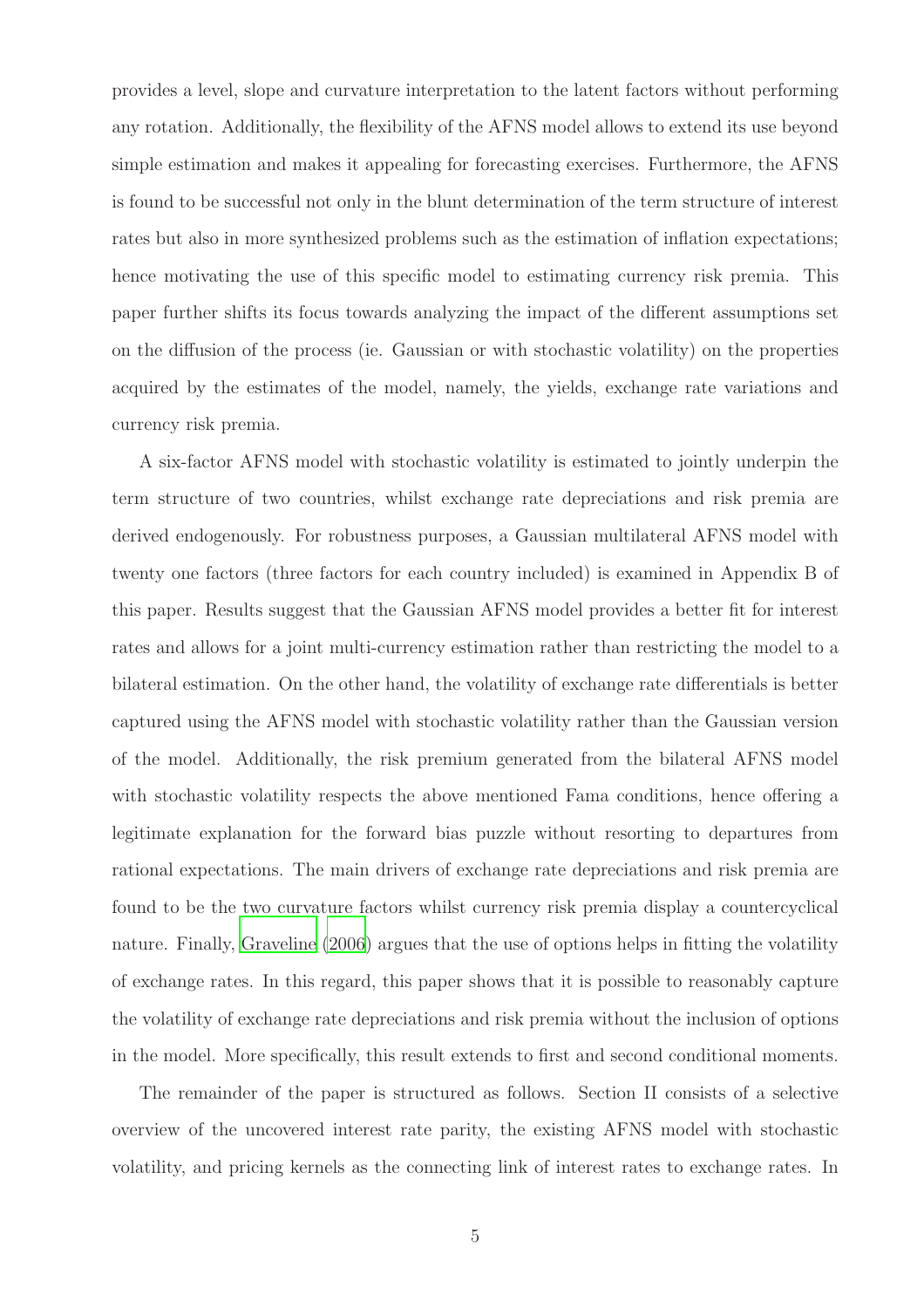provides a level, slope and curvature interpretation to the latent factors without performing any rotation. Additionally, the flexibility of the AFNS model allows to extend its use beyond simple estimation and makes it appealing for forecasting exercises. Furthermore, the AFNS is found to be successful not only in the blunt determination of the term structure of interest rates but also in more synthesized problems such as the estimation of inflation expectations; hence motivating the use of this specific model to estimating currency risk premia. This paper further shifts its focus towards analyzing the impact of the different assumptions set on the diffusion of the process (ie. Gaussian or with stochastic volatility) on the properties acquired by the estimates of the model, namely, the yields, exchange rate variations and currency risk premia.

A six-factor AFNS model with stochastic volatility is estimated to jointly underpin the term structure of two countries, whilst exchange rate depreciations and risk premia are derived endogenously. For robustness purposes, a Gaussian multilateral AFNS model with twenty one factors (three factors for each country included) is examined in Appendix B of this paper. Results suggest that the Gaussian AFNS model provides a better fit for interest rates and allows for a joint multi-currency estimation rather than restricting the model to a bilateral estimation. On the other hand, the volatility of exchange rate differentials is better captured using the AFNS model with stochastic volatility rather than the Gaussian version of the model. Additionally, the risk premium generated from the bilateral AFNS model with stochastic volatility respects the above mentioned Fama conditions, hence offering a legitimate explanation for the forward bias puzzle without resorting to departures from rational expectations. The main drivers of exchange rate depreciations and risk premia are found to be the two curvature factors whilst currency risk premia display a countercyclical nature. Finally, Graveline (2006) argues that the use of options helps in fitting the volatility of exchange rates. In this regard, this paper shows that it is possible to reasonably capture the volatility of exchange rate depreciations and risk premia without the inclusion of options in the model. More specifically, this result extends to first and second conditional moments.

The remainder of the paper is structured as follows. Section II consists of a selective overview of the uncovered interest rate parity, the existing AFNS model with stochastic volatility, and pricing kernels as the connecting link of interest rates to exchange rates. In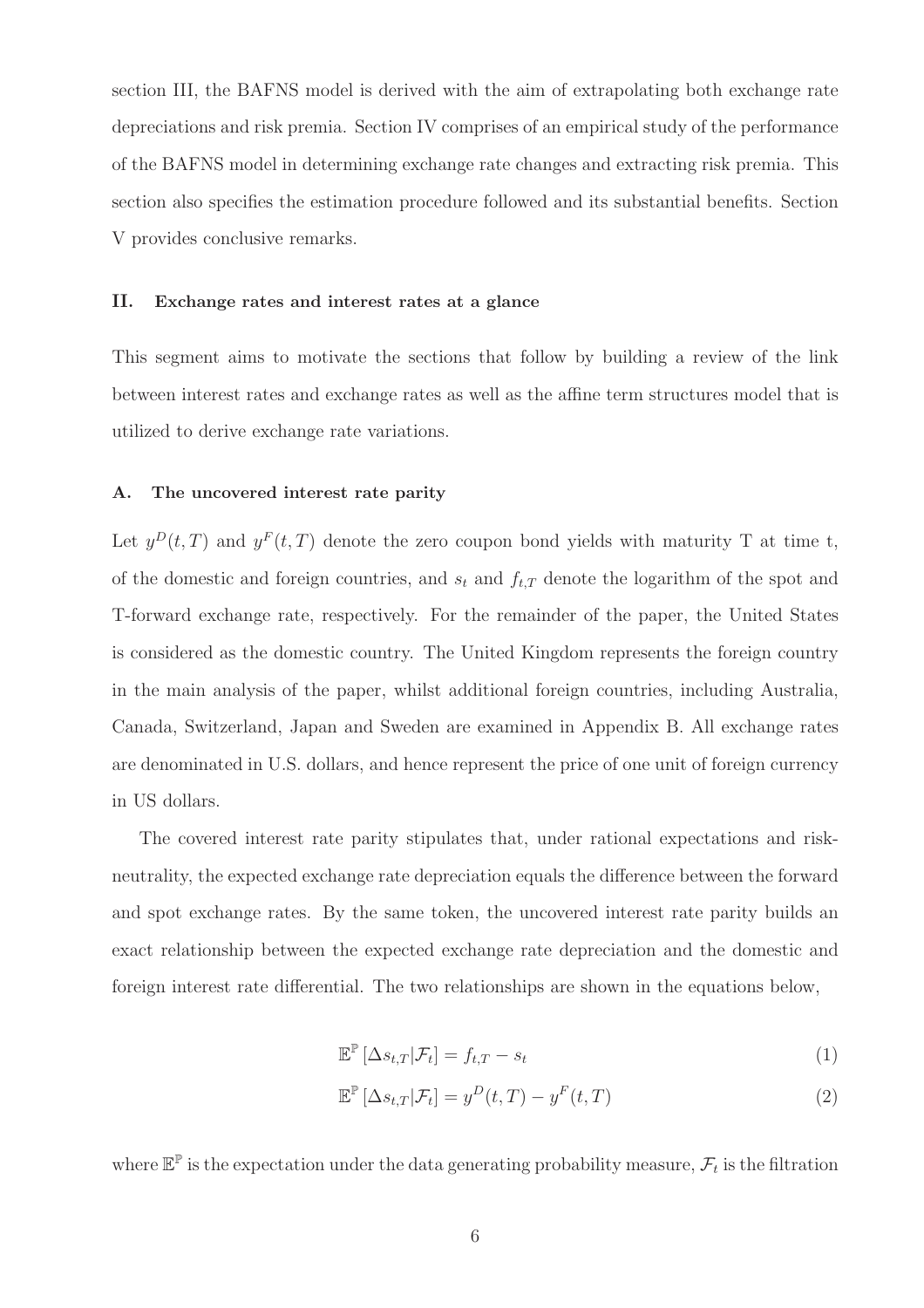section III, the BAFNS model is derived with the aim of extrapolating both exchange rate depreciations and risk premia. Section IV comprises of an empirical study of the performance of the BAFNS model in determining exchange rate changes and extracting risk premia. This section also specifies the estimation procedure followed and its substantial benefits. Section V provides conclusive remarks.

## II. Exchange rates and interest rates at a glance

This segment aims to motivate the sections that follow by building a review of the link between interest rates and exchange rates as well as the affine term structures model that is utilized to derive exchange rate variations.

### A. The uncovered interest rate parity

Let $y^D(t,T)$ and $y^F(t,T)$ denote the zero coupon bond yields with maturity T at time t, of the domestic and foreign countries, and $s_t$ and $f_{t,T}$ denote the logarithm of the spot and T-forward exchange rate, respectively. For the remainder of the paper, the United States is considered as the domestic country. The United Kingdom represents the foreign country in the main analysis of the paper, whilst additional foreign countries, including Australia, Canada, Switzerland, Japan and Sweden are examined in Appendix B. All exchange rates are denominated in U.S. dollars, and hence represent the price of one unit of foreign currency in US dollars.

The covered interest rate parity stipulates that, under rational expectations and risk-neutrality, the expected exchange rate depreciation equals the difference between the forward and spot exchange rates. By the same token, the uncovered interest rate parity builds an exact relationship between the expected exchange rate depreciation and the domestic and foreign interest rate differential. The two relationships are shown in the equations below,

$$\mathbb{E}^{\mathbb{P}}\left[\Delta s_{t,T}|\mathcal{F}_t\right] = f_{t,T} - s_t \tag{1}$$

$$\mathbb{E}^{\mathbb{P}}\left[\Delta s_{t,T}|\mathcal{F}_t\right] = y^D(t,T) - y^F(t,T) \tag{2}$$

where $\mathbb{E}^{\mathbb{P}}$ is the expectation under the data generating probability measure, $\mathcal{F}_t$ is the filtration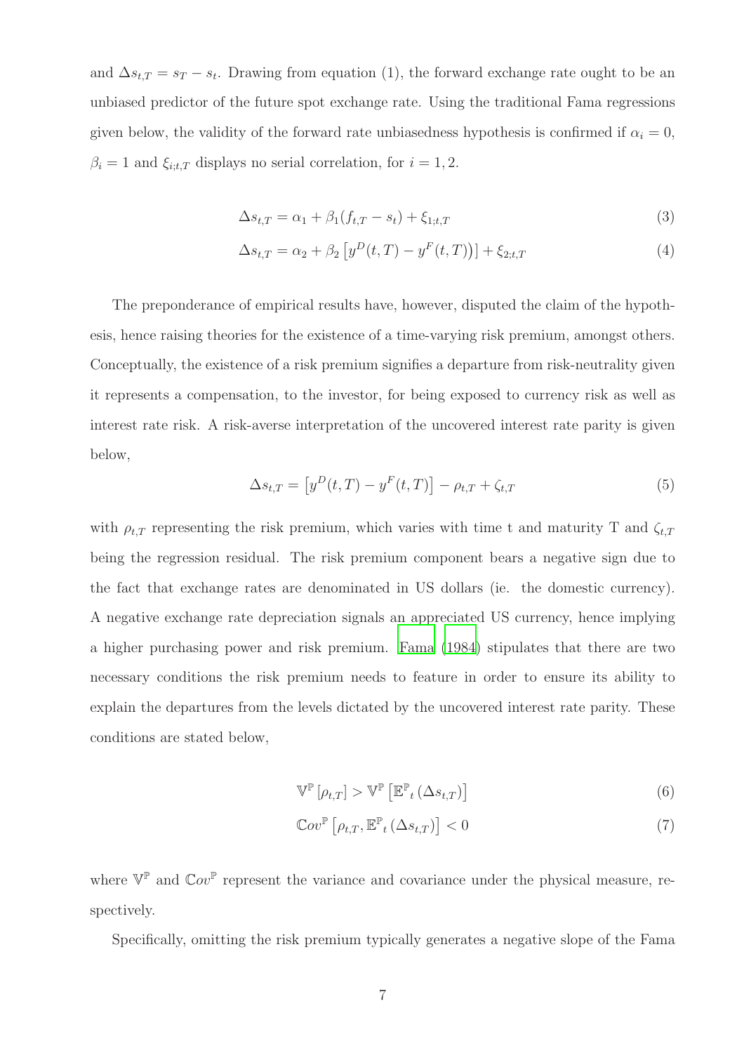and $\Delta s_{t,T} = s_T - s_t$. Drawing from equation (1), the forward exchange rate ought to be an unbiased predictor of the future spot exchange rate. Using the traditional Fama regressions given below, the validity of the forward rate unbiasedness hypothesis is confirmed if $\alpha_i = 0$, $\beta_i = 1$ and $\xi_{i;t,T}$ displays no serial correlation, for $i = 1, 2$.

$$\Delta s_{t,T} = \alpha_1 + \beta_1 (f_{t,T} - s_t) + \xi_{1;t,T} \tag{3}$$

$$\Delta s_{t,T} = \alpha_2 + \beta_2 \left[ y^D(t,T) - y^F(t,T)) \right] + \xi_{2;t,T} \tag{4}$$

The preponderance of empirical results have, however, disputed the claim of the hypothesis, hence raising theories for the existence of a time-varying risk premium, amongst others. Conceptually, the existence of a risk premium signifies a departure from risk-neutrality given it represents a compensation, to the investor, for being exposed to currency risk as well as interest rate risk. A risk-averse interpretation of the uncovered interest rate parity is given below,

$$\Delta s_{t,T} = \left[ y^D(t,T) - y^F(t,T) \right] - \rho_{t,T} + \zeta_{t,T} \tag{5}$$

with $\rho_{t,T}$ representing the risk premium, which varies with time t and maturity T and $\zeta_{t,T}$ being the regression residual. The risk premium component bears a negative sign due to the fact that exchange rates are denominated in US dollars (ie. the domestic currency). A negative exchange rate depreciation signals an appreciated US currency, hence implying a higher purchasing power and risk premium. Fama (1984) stipulates that there are two necessary conditions the risk premium needs to feature in order to ensure its ability to explain the departures from the levels dictated by the uncovered interest rate parity. These conditions are stated below,

$$\mathbb{V}^{\mathbb{P}} \left[ \rho_{t,T} \right] > \mathbb{V}^{\mathbb{P}} \left[ \mathbb{E}^{\mathbb{P}}{}_t \left( \Delta s_{t,T} \right) \right] \tag{6}$$

$$\mathbb{C}ov^{\mathbb{P}} \left[ \rho_{t,T}, \mathbb{E}^{\mathbb{P}}{}_t \left( \Delta s_{t,T} \right) \right] < 0 \tag{7}$$

where $\mathbb{V}^{\mathbb{P}}$ and $\mathbb{C}ov^{\mathbb{P}}$ represent the variance and covariance under the physical measure, respectively.

Specifically, omitting the risk premium typically generates a negative slope of the Fama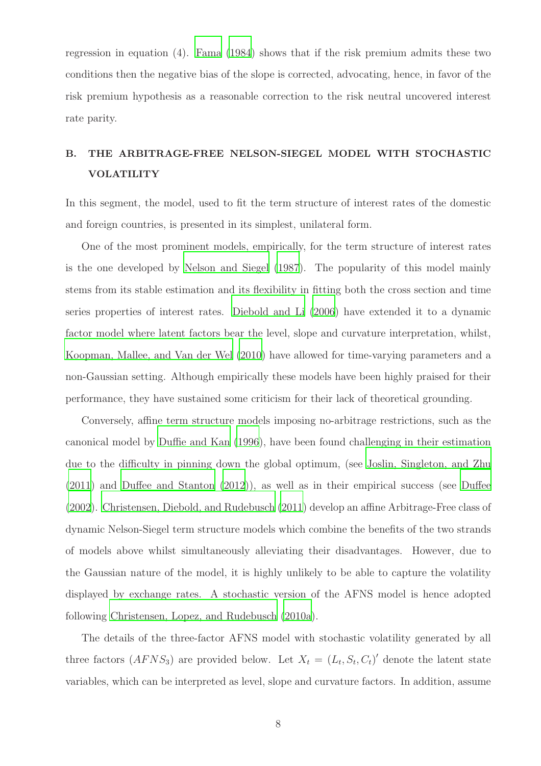regression in equation (4). Fama (1984) shows that if the risk premium admits these two conditions then the negative bias of the slope is corrected, advocating, hence, in favor of the risk premium hypothesis as a reasonable correction to the risk neutral uncovered interest rate parity.

## B. THE ARBITRAGE-FREE NELSON-SIEGEL MODEL WITH STOCHASTIC VOLATILITY

In this segment, the model, used to fit the term structure of interest rates of the domestic and foreign countries, is presented in its simplest, unilateral form.

One of the most prominent models, empirically, for the term structure of interest rates is the one developed by Nelson and Siegel (1987). The popularity of this model mainly stems from its stable estimation and its flexibility in fitting both the cross section and time series properties of interest rates. Diebold and Li (2006) have extended it to a dynamic factor model where latent factors bear the level, slope and curvature interpretation, whilst, Koopman, Mallee, and Van der Wel (2010) have allowed for time-varying parameters and a non-Gaussian setting. Although empirically these models have been highly praised for their performance, they have sustained some criticism for their lack of theoretical grounding.

Conversely, affine term structure models imposing no-arbitrage restrictions, such as the canonical model by Duffie and Kan (1996), have been found challenging in their estimation due to the difficulty in pinning down the global optimum, (see Joslin, Singleton, and Zhu (2011) and Duffee and Stanton (2012)), as well as in their empirical success (see Duffee (2002). Christensen, Diebold, and Rudebusch (2011) develop an affine Arbitrage-Free class of dynamic Nelson-Siegel term structure models which combine the benefits of the two strands of models above whilst simultaneously alleviating their disadvantages. However, due to the Gaussian nature of the model, it is highly unlikely to be able to capture the volatility displayed by exchange rates. A stochastic version of the AFNS model is hence adopted following Christensen, Lopez, and Rudebusch (2010a).

The details of the three-factor AFNS model with stochastic volatility generated by all three factors ($AFNS_3$) are provided below. Let $X_t = (L_t, S_t, C_t)'$ denote the latent state variables, which can be interpreted as level, slope and curvature factors. In addition, assume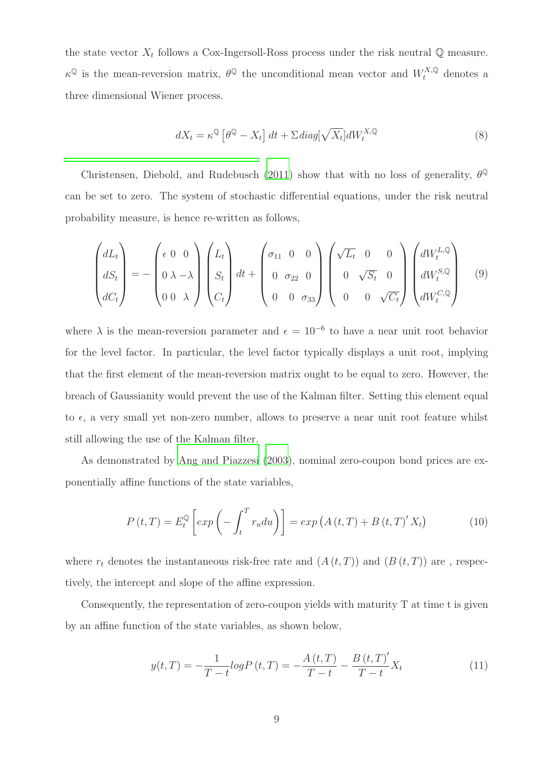the state vector $X_t$ follows a Cox-Ingersoll-Ross process under the risk neutral $\mathbb{Q}$ measure. $\kappa^{\mathbb{Q}}$ is the mean-reversion matrix, $\theta^{\mathbb{Q}}$ the unconditional mean vector and $W_t^{X,\mathbb{Q}}$ denotes a three dimensional Wiener process.

$$dX_t = \kappa^{\mathbb{Q}} \left[ \theta^{\mathbb{Q}} - X_t \right] dt + \Sigma diag[\sqrt{X_t}] dW_t^{X,\mathbb{Q}} \tag{8}$$

Christensen, Diebold, and Rudebusch (2011) show that with no loss of generality, $\theta^{\mathbb{Q}}$ can be set to zero. The system of stochastic differential equations, under the risk neutral probability measure, is hence re-written as follows,

$$\begin{pmatrix} dL_t \\ dS_t \\ dC_t \end{pmatrix} = - \begin{pmatrix} \epsilon & 0 & 0 \\ 0 & \lambda & -\lambda \\ 0 & 0 & \lambda \end{pmatrix} \begin{pmatrix} L_t \\ S_t \\ C_t \end{pmatrix} dt + \begin{pmatrix} \sigma_{11} & 0 & 0 \\ 0 & \sigma_{22} & 0 \\ 0 & 0 & \sigma_{33} \end{pmatrix} \begin{pmatrix} \sqrt{L_t} & 0 & 0 \\ 0 & \sqrt{S_t} & 0 \\ 0 & 0 & \sqrt{C_t} \end{pmatrix} \begin{pmatrix} dW_t^{L,\mathbb{Q}} \\ dW_t^{S,\mathbb{Q}} \\ dW_t^{C,\mathbb{Q}} \end{pmatrix} \tag{9}$$

where $\lambda$ is the mean-reversion parameter and $\epsilon = 10^{-6}$ to have a near unit root behavior for the level factor. In particular, the level factor typically displays a unit root, implying that the first element of the mean-reversion matrix ought to be equal to zero. However, the breach of Gaussianity would prevent the use of the Kalman filter. Setting this element equal to $\epsilon$, a very small yet non-zero number, allows to preserve a near unit root feature whilst still allowing the use of the Kalman filter.

As demonstrated by Ang and Piazzesi (2003), nominal zero-coupon bond prices are exponentially affine functions of the state variables,

$$P(t,T) = E_t^{\mathbb{Q}} \left[ exp \left( - \int_t^T r_u du \right) \right] = exp \left( A(t,T) + B(t,T)' X_t \right) \tag{10}$$

where $r_t$ denotes the instantaneous risk-free rate and $(A(t,T))$ and $(B(t,T))$ are , respectively, the intercept and slope of the affine expression.

Consequently, the representation of zero-coupon yields with maturity T at time t is given by an affine function of the state variables, as shown below,

$$y(t,T) = -\frac{1}{T-t} log P(t,T) = -\frac{A(t,T)}{T-t} - \frac{B(t,T)'}{T-t} X_t \tag{11}$$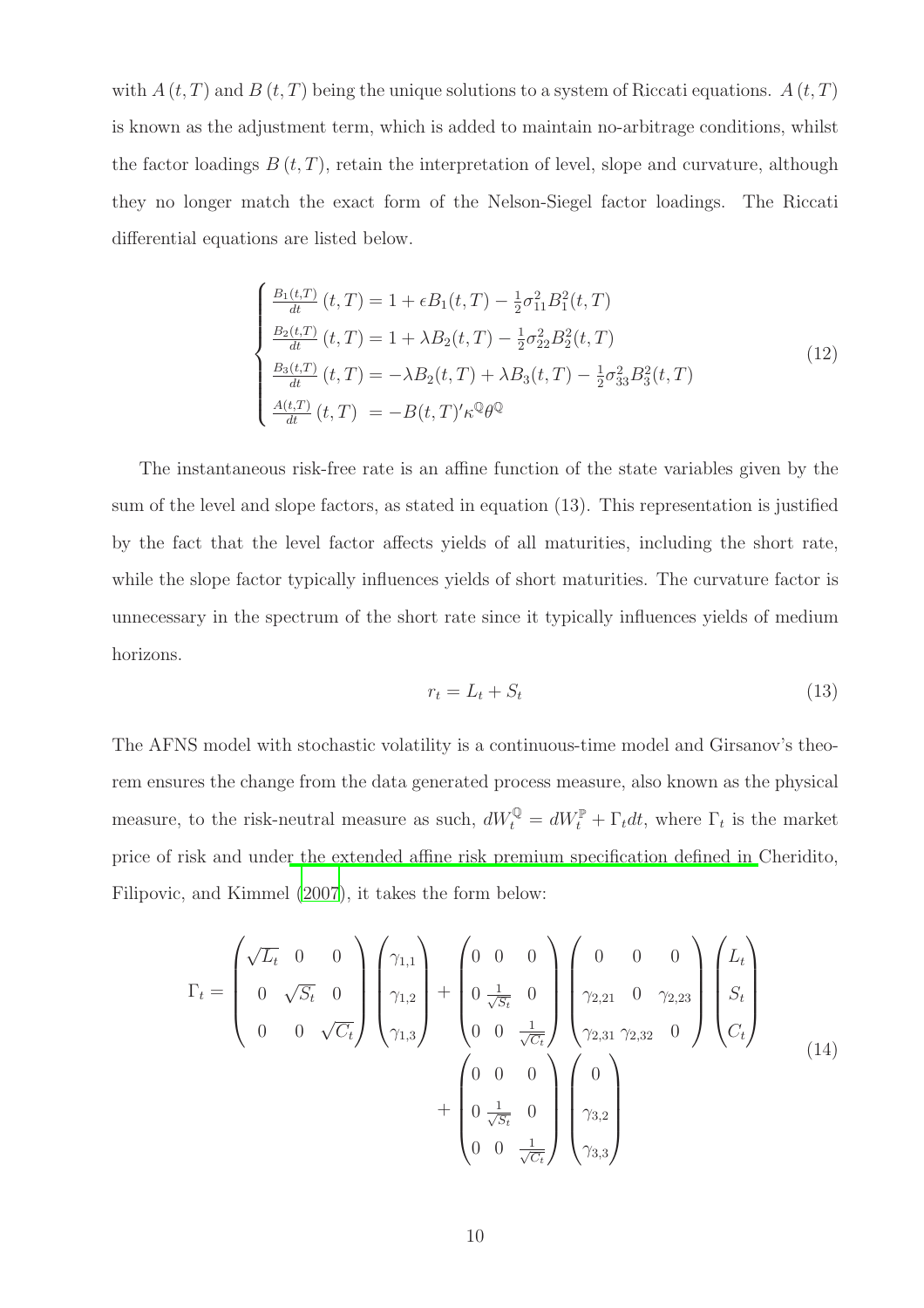with $A(t,T)$ and $B(t,T)$ being the unique solutions to a system of Riccati equations. $A(t,T)$ is known as the adjustment term, which is added to maintain no-arbitrage conditions, whilst the factor loadings $B(t,T)$, retain the interpretation of level, slope and curvature, although they no longer match the exact form of the Nelson-Siegel factor loadings. The Riccati differential equations are listed below.

$$
\begin{cases}
\frac{B_1(t,T)}{dt}(t,T) = 1 + \epsilon B_1(t,T) - \frac{1}{2}\sigma_{11}^2 B_1^2(t,T) \\
\frac{B_2(t,T)}{dt}(t,T) = 1 + \lambda B_2(t,T) - \frac{1}{2}\sigma_{22}^2 B_2^2(t,T) \\
\frac{B_3(t,T)}{dt}(t,T) = -\lambda B_2(t,T) + \lambda B_3(t,T) - \frac{1}{2}\sigma_{33}^2 B_3^2(t,T) \\
\frac{A(t,T)}{dt}(t,T) \ = -B(t,T)'\kappa^{\mathbb{Q}}\theta^{\mathbb{Q}}
\end{cases}
\tag{12}
$$

The instantaneous risk-free rate is an affine function of the state variables given by the sum of the level and slope factors, as stated in equation (13). This representation is justified by the fact that the level factor affects yields of all maturities, including the short rate, while the slope factor typically influences yields of short maturities. The curvature factor is unnecessary in the spectrum of the short rate since it typically influences yields of medium horizons.

$$
r_t = L_t + S_t \tag{13}
$$

The AFNS model with stochastic volatility is a continuous-time model and Girsanov's theorem ensures the change from the data generated process measure, also known as the physical measure, to the risk-neutral measure as such, $dW_t^{\mathbb{Q}} = dW_t^{\mathbb{P}} + \Gamma_t dt$, where $\Gamma_t$ is the market price of risk and under the extended affine risk premium specification defined in Cheridito, Filipovic, and Kimmel (2007), it takes the form below:

$$
\begin{aligned}
\Gamma_t = \begin{pmatrix} \sqrt{L_t} & 0 & 0 \\ 0 & \sqrt{S_t} & 0 \\ 0 & 0 & \sqrt{C_t} \end{pmatrix} \begin{pmatrix} \gamma_{1,1} \\ \gamma_{1,2} \\ \gamma_{1,3} \end{pmatrix} &+ \begin{pmatrix} 0 & 0 & 0 \\ 0 & \frac{1}{\sqrt{S_t}} & 0 \\ 0 & 0 & \frac{1}{\sqrt{C_t}} \end{pmatrix} \begin{pmatrix} 0 & 0 & 0 \\ \gamma_{2,21} & 0 & \gamma_{2,23} \\ \gamma_{2,31} & \gamma_{2,32} & 0 \end{pmatrix} \begin{pmatrix} L_t \\ S_t \\ C_t \end{pmatrix} \\
&+ \begin{pmatrix} 0 & 0 & 0 \\ 0 & \frac{1}{\sqrt{S_t}} & 0 \\ 0 & 0 & \frac{1}{\sqrt{C_t}} \end{pmatrix} \begin{pmatrix} 0 \\ \gamma_{3,2} \\ \gamma_{3,3} \end{pmatrix}
\end{aligned}
\tag{14}
$$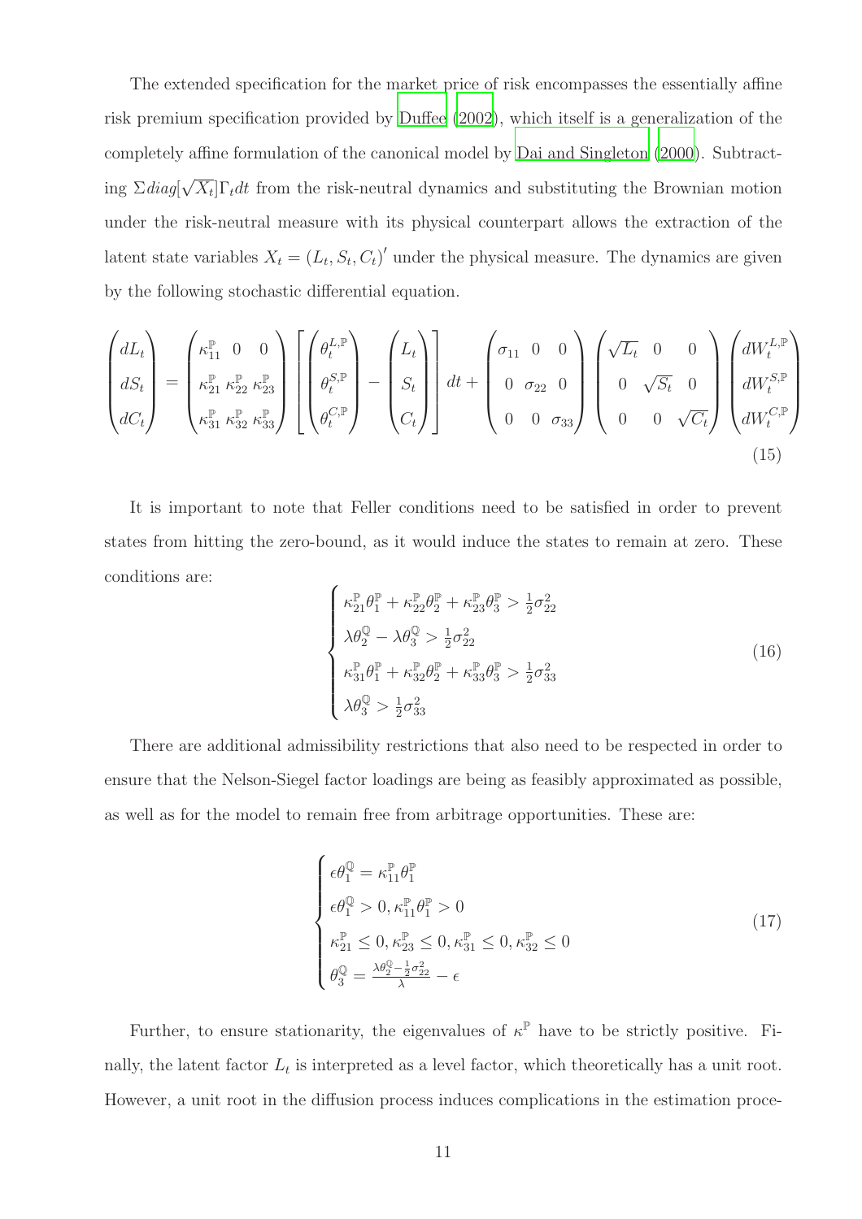The extended specification for the market price of risk encompasses the essentially affine risk premium specification provided by Duffee (2002), which itself is a generalization of the completely affine formulation of the canonical model by Dai and Singleton (2000). Subtracting $\Sigma diag[\sqrt{X_t}]\Gamma_t dt$ from the risk-neutral dynamics and substituting the Brownian motion under the risk-neutral measure with its physical counterpart allows the extraction of the latent state variables $X_t = (L_t, S_t, C_t)'$ under the physical measure. The dynamics are given by the following stochastic differential equation.

$$
\begin{pmatrix} dL_t \\ dS_t \\ dC_t \end{pmatrix} = \begin{pmatrix} \kappa_{11}^{\mathbb{P}} & 0 & 0 \\ \kappa_{21}^{\mathbb{P}} & \kappa_{22}^{\mathbb{P}} & \kappa_{23}^{\mathbb{P}} \\ \kappa_{31}^{\mathbb{P}} & \kappa_{32}^{\mathbb{P}} & \kappa_{33}^{\mathbb{P}} \end{pmatrix} \left[ \begin{pmatrix} \theta_t^{L,\mathbb{P}} \\ \theta_t^{S,\mathbb{P}} \\ \theta_t^{C,\mathbb{P}} \end{pmatrix} - \begin{pmatrix} L_t \\ S_t \\ C_t \end{pmatrix} \right] dt + \begin{pmatrix} \sigma_{11} & 0 & 0 \\ 0 & \sigma_{22} & 0 \\ 0 & 0 & \sigma_{33} \end{pmatrix} \begin{pmatrix} \sqrt{L_t} & 0 & 0 \\ 0 & \sqrt{S_t} & 0 \\ 0 & 0 & \sqrt{C_t} \end{pmatrix} \begin{pmatrix} dW_t^{L,\mathbb{P}} \\ dW_t^{S,\mathbb{P}} \\ dW_t^{C,\mathbb{P}} \end{pmatrix} \tag{15}
$$

It is important to note that Feller conditions need to be satisfied in order to prevent states from hitting the zero-bound, as it would induce the states to remain at zero. These conditions are:

$$
\begin{cases} \kappa_{21}^{\mathbb{P}}\theta_1^{\mathbb{P}} + \kappa_{22}^{\mathbb{P}}\theta_2^{\mathbb{P}} + \kappa_{23}^{\mathbb{P}}\theta_3^{\mathbb{P}} > \frac{1}{2}\sigma_{22}^2 \\ \lambda\theta_2^{\mathbb{Q}} - \lambda\theta_3^{\mathbb{Q}} > \frac{1}{2}\sigma_{22}^2 \\ \kappa_{31}^{\mathbb{P}}\theta_1^{\mathbb{P}} + \kappa_{32}^{\mathbb{P}}\theta_2^{\mathbb{P}} + \kappa_{33}^{\mathbb{P}}\theta_3^{\mathbb{P}} > \frac{1}{2}\sigma_{33}^2 \\ \lambda\theta_3^{\mathbb{Q}} > \frac{1}{2}\sigma_{33}^2 \end{cases} \tag{16}
$$

There are additional admissibility restrictions that also need to be respected in order to ensure that the Nelson-Siegel factor loadings are being as feasibly approximated as possible, as well as for the model to remain free from arbitrage opportunities. These are:

$$
\begin{cases} \epsilon\theta_1^{\mathbb{Q}} = \kappa_{11}^{\mathbb{P}}\theta_1^{\mathbb{P}} \\ \epsilon\theta_1^{\mathbb{Q}} > 0, \kappa_{11}^{\mathbb{P}}\theta_1^{\mathbb{P}} > 0 \\ \kappa_{21}^{\mathbb{P}} \leq 0, \kappa_{23}^{\mathbb{P}} \leq 0, \kappa_{31}^{\mathbb{P}} \leq 0, \kappa_{32}^{\mathbb{P}} \leq 0 \\ \theta_3^{\mathbb{Q}} = \frac{\lambda\theta_2^{\mathbb{Q}} - \frac{1}{2}\sigma_{22}^2}{\lambda} - \epsilon \end{cases} \tag{17}
$$

Further, to ensure stationarity, the eigenvalues of $\kappa^{\mathbb{P}}$ have to be strictly positive. Finally, the latent factor $L_t$ is interpreted as a level factor, which theoretically has a unit root. However, a unit root in the diffusion process induces complications in the estimation proce-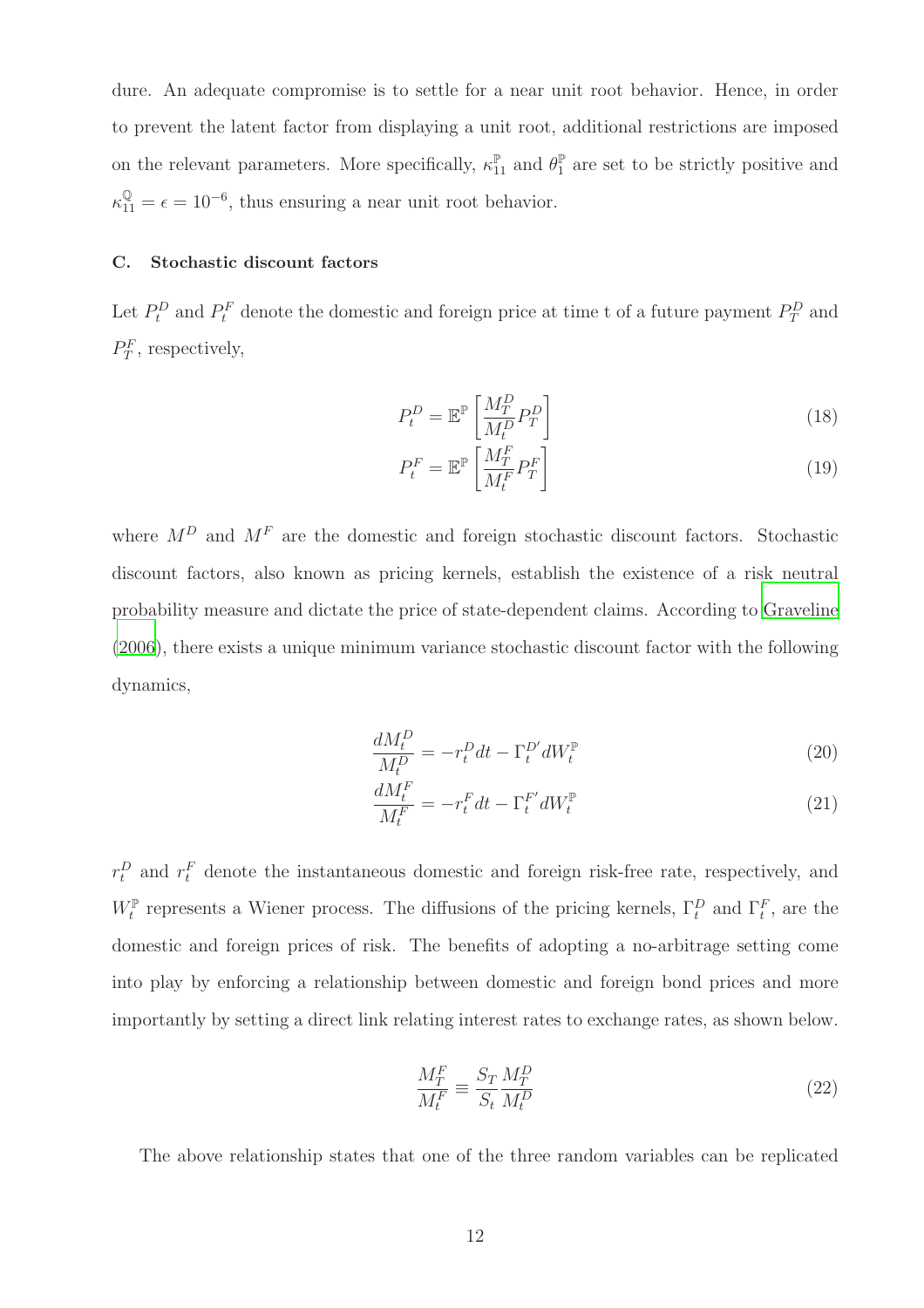dure. An adequate compromise is to settle for a near unit root behavior. Hence, in order to prevent the latent factor from displaying a unit root, additional restrictions are imposed on the relevant parameters. More specifically, $\kappa_{11}^{\mathbb{P}}$ and $\theta_1^{\mathbb{P}}$ are set to be strictly positive and $\kappa_{11}^{\mathbb{Q}} = \epsilon = 10^{-6}$, thus ensuring a near unit root behavior.

### C. Stochastic discount factors

Let $P_t^D$ and $P_t^F$ denote the domestic and foreign price at time t of a future payment $P_T^D$ and $P_T^F$, respectively,

$$P_t^D = \mathbb{E}^{\mathbb{P}}\left[\frac{M_T^D}{M_t^D} P_T^D\right] \tag{18}$$

$$P_t^F = \mathbb{E}^{\mathbb{P}}\left[\frac{M_T^F}{M_t^F} P_T^F\right] \tag{19}$$

where $M^D$ and $M^F$ are the domestic and foreign stochastic discount factors. Stochastic discount factors, also known as pricing kernels, establish the existence of a risk neutral probability measure and dictate the price of state-dependent claims. According to Graveline (2006), there exists a unique minimum variance stochastic discount factor with the following dynamics,

$$\frac{dM_t^D}{M_t^D} = -r_t^D dt - \Gamma_t^{D'} dW_t^{\mathbb{P}} \tag{20}$$

$$\frac{dM_t^F}{M_t^F} = -r_t^F dt - \Gamma_t^{F'} dW_t^{\mathbb{P}} \tag{21}$$

$r_t^D$ and $r_t^F$ denote the instantaneous domestic and foreign risk-free rate, respectively, and $W_t^{\mathbb{P}}$ represents a Wiener process. The diffusions of the pricing kernels, $\Gamma_t^D$ and $\Gamma_t^F$, are the domestic and foreign prices of risk. The benefits of adopting a no-arbitrage setting come into play by enforcing a relationship between domestic and foreign bond prices and more importantly by setting a direct link relating interest rates to exchange rates, as shown below.

$$\frac{M_T^F}{M_t^F} \equiv \frac{S_T}{S_t}\frac{M_T^D}{M_t^D} \tag{22}$$

The above relationship states that one of the three random variables can be replicated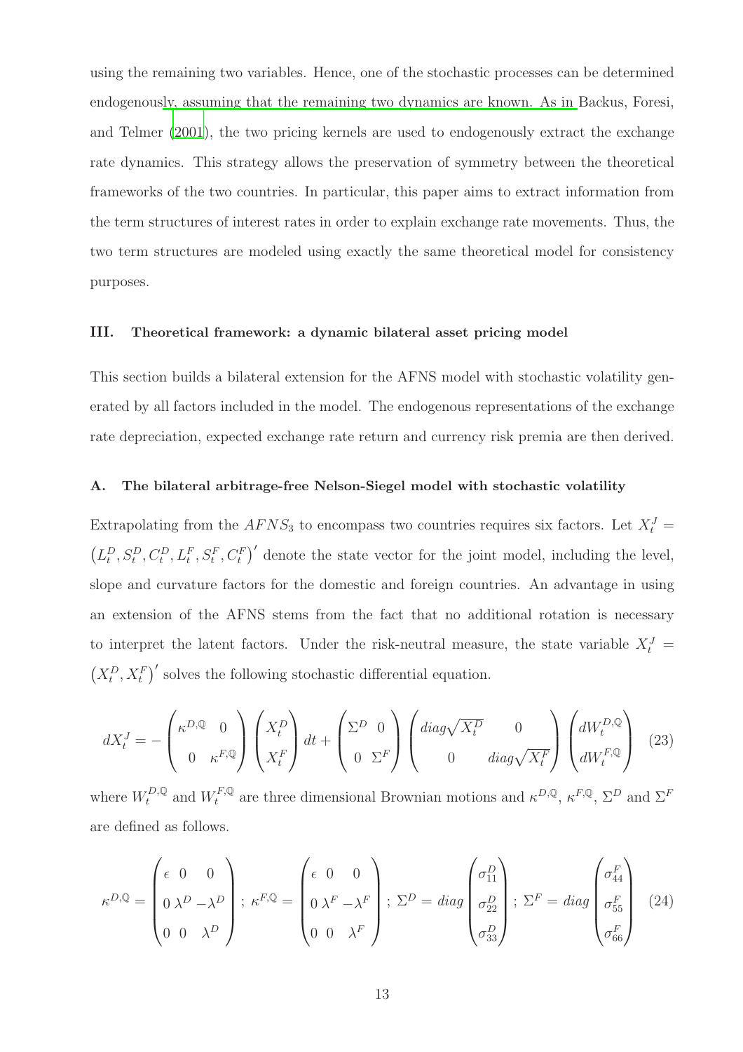using the remaining two variables. Hence, one of the stochastic processes can be determined endogenously, assuming that the remaining two dynamics are known. As in Backus, Foresi, and Telmer (2001), the two pricing kernels are used to endogenously extract the exchange rate dynamics. This strategy allows the preservation of symmetry between the theoretical frameworks of the two countries. In particular, this paper aims to extract information from the term structures of interest rates in order to explain exchange rate movements. Thus, the two term structures are modeled using exactly the same theoretical model for consistency purposes.

### III. Theoretical framework: a dynamic bilateral asset pricing model

This section builds a bilateral extension for the AFNS model with stochastic volatility generated by all factors included in the model. The endogenous representations of the exchange rate depreciation, expected exchange rate return and currency risk premia are then derived.

#### A. The bilateral arbitrage-free Nelson-Siegel model with stochastic volatility

Extrapolating from the $AFNS_3$ to encompass two countries requires six factors. Let $X_t^J = \left(L_t^D, S_t^D, C_t^D, L_t^F, S_t^F, C_t^F\right)'$ denote the state vector for the joint model, including the level, slope and curvature factors for the domestic and foreign countries. An advantage in using an extension of the AFNS stems from the fact that no additional rotation is necessary to interpret the latent factors. Under the risk-neutral measure, the state variable $X_t^J = \left(X_t^D, X_t^F\right)'$ solves the following stochastic differential equation.

$$dX_t^J = -\begin{pmatrix} \kappa^{D,\mathbb{Q}} & 0 \\ 0 & \kappa^{F,\mathbb{Q}} \end{pmatrix} \begin{pmatrix} X_t^D \\ X_t^F \end{pmatrix} dt + \begin{pmatrix} \Sigma^D & 0 \\ 0 & \Sigma^F \end{pmatrix} \begin{pmatrix} diag\sqrt{X_t^D} & 0 \\ 0 & diag\sqrt{X_t^F} \end{pmatrix} \begin{pmatrix} dW_t^{D,\mathbb{Q}} \\ dW_t^{F,\mathbb{Q}} \end{pmatrix} \quad (23)$$

where $W_t^{D,\mathbb{Q}}$ and $W_t^{F,\mathbb{Q}}$ are three dimensional Brownian motions and $\kappa^{D,\mathbb{Q}}$, $\kappa^{F,\mathbb{Q}}$, $\Sigma^D$ and $\Sigma^F$ are defined as follows.

$$\kappa^{D,\mathbb{Q}} = \begin{pmatrix} \epsilon & 0 & 0 \\ 0 & \lambda^D & -\lambda^D \\ 0 & 0 & \lambda^D \end{pmatrix} ; \; \kappa^{F,\mathbb{Q}} = \begin{pmatrix} \epsilon & 0 & 0 \\ 0 & \lambda^F & -\lambda^F \\ 0 & 0 & \lambda^F \end{pmatrix} ; \; \Sigma^D = diag\begin{pmatrix} \sigma_{11}^D \\ \sigma_{22}^D \\ \sigma_{33}^D \end{pmatrix} ; \; \Sigma^F = diag\begin{pmatrix} \sigma_{44}^F \\ \sigma_{55}^F \\ \sigma_{66}^F \end{pmatrix} \quad (24)$$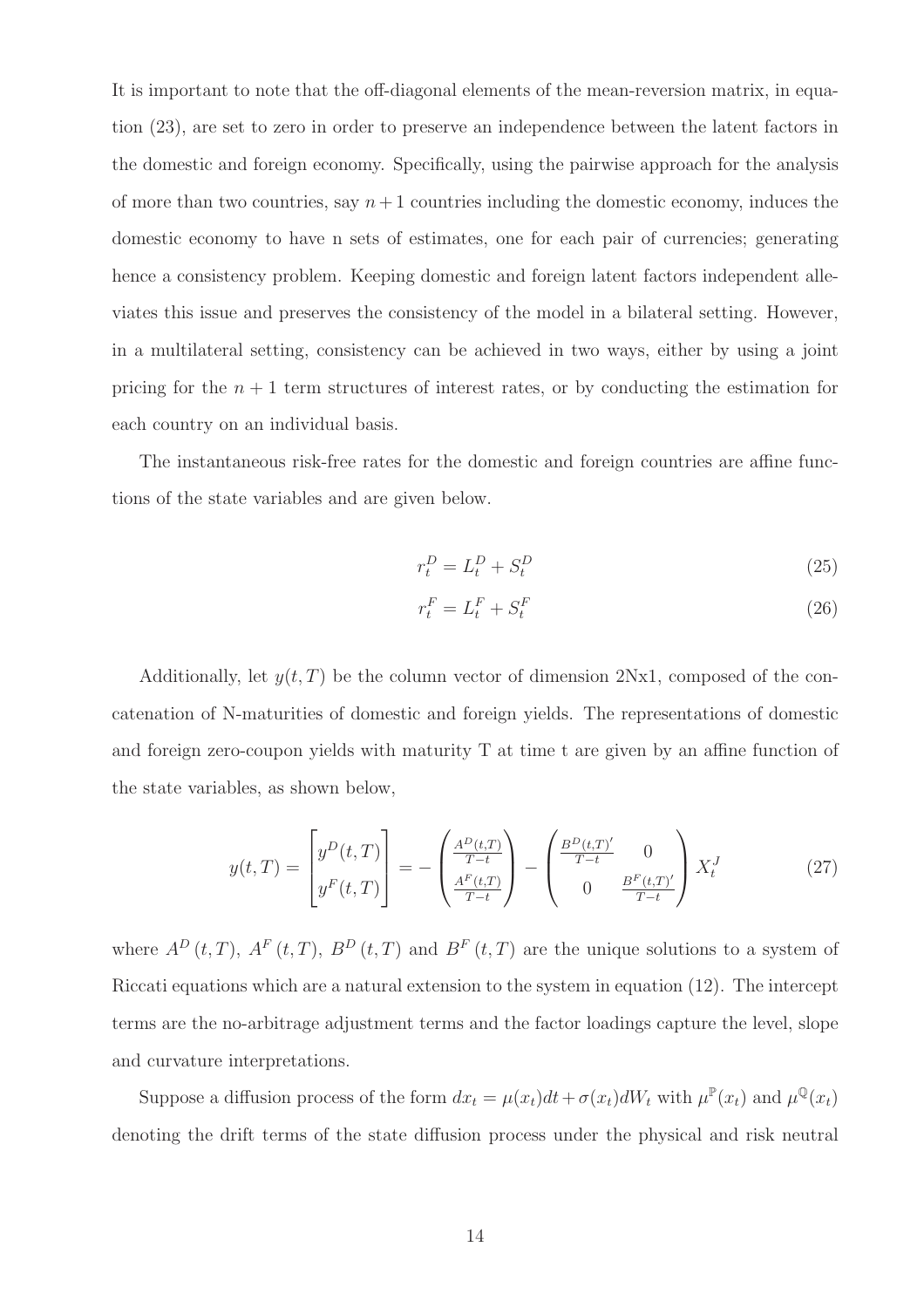It is important to note that the off-diagonal elements of the mean-reversion matrix, in equation (23), are set to zero in order to preserve an independence between the latent factors in the domestic and foreign economy. Specifically, using the pairwise approach for the analysis of more than two countries, say $n+1$ countries including the domestic economy, induces the domestic economy to have n sets of estimates, one for each pair of currencies; generating hence a consistency problem. Keeping domestic and foreign latent factors independent alleviates this issue and preserves the consistency of the model in a bilateral setting. However, in a multilateral setting, consistency can be achieved in two ways, either by using a joint pricing for the $n+1$ term structures of interest rates, or by conducting the estimation for each country on an individual basis.

The instantaneous risk-free rates for the domestic and foreign countries are affine functions of the state variables and are given below.

$$r_t^D = L_t^D + S_t^D \tag{25}$$

$$r_t^F = L_t^F + S_t^F \tag{26}$$

Additionally, let $y(t,T)$ be the column vector of dimension 2Nx1, composed of the concatenation of N-maturities of domestic and foreign yields. The representations of domestic and foreign zero-coupon yields with maturity T at time t are given by an affine function of the state variables, as shown below,

$$y(t,T) = \begin{bmatrix} y^D(t,T) \\ y^F(t,T) \end{bmatrix} = - \begin{pmatrix} \frac{A^D(t,T)}{T-t} \\ \frac{A^F(t,T)}{T-t} \end{pmatrix} - \begin{pmatrix} \frac{B^D(t,T)'}{T-t} & 0 \\ 0 & \frac{B^F(t,T)'}{T-t} \end{pmatrix} X_t^J \tag{27}$$

where $A^D(t,T)$, $A^F(t,T)$, $B^D(t,T)$ and $B^F(t,T)$ are the unique solutions to a system of Riccati equations which are a natural extension to the system in equation (12). The intercept terms are the no-arbitrage adjustment terms and the factor loadings capture the level, slope and curvature interpretations.

Suppose a diffusion process of the form $dx_t = \mu(x_t)dt + \sigma(x_t)dW_t$ with $\mu^{\mathbb{P}}(x_t)$ and $\mu^{\mathbb{Q}}(x_t)$ denoting the drift terms of the state diffusion process under the physical and risk neutral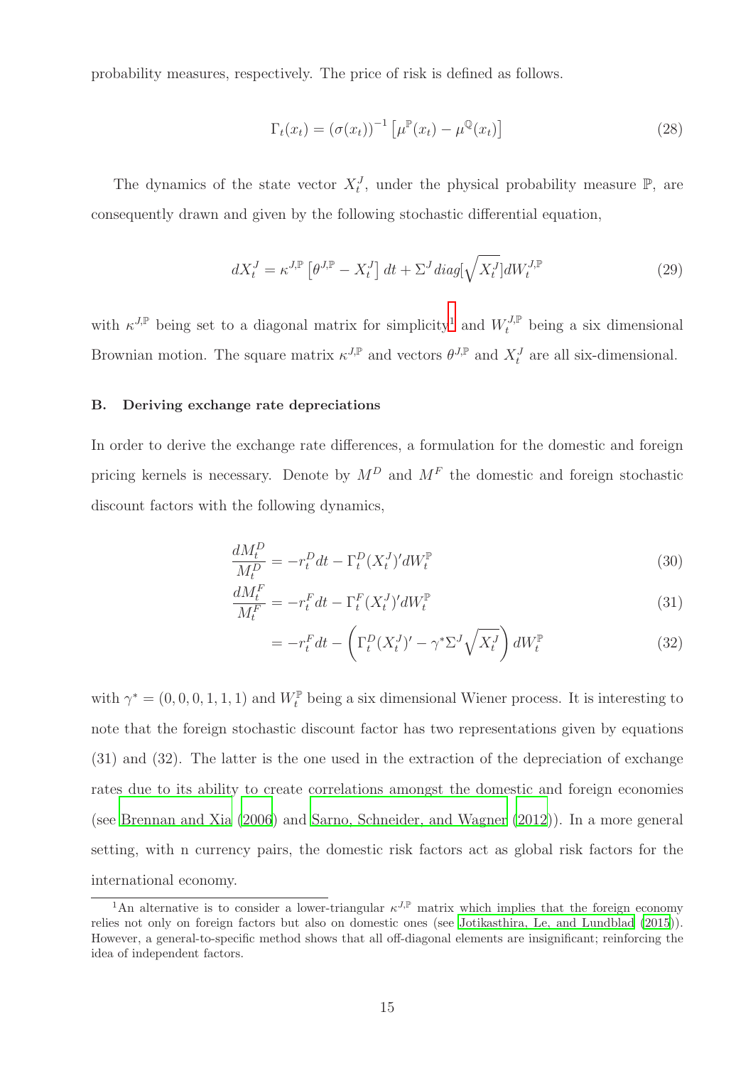probability measures, respectively. The price of risk is defined as follows.

$$\Gamma_t(x_t) = (\sigma(x_t))^{-1} \left[\mu^{\mathbb{P}}(x_t) - \mu^{\mathbb{Q}}(x_t)\right] \tag{28}$$

The dynamics of the state vector $X_t^J$, under the physical probability measure $\mathbb{P}$, are consequently drawn and given by the following stochastic differential equation,

$$dX_t^J = \kappa^{J,\mathbb{P}} \left[\theta^{J,\mathbb{P}} - X_t^J\right] dt + \Sigma^J diag[\sqrt{X_t^J}] dW_t^{J,\mathbb{P}} \tag{29}$$

with $\kappa^{J,\mathbb{P}}$ being set to a diagonal matrix for simplicity[1] and $W_t^{J,\mathbb{P}}$ being a six dimensional Brownian motion. The square matrix $\kappa^{J,\mathbb{P}}$ and vectors $\theta^{J,\mathbb{P}}$ and $X_t^J$ are all six-dimensional.

### B. Deriving exchange rate depreciations

In order to derive the exchange rate differences, a formulation for the domestic and foreign pricing kernels is necessary. Denote by $M^D$ and $M^F$ the domestic and foreign stochastic discount factors with the following dynamics,

$$\frac{dM_t^D}{M_t^D} = -r_t^D dt - \Gamma_t^D(X_t^J)' dW_t^{\mathbb{P}} \tag{30}$$

$$\frac{dM_t^F}{M_t^F} = -r_t^F dt - \Gamma_t^F(X_t^J)' dW_t^{\mathbb{P}} \tag{31}$$

$$= -r_t^F dt - \left(\Gamma_t^D(X_t^J)' - \gamma^* \Sigma^J \sqrt{X_t^J}\right) dW_t^{\mathbb{P}} \tag{32}$$

with $\gamma^* = (0, 0, 0, 1, 1, 1)$ and $W_t^{\mathbb{P}}$ being a six dimensional Wiener process. It is interesting to note that the foreign stochastic discount factor has two representations given by equations (31) and (32). The latter is the one used in the extraction of the depreciation of exchange rates due to its ability to create correlations amongst the domestic and foreign economies (see Brennan and Xia (2006) and Sarno, Schneider, and Wagner (2012)). In a more general setting, with n currency pairs, the domestic risk factors act as global risk factors for the international economy.

[1] An alternative is to consider a lower-triangular $\kappa^{J,\mathbb{P}}$ matrix which implies that the foreign economy relies not only on foreign factors but also on domestic ones (see Jotikasthira, Le, and Lundblad (2015)). However, a general-to-specific method shows that all off-diagonal elements are insignificant; reinforcing the idea of independent factors.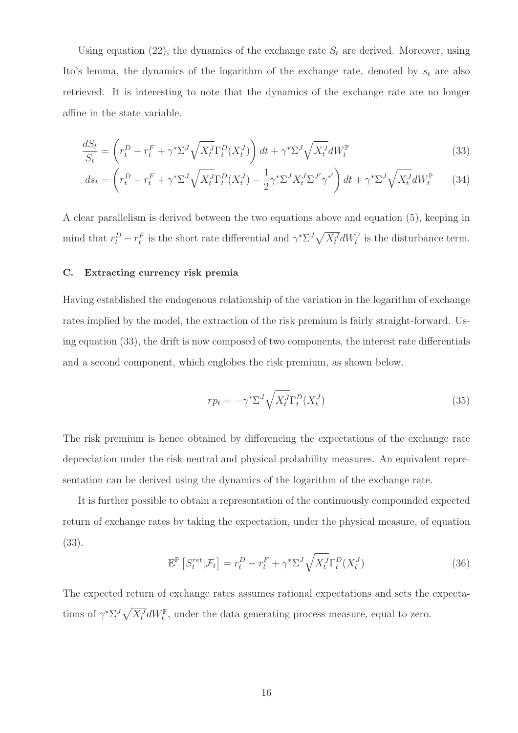Using equation (22), the dynamics of the exchange rate $S_t$ are derived. Moreover, using Ito's lemma, the dynamics of the logarithm of the exchange rate, denoted by $s_t$ are also retrieved. It is interesting to note that the dynamics of the exchange rate are no longer affine in the state variable.

$$\frac{dS_t}{S_t} = \left( r_t^D - r_t^F + \gamma^* \Sigma^J \sqrt{X_t^J} \Gamma_t^D(X_t^J) \right) dt + \gamma^* \Sigma^J \sqrt{X_t^J} dW_t^{\mathbb{P}} \tag{33}$$

$$ds_t = \left( r_t^D - r_t^F + \gamma^* \Sigma^J \sqrt{X_t^J} \Gamma_t^D(X_t^J) - \frac{1}{2} \gamma^* \Sigma^J X_t^J \Sigma^{J'} \gamma^{*'} \right) dt + \gamma^* \Sigma^J \sqrt{X_t^J} dW_t^{\mathbb{P}} \tag{34}$$

A clear parallelism is derived between the two equations above and equation (5), keeping in mind that $r_t^D - r_t^F$ is the short rate differential and $\gamma^* \Sigma^J \sqrt{X_t^J} dW_t^{\mathbb{P}}$ is the disturbance term.

### C. Extracting currency risk premia

Having established the endogenous relationship of the variation in the logarithm of exchange rates implied by the model, the extraction of the risk premium is fairly straight-forward. Using equation (33), the drift is now composed of two components, the interest rate differentials and a second component, which englobes the risk premium, as shown below.

$$rp_t = -\gamma^* \Sigma^J \sqrt{X_t^J} \Gamma_t^D(X_t^J) \tag{35}$$

The risk premium is hence obtained by differencing the expectations of the exchange rate depreciation under the risk-neutral and physical probability measures. An equivalent representation can be derived using the dynamics of the logarithm of the exchange rate.

It is further possible to obtain a representation of the continuously compounded expected return of exchange rates by taking the expectation, under the physical measure, of equation (33).

$$\mathbb{E}^{\mathbb{P}} \left[ S_t^{ret} | \mathcal{F}_t \right] = r_t^D - r_t^F + \gamma^* \Sigma^J \sqrt{X_t^J} \Gamma_t^D(X_t^J) \tag{36}$$

The expected return of exchange rates assumes rational expectations and sets the expectations of $\gamma^* \Sigma^J \sqrt{X_t^J} dW_t^{\mathbb{P}}$, under the data generating process measure, equal to zero.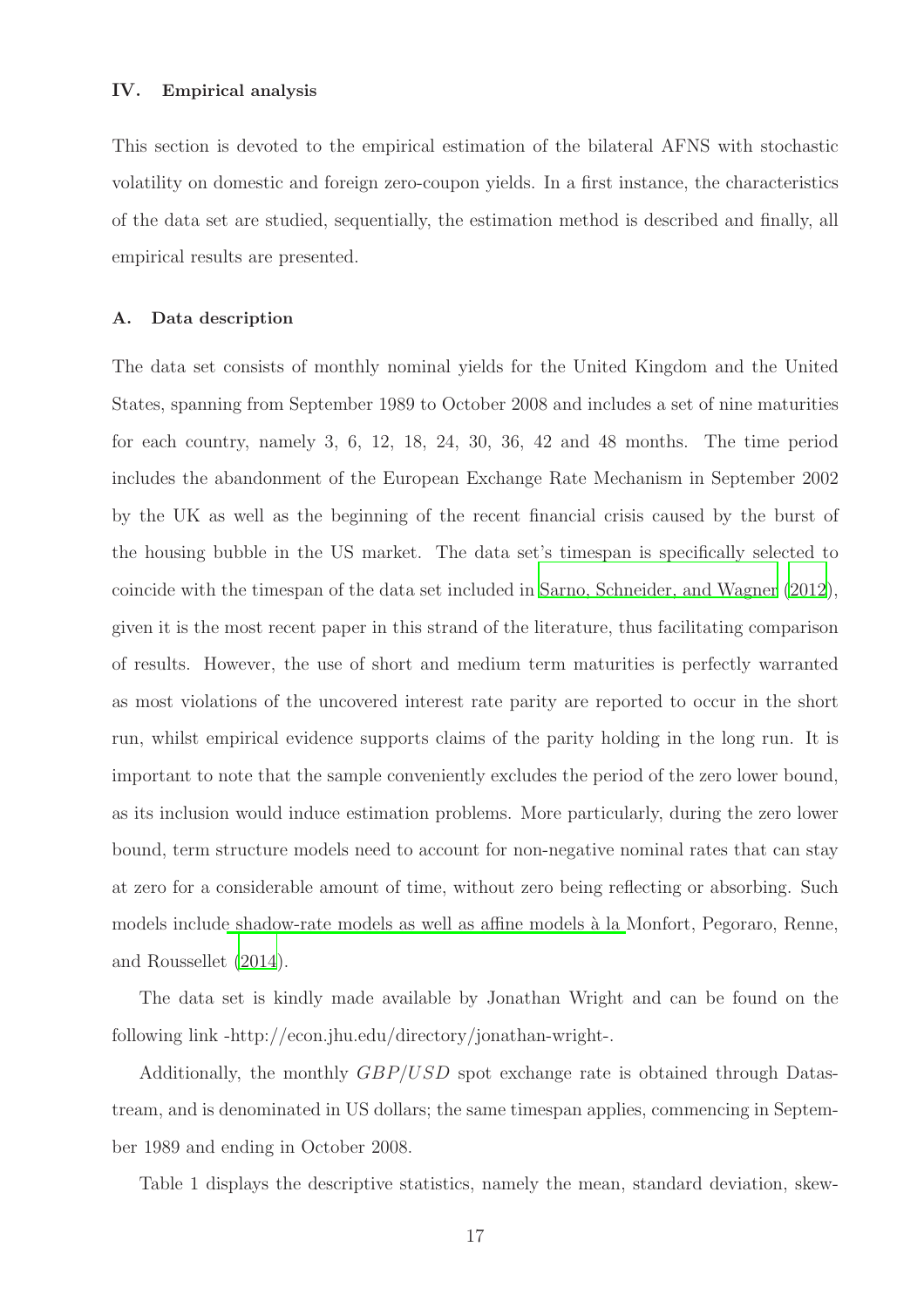## IV. Empirical analysis

This section is devoted to the empirical estimation of the bilateral AFNS with stochastic volatility on domestic and foreign zero-coupon yields. In a first instance, the characteristics of the data set are studied, sequentially, the estimation method is described and finally, all empirical results are presented.

### A. Data description

The data set consists of monthly nominal yields for the United Kingdom and the United States, spanning from September 1989 to October 2008 and includes a set of nine maturities for each country, namely 3, 6, 12, 18, 24, 30, 36, 42 and 48 months. The time period includes the abandonment of the European Exchange Rate Mechanism in September 2002 by the UK as well as the beginning of the recent financial crisis caused by the burst of the housing bubble in the US market. The data set's timespan is specifically selected to coincide with the timespan of the data set included in Sarno, Schneider, and Wagner (2012), given it is the most recent paper in this strand of the literature, thus facilitating comparison of results. However, the use of short and medium term maturities is perfectly warranted as most violations of the uncovered interest rate parity are reported to occur in the short run, whilst empirical evidence supports claims of the parity holding in the long run. It is important to note that the sample conveniently excludes the period of the zero lower bound, as its inclusion would induce estimation problems. More particularly, during the zero lower bound, term structure models need to account for non-negative nominal rates that can stay at zero for a considerable amount of time, without zero being reflecting or absorbing. Such models include shadow-rate models as well as affine models à la Monfort, Pegoraro, Renne, and Roussellet (2014).

The data set is kindly made available by Jonathan Wright and can be found on the following link -http://econ.jhu.edu/directory/jonathan-wright-.

Additionally, the monthly $GBP/USD$ spot exchange rate is obtained through Datastream, and is denominated in US dollars; the same timespan applies, commencing in September 1989 and ending in October 2008.

Table 1 displays the descriptive statistics, namely the mean, standard deviation, skew-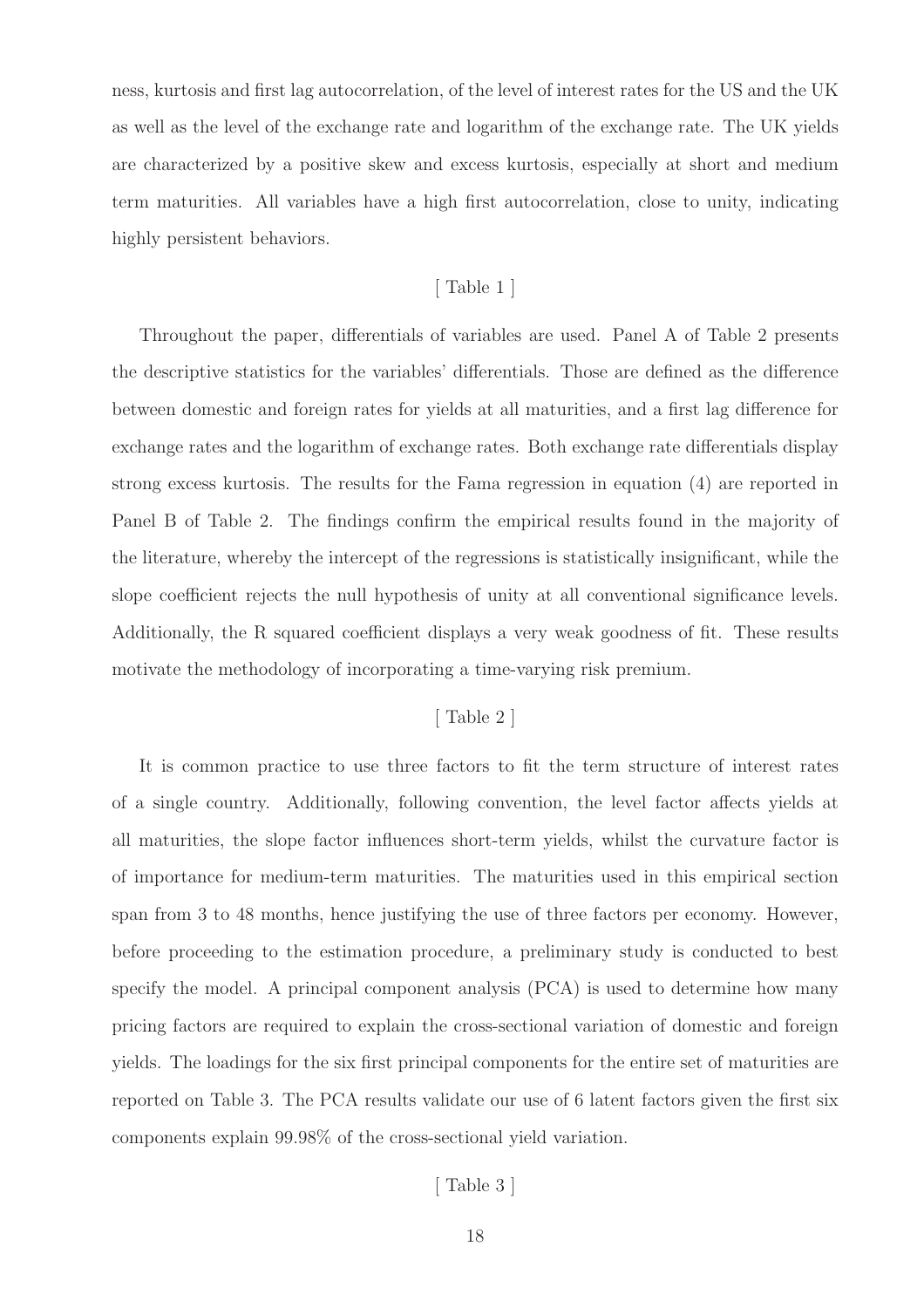ness, kurtosis and first lag autocorrelation, of the level of interest rates for the US and the UK as well as the level of the exchange rate and logarithm of the exchange rate. The UK yields are characterized by a positive skew and excess kurtosis, especially at short and medium term maturities. All variables have a high first autocorrelation, close to unity, indicating highly persistent behaviors.

[ Table 1 ]

Throughout the paper, differentials of variables are used. Panel A of Table 2 presents the descriptive statistics for the variables' differentials. Those are defined as the difference between domestic and foreign rates for yields at all maturities, and a first lag difference for exchange rates and the logarithm of exchange rates. Both exchange rate differentials display strong excess kurtosis. The results for the Fama regression in equation (4) are reported in Panel B of Table 2. The findings confirm the empirical results found in the majority of the literature, whereby the intercept of the regressions is statistically insignificant, while the slope coefficient rejects the null hypothesis of unity at all conventional significance levels. Additionally, the R squared coefficient displays a very weak goodness of fit. These results motivate the methodology of incorporating a time-varying risk premium.

[ Table 2 ]

It is common practice to use three factors to fit the term structure of interest rates of a single country. Additionally, following convention, the level factor affects yields at all maturities, the slope factor influences short-term yields, whilst the curvature factor is of importance for medium-term maturities. The maturities used in this empirical section span from 3 to 48 months, hence justifying the use of three factors per economy. However, before proceeding to the estimation procedure, a preliminary study is conducted to best specify the model. A principal component analysis (PCA) is used to determine how many pricing factors are required to explain the cross-sectional variation of domestic and foreign yields. The loadings for the six first principal components for the entire set of maturities are reported on Table 3. The PCA results validate our use of 6 latent factors given the first six components explain 99.98% of the cross-sectional yield variation.

[ Table 3 ]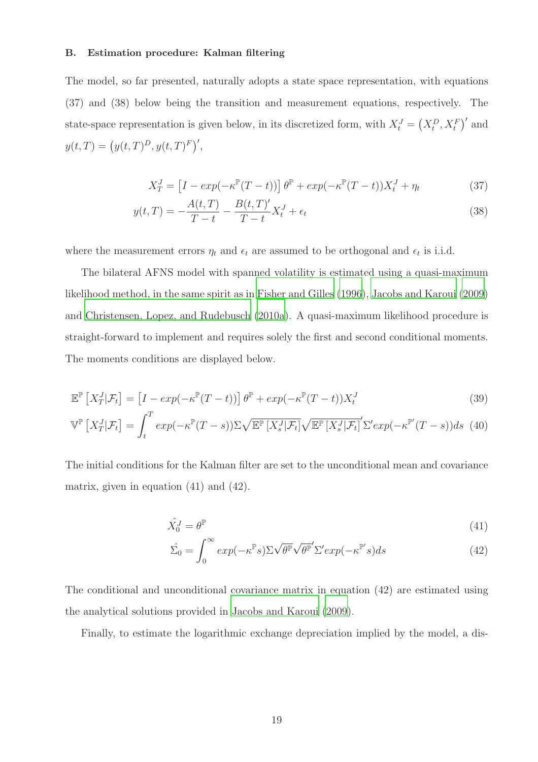### B. Estimation procedure: Kalman filtering

The model, so far presented, naturally adopts a state space representation, with equations (37) and (38) below being the transition and measurement equations, respectively. The state-space representation is given below, in its discretized form, with $X_t^J = \left(X_t^D, X_t^F\right)'$ and $y(t,T) = \left(y(t,T)^D, y(t,T)^F\right)'$,

$$X_T^J = \left[I - exp(-\kappa^{\mathbb{P}}(T-t))\right]\theta^{\mathbb{P}} + exp(-\kappa^{\mathbb{P}}(T-t))X_t^J + \eta_t \tag{37}$$

$$y(t,T) = -\frac{A(t,T)}{T-t} - \frac{B(t,T)'}{T-t}X_t^J + \epsilon_t \tag{38}$$

where the measurement errors $\eta_t$ and $\epsilon_t$ are assumed to be orthogonal and $\epsilon_t$ is i.i.d.

The bilateral AFNS model with spanned volatility is estimated using a quasi-maximum likelihood method, in the same spirit as in Fisher and Gilles (1996), Jacobs and Karoui (2009) and Christensen, Lopez, and Rudebusch (2010a). A quasi-maximum likelihood procedure is straight-forward to implement and requires solely the first and second conditional moments. The moments conditions are displayed below.

$$\mathbb{E}^{\mathbb{P}}\left[X_T^J|\mathcal{F}_t\right] = \left[I - exp(-\kappa^{\mathbb{P}}(T-t))\right]\theta^{\mathbb{P}} + exp(-\kappa^{\mathbb{P}}(T-t))X_t^J \tag{39}$$

$$\mathbb{V}^{\mathbb{P}}\left[X_T^J|\mathcal{F}_t\right] = \int_t^T exp(-\kappa^{\mathbb{P}}(T-s))\Sigma\sqrt{\mathbb{E}^{\mathbb{P}}\left[X_s^J|\mathcal{F}_t\right]}\sqrt{\mathbb{E}^{\mathbb{P}}\left[X_s^J|\mathcal{F}_t\right]}'\Sigma' exp(-\kappa^{\mathbb{P}'}(T-s))ds \tag{40}$$

The initial conditions for the Kalman filter are set to the unconditional mean and covariance matrix, given in equation (41) and (42).

$$\hat{X_0^J} = \theta^{\mathbb{P}} \tag{41}$$

$$\hat{\Sigma_0} = \int_0^\infty exp(-\kappa^{\mathbb{P}}s)\Sigma\sqrt{\theta^{\mathbb{P}}}\sqrt{\theta^{\mathbb{P}}}'\Sigma' exp(-\kappa^{\mathbb{P}'}s)ds \tag{42}$$

The conditional and unconditional covariance matrix in equation (42) are estimated using the analytical solutions provided in Jacobs and Karoui (2009).

Finally, to estimate the logarithmic exchange depreciation implied by the model, a dis-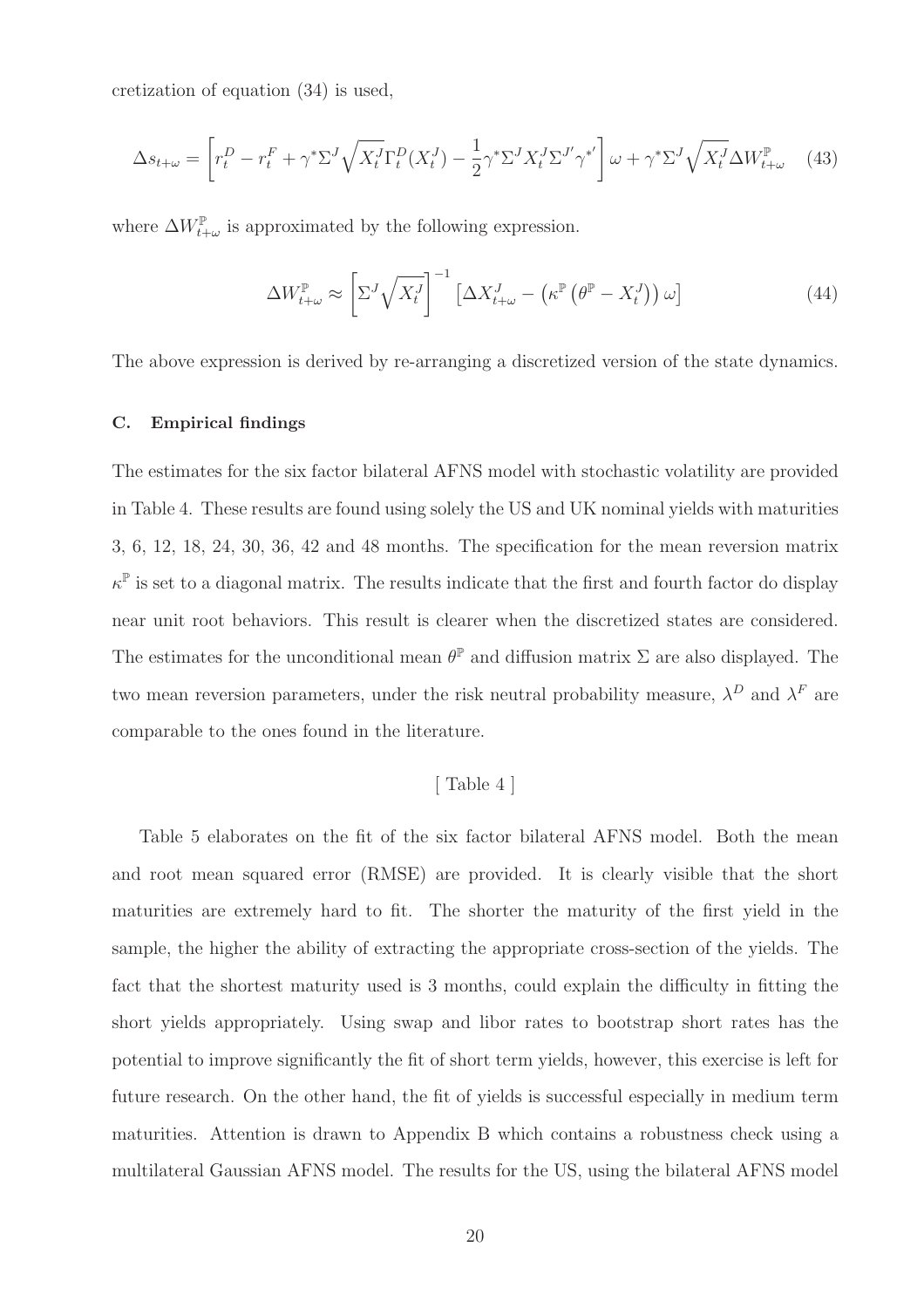cretization of equation (34) is used,

$$\Delta s_{t+\omega} = \left[ r_t^D - r_t^F + \gamma^* \Sigma^J \sqrt{X_t^J} \Gamma_t^D(X_t^J) - \frac{1}{2} \gamma^* \Sigma^J X_t^J \Sigma^{J'} \gamma^{*'} \right] \omega + \gamma^* \Sigma^J \sqrt{X_t^J} \Delta W_{t+\omega}^{\mathbb{P}} \quad (43)$$

where $\Delta W_{t+\omega}^{\mathbb{P}}$ is approximated by the following expression.

$$\Delta W_{t+\omega}^{\mathbb{P}} \approx \left[ \Sigma^J \sqrt{X_t^J} \right]^{-1} \left[ \Delta X_{t+\omega}^J - \left( \kappa^{\mathbb{P}} \left( \theta^{\mathbb{P}} - X_t^J \right) \right) \omega \right] \quad (44)$$

The above expression is derived by re-arranging a discretized version of the state dynamics.

### C. Empirical findings

The estimates for the six factor bilateral AFNS model with stochastic volatility are provided in Table 4. These results are found using solely the US and UK nominal yields with maturities 3, 6, 12, 18, 24, 30, 36, 42 and 48 months. The specification for the mean reversion matrix $\kappa^{\mathbb{P}}$ is set to a diagonal matrix. The results indicate that the first and fourth factor do display near unit root behaviors. This result is clearer when the discretized states are considered. The estimates for the unconditional mean $\theta^{\mathbb{P}}$ and diffusion matrix $\Sigma$ are also displayed. The two mean reversion parameters, under the risk neutral probability measure, $\lambda^D$ and $\lambda^F$ are comparable to the ones found in the literature.

[ Table 4 ]

Table 5 elaborates on the fit of the six factor bilateral AFNS model. Both the mean and root mean squared error (RMSE) are provided. It is clearly visible that the short maturities are extremely hard to fit. The shorter the maturity of the first yield in the sample, the higher the ability of extracting the appropriate cross-section of the yields. The fact that the shortest maturity used is 3 months, could explain the difficulty in fitting the short yields appropriately. Using swap and libor rates to bootstrap short rates has the potential to improve significantly the fit of short term yields, however, this exercise is left for future research. On the other hand, the fit of yields is successful especially in medium term maturities. Attention is drawn to Appendix B which contains a robustness check using a multilateral Gaussian AFNS model. The results for the US, using the bilateral AFNS model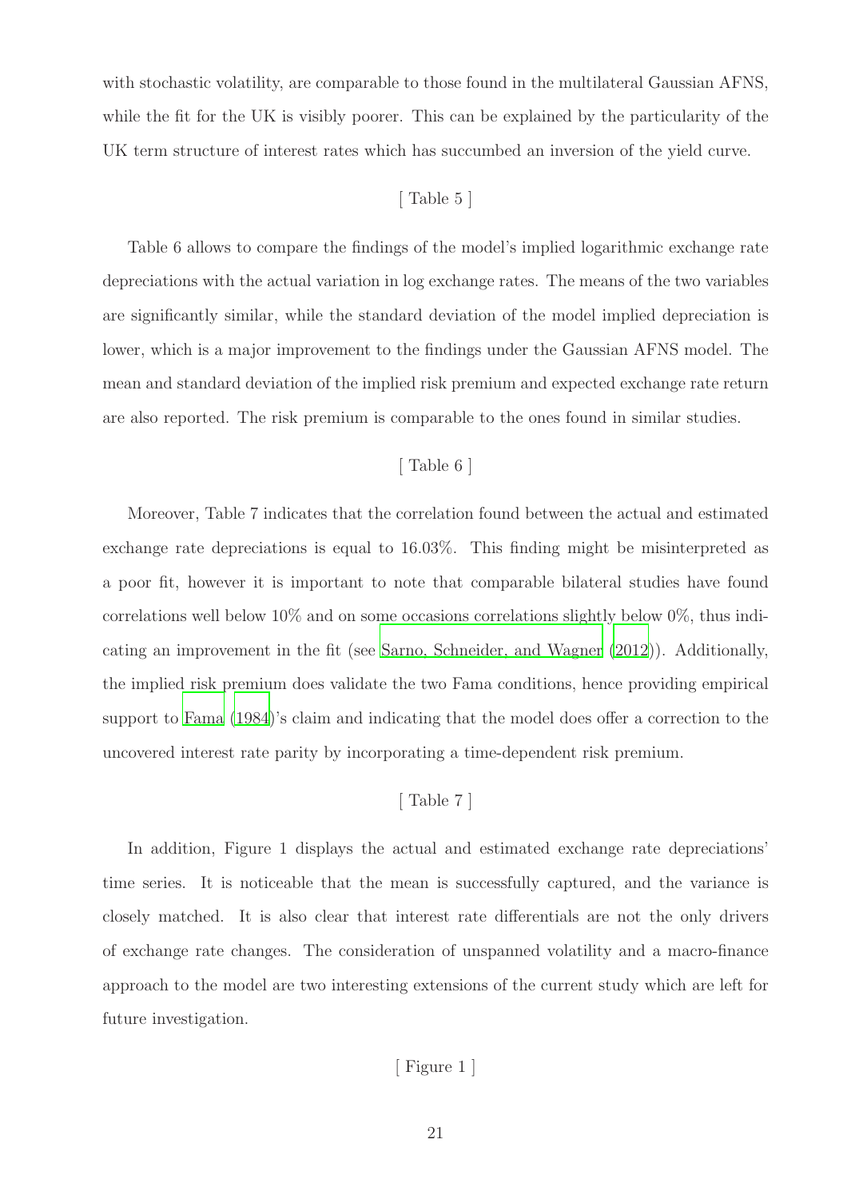with stochastic volatility, are comparable to those found in the multilateral Gaussian AFNS, while the fit for the UK is visibly poorer. This can be explained by the particularity of the UK term structure of interest rates which has succumbed an inversion of the yield curve.

[ Table 5 ]

Table 6 allows to compare the findings of the model's implied logarithmic exchange rate depreciations with the actual variation in log exchange rates. The means of the two variables are significantly similar, while the standard deviation of the model implied depreciation is lower, which is a major improvement to the findings under the Gaussian AFNS model. The mean and standard deviation of the implied risk premium and expected exchange rate return are also reported. The risk premium is comparable to the ones found in similar studies.

[ Table 6 ]

Moreover, Table 7 indicates that the correlation found between the actual and estimated exchange rate depreciations is equal to 16.03%. This finding might be misinterpreted as a poor fit, however it is important to note that comparable bilateral studies have found correlations well below 10% and on some occasions correlations slightly below 0%, thus indicating an improvement in the fit (see Sarno, Schneider, and Wagner (2012)). Additionally, the implied risk premium does validate the two Fama conditions, hence providing empirical support to Fama (1984)'s claim and indicating that the model does offer a correction to the uncovered interest rate parity by incorporating a time-dependent risk premium.

[ Table 7 ]

In addition, Figure 1 displays the actual and estimated exchange rate depreciations' time series. It is noticeable that the mean is successfully captured, and the variance is closely matched. It is also clear that interest rate differentials are not the only drivers of exchange rate changes. The consideration of unspanned volatility and a macro-finance approach to the model are two interesting extensions of the current study which are left for future investigation.

[ Figure 1 ]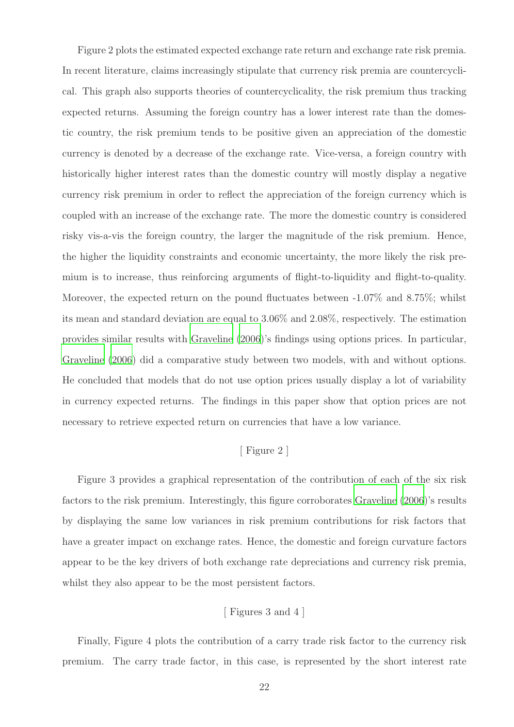Figure 2 plots the estimated expected exchange rate return and exchange rate risk premia. In recent literature, claims increasingly stipulate that currency risk premia are countercyclical. This graph also supports theories of countercyclicality, the risk premium thus tracking expected returns. Assuming the foreign country has a lower interest rate than the domestic country, the risk premium tends to be positive given an appreciation of the domestic currency is denoted by a decrease of the exchange rate. Vice-versa, a foreign country with historically higher interest rates than the domestic country will mostly display a negative currency risk premium in order to reflect the appreciation of the foreign currency which is coupled with an increase of the exchange rate. The more the domestic country is considered risky vis-a-vis the foreign country, the larger the magnitude of the risk premium. Hence, the higher the liquidity constraints and economic uncertainty, the more likely the risk premium is to increase, thus reinforcing arguments of flight-to-liquidity and flight-to-quality. Moreover, the expected return on the pound fluctuates between -1.07% and 8.75%; whilst its mean and standard deviation are equal to 3.06% and 2.08%, respectively. The estimation provides similar results with Graveline (2006)'s findings using options prices. In particular, Graveline (2006) did a comparative study between two models, with and without options. He concluded that models that do not use option prices usually display a lot of variability in currency expected returns. The findings in this paper show that option prices are not necessary to retrieve expected return on currencies that have a low variance.

[ Figure 2 ]

Figure 3 provides a graphical representation of the contribution of each of the six risk factors to the risk premium. Interestingly, this figure corroborates Graveline (2006)'s results by displaying the same low variances in risk premium contributions for risk factors that have a greater impact on exchange rates. Hence, the domestic and foreign curvature factors appear to be the key drivers of both exchange rate depreciations and currency risk premia, whilst they also appear to be the most persistent factors.

[ Figures 3 and 4 ]

Finally, Figure 4 plots the contribution of a carry trade risk factor to the currency risk premium. The carry trade factor, in this case, is represented by the short interest rate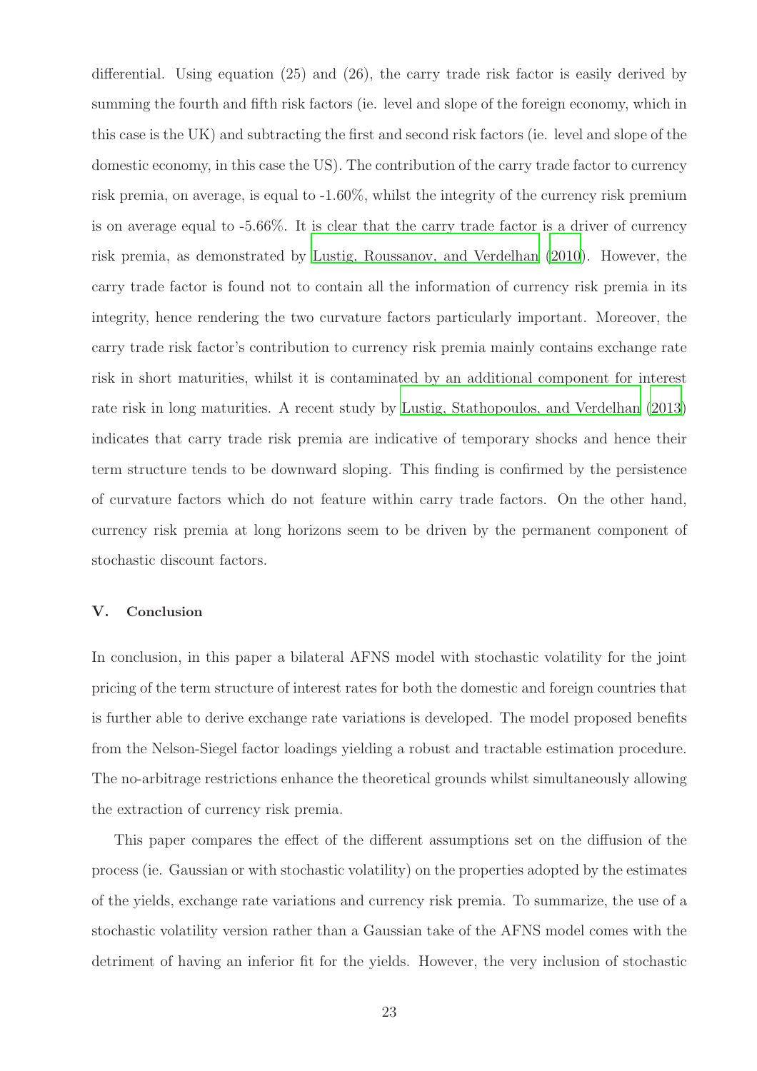differential. Using equation (25) and (26), the carry trade risk factor is easily derived by summing the fourth and fifth risk factors (ie. level and slope of the foreign economy, which in this case is the UK) and subtracting the first and second risk factors (ie. level and slope of the domestic economy, in this case the US). The contribution of the carry trade factor to currency risk premia, on average, is equal to -1.60%, whilst the integrity of the currency risk premium is on average equal to -5.66%. It is clear that the carry trade factor is a driver of currency risk premia, as demonstrated by Lustig, Roussanov, and Verdelhan (2010). However, the carry trade factor is found not to contain all the information of currency risk premia in its integrity, hence rendering the two curvature factors particularly important. Moreover, the carry trade risk factor's contribution to currency risk premia mainly contains exchange rate risk in short maturities, whilst it is contaminated by an additional component for interest rate risk in long maturities. A recent study by Lustig, Stathopoulos, and Verdelhan (2013) indicates that carry trade risk premia are indicative of temporary shocks and hence their term structure tends to be downward sloping. This finding is confirmed by the persistence of curvature factors which do not feature within carry trade factors. On the other hand, currency risk premia at long horizons seem to be driven by the permanent component of stochastic discount factors.

### V. Conclusion

In conclusion, in this paper a bilateral AFNS model with stochastic volatility for the joint pricing of the term structure of interest rates for both the domestic and foreign countries that is further able to derive exchange rate variations is developed. The model proposed benefits from the Nelson-Siegel factor loadings yielding a robust and tractable estimation procedure. The no-arbitrage restrictions enhance the theoretical grounds whilst simultaneously allowing the extraction of currency risk premia.

This paper compares the effect of the different assumptions set on the diffusion of the process (ie. Gaussian or with stochastic volatility) on the properties adopted by the estimates of the yields, exchange rate variations and currency risk premia. To summarize, the use of a stochastic volatility version rather than a Gaussian take of the AFNS model comes with the detriment of having an inferior fit for the yields. However, the very inclusion of stochastic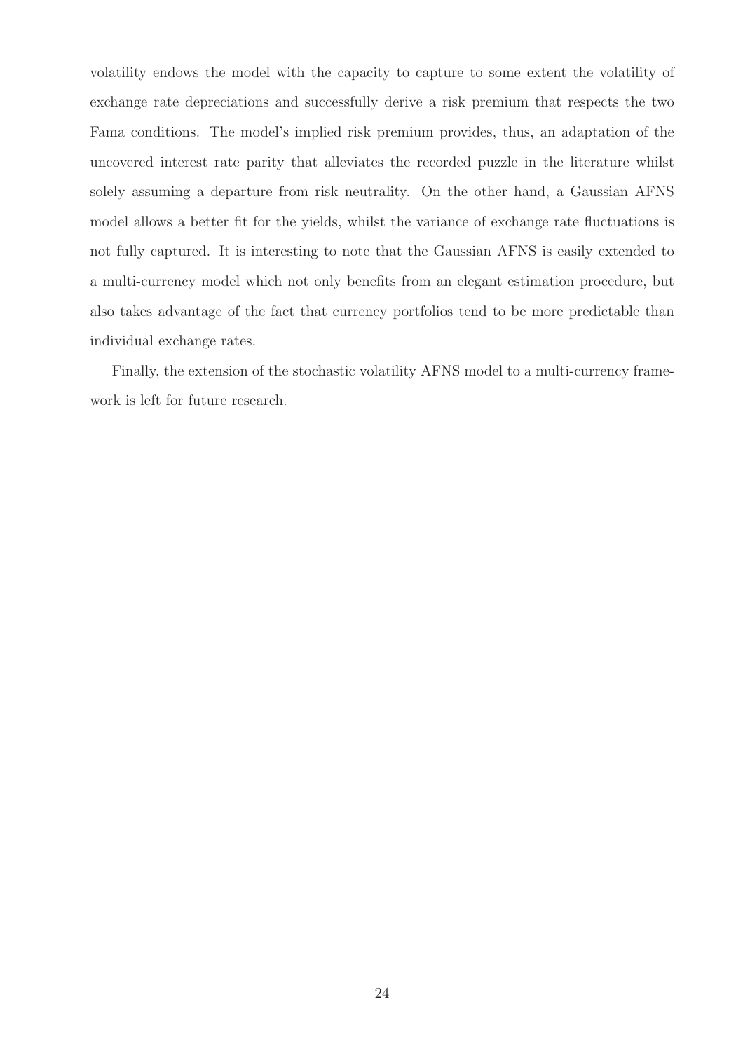volatility endows the model with the capacity to capture to some extent the volatility of exchange rate depreciations and successfully derive a risk premium that respects the two Fama conditions. The model's implied risk premium provides, thus, an adaptation of the uncovered interest rate parity that alleviates the recorded puzzle in the literature whilst solely assuming a departure from risk neutrality. On the other hand, a Gaussian AFNS model allows a better fit for the yields, whilst the variance of exchange rate fluctuations is not fully captured. It is interesting to note that the Gaussian AFNS is easily extended to a multi-currency model which not only benefits from an elegant estimation procedure, but also takes advantage of the fact that currency portfolios tend to be more predictable than individual exchange rates.

Finally, the extension of the stochastic volatility AFNS model to a multi-currency framework is left for future research.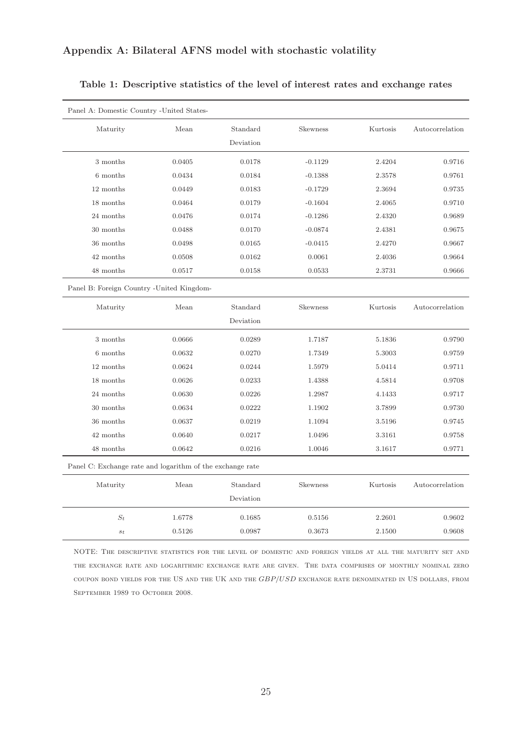## Appendix A: Bilateral AFNS model with stochastic volatility

**Table 1: Descriptive statistics of the level of interest rates and exchange rates**

| Panel A: Domestic Country -United States- | | | | | |
|---|---|---|---|---|---|
| Maturity | Mean | Standard Deviation | Skewness | Kurtosis | Autocorrelation |
| 3 months | 0.0405 | 0.0178 | -0.1129 | 2.4204 | 0.9716 |
| 6 months | 0.0434 | 0.0184 | -0.1388 | 2.3578 | 0.9761 |
| 12 months | 0.0449 | 0.0183 | -0.1729 | 2.3694 | 0.9735 |
| 18 months | 0.0464 | 0.0179 | -0.1604 | 2.4065 | 0.9710 |
| 24 months | 0.0476 | 0.0174 | -0.1286 | 2.4320 | 0.9689 |
| 30 months | 0.0488 | 0.0170 | -0.0874 | 2.4381 | 0.9675 |
| 36 months | 0.0498 | 0.0165 | -0.0415 | 2.4270 | 0.9667 |
| 42 months | 0.0508 | 0.0162 | 0.0061 | 2.4036 | 0.9664 |
| 48 months | 0.0517 | 0.0158 | 0.0533 | 2.3731 | 0.9666 |
| **Panel B: Foreign Country -United Kingdom-** | | | | | |
| Maturity | Mean | Standard Deviation | Skewness | Kurtosis | Autocorrelation |
| 3 months | 0.0666 | 0.0289 | 1.7187 | 5.1836 | 0.9790 |
| 6 months | 0.0632 | 0.0270 | 1.7349 | 5.3003 | 0.9759 |
| 12 months | 0.0624 | 0.0244 | 1.5979 | 5.0414 | 0.9711 |
| 18 months | 0.0626 | 0.0233 | 1.4388 | 4.5814 | 0.9708 |
| 24 months | 0.0630 | 0.0226 | 1.2987 | 4.1433 | 0.9717 |
| 30 months | 0.0634 | 0.0222 | 1.1902 | 3.7899 | 0.9730 |
| 36 months | 0.0637 | 0.0219 | 1.1094 | 3.5196 | 0.9745 |
| 42 months | 0.0640 | 0.0217 | 1.0496 | 3.3161 | 0.9758 |
| 48 months | 0.0642 | 0.0216 | 1.0046 | 3.1617 | 0.9771 |
| **Panel C: Exchange rate and logarithm of the exchange rate** | | | | | |
| Maturity | Mean | Standard Deviation | Skewness | Kurtosis | Autocorrelation |
| $S_t$ | 1.6778 | 0.1685 | 0.5156 | 2.2601 | 0.9602 |
| $s_t$ | 0.5126 | 0.0987 | 0.3673 | 2.1500 | 0.9608 |

NOTE: The descriptive statistics for the level of domestic and foreign yields at all the maturity set and the exchange rate and logarithmic exchange rate are given. The data comprises of monthly nominal zero coupon bond yields for the US and the UK and the $GBP/USD$ exchange rate denominated in US dollars, from September 1989 to October 2008.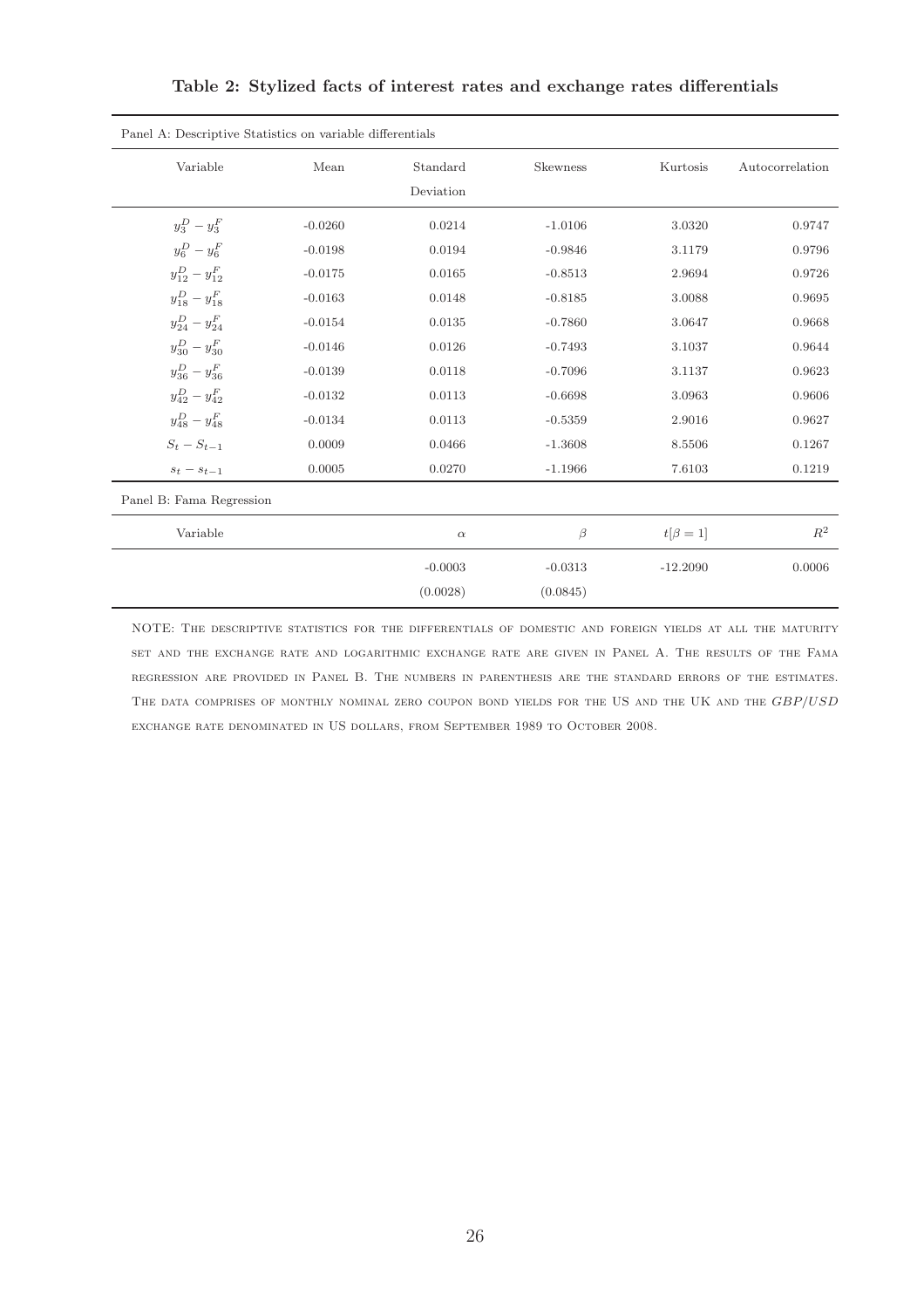**Table 2: Stylized facts of interest rates and exchange rates differentials**

Panel A: Descriptive Statistics on variable differentials

| Variable | Mean | Standard Deviation | Skewness | Kurtosis | Autocorrelation |
|---|---|---|---|---|---|
| $y_3^D - y_3^F$ | -0.0260 | 0.0214 | -1.0106 | 3.0320 | 0.9747 |
| $y_6^D - y_6^F$ | -0.0198 | 0.0194 | -0.9846 | 3.1179 | 0.9796 |
| $y_{12}^D - y_{12}^F$ | -0.0175 | 0.0165 | -0.8513 | 2.9694 | 0.9726 |
| $y_{18}^D - y_{18}^F$ | -0.0163 | 0.0148 | -0.8185 | 3.0088 | 0.9695 |
| $y_{24}^D - y_{24}^F$ | -0.0154 | 0.0135 | -0.7860 | 3.0647 | 0.9668 |
| $y_{30}^D - y_{30}^F$ | -0.0146 | 0.0126 | -0.7493 | 3.1037 | 0.9644 |
| $y_{36}^D - y_{36}^F$ | -0.0139 | 0.0118 | -0.7096 | 3.1137 | 0.9623 |
| $y_{42}^D - y_{42}^F$ | -0.0132 | 0.0113 | -0.6698 | 3.0963 | 0.9606 |
| $y_{48}^D - y_{48}^F$ | -0.0134 | 0.0113 | -0.5359 | 2.9016 | 0.9627 |
| $S_t - S_{t-1}$ | 0.0009 | 0.0466 | -1.3608 | 8.5506 | 0.1267 |
| $s_t - s_{t-1}$ | 0.0005 | 0.0270 | -1.1966 | 7.6103 | 0.1219 |

Panel B: Fama Regression

| Variable | $\alpha$ | $\beta$ | $t[\beta = 1]$ | $R^2$ |
|---|---|---|---|---|
| | -0.0003 | -0.0313 | -12.2090 | 0.0006 |
| | (0.0028) | (0.0845) | | |

NOTE: The descriptive statistics for the differentials of domestic and foreign yields at all the maturity set and the exchange rate and logarithmic exchange rate are given in Panel A. The results of the Fama regression are provided in Panel B. The numbers in parenthesis are the standard errors of the estimates. The data comprises of monthly nominal zero coupon bond yields for the US and the UK and the *GBP/USD* exchange rate denominated in US dollars, from September 1989 to October 2008.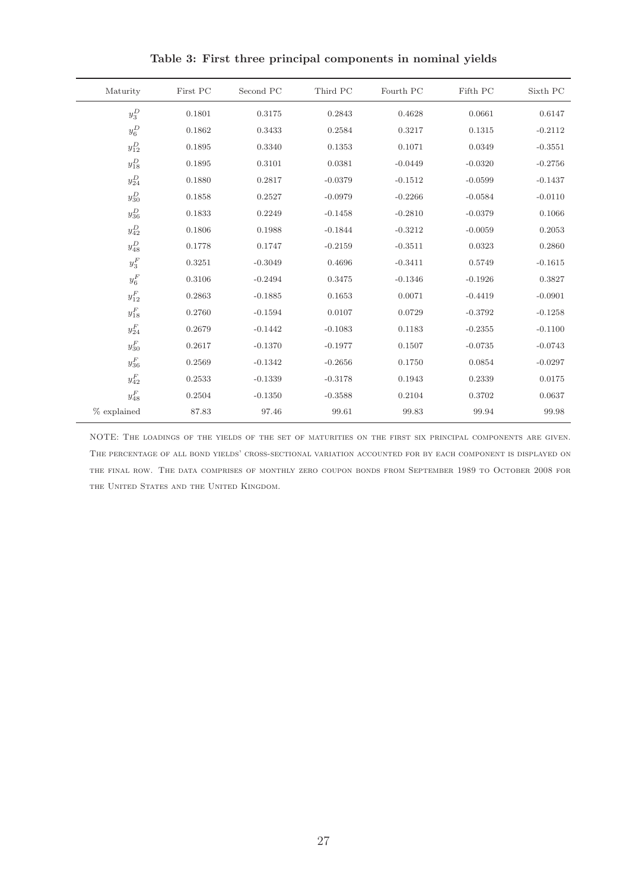**Table 3: First three principal components in nominal yields**

| Maturity | First PC | Second PC | Third PC | Fourth PC | Fifth PC | Sixth PC |
|---|---|---|---|---|---|---|
| $y_3^D$ | 0.1801 | 0.3175 | 0.2843 | 0.4628 | 0.0661 | 0.6147 |
| $y_6^D$ | 0.1862 | 0.3433 | 0.2584 | 0.3217 | 0.1315 | -0.2112 |
| $y_{12}^D$ | 0.1895 | 0.3340 | 0.1353 | 0.1071 | 0.0349 | -0.3551 |
| $y_{18}^D$ | 0.1895 | 0.3101 | 0.0381 | -0.0449 | -0.0320 | -0.2756 |
| $y_{24}^D$ | 0.1880 | 0.2817 | -0.0379 | -0.1512 | -0.0599 | -0.1437 |
| $y_{30}^D$ | 0.1858 | 0.2527 | -0.0979 | -0.2266 | -0.0584 | -0.0110 |
| $y_{36}^D$ | 0.1833 | 0.2249 | -0.1458 | -0.2810 | -0.0379 | 0.1066 |
| $y_{42}^D$ | 0.1806 | 0.1988 | -0.1844 | -0.3212 | -0.0059 | 0.2053 |
| $y_{48}^D$ | 0.1778 | 0.1747 | -0.2159 | -0.3511 | 0.0323 | 0.2860 |
| $y_3^F$ | 0.3251 | -0.3049 | 0.4696 | -0.3411 | 0.5749 | -0.1615 |
| $y_6^F$ | 0.3106 | -0.2494 | 0.3475 | -0.1346 | -0.1926 | 0.3827 |
| $y_{12}^F$ | 0.2863 | -0.1885 | 0.1653 | 0.0071 | -0.4419 | -0.0901 |
| $y_{18}^F$ | 0.2760 | -0.1594 | 0.0107 | 0.0729 | -0.3792 | -0.1258 |
| $y_{24}^F$ | 0.2679 | -0.1442 | -0.1083 | 0.1183 | -0.2355 | -0.1100 |
| $y_{30}^F$ | 0.2617 | -0.1370 | -0.1977 | 0.1507 | -0.0735 | -0.0743 |
| $y_{36}^F$ | 0.2569 | -0.1342 | -0.2656 | 0.1750 | 0.0854 | -0.0297 |
| $y_{42}^F$ | 0.2533 | -0.1339 | -0.3178 | 0.1943 | 0.2339 | 0.0175 |
| $y_{48}^F$ | 0.2504 | -0.1350 | -0.3588 | 0.2104 | 0.3702 | 0.0637 |
| % explained | 87.83 | 97.46 | 99.61 | 99.83 | 99.94 | 99.98 |

NOTE: The loadings of the yields of the set of maturities on the first six principal components are given. The percentage of all bond yields' cross-sectional variation accounted for by each component is displayed on the final row. The data comprises of monthly zero coupon bonds from September 1989 to October 2008 for the United States and the United Kingdom.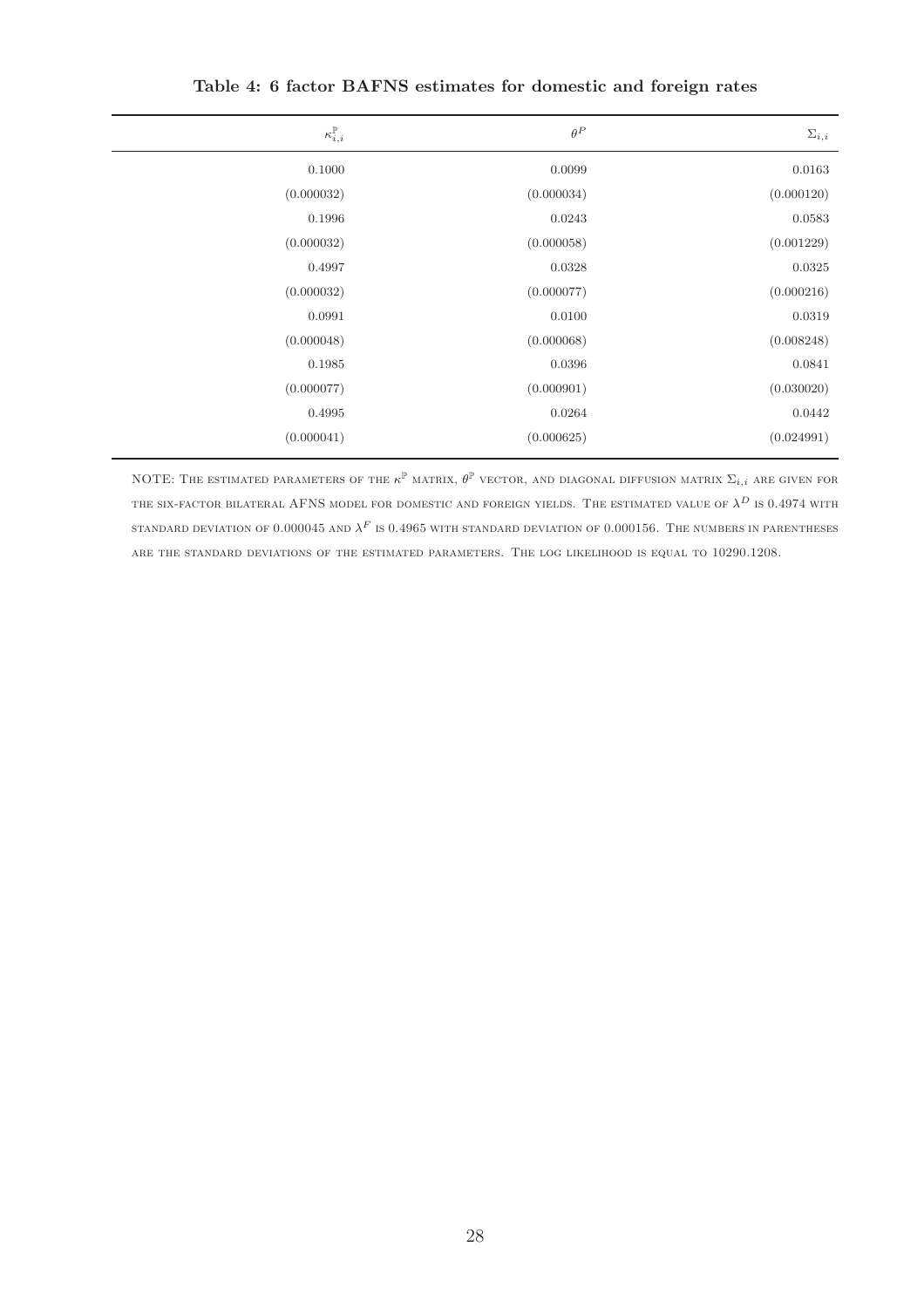**Table 4: 6 factor BAFNS estimates for domestic and foreign rates**

| $\kappa^{\mathbb{P}}_{i,i}$ | $\theta^{P}$ | $\Sigma_{i,i}$ |
|---|---|---|
| 0.1000 | 0.0099 | 0.0163 |
| (0.000032) | (0.000034) | (0.000120) |
| 0.1996 | 0.0243 | 0.0583 |
| (0.000032) | (0.000058) | (0.001229) |
| 0.4997 | 0.0328 | 0.0325 |
| (0.000032) | (0.000077) | (0.000216) |
| 0.0991 | 0.0100 | 0.0319 |
| (0.000048) | (0.000068) | (0.008248) |
| 0.1985 | 0.0396 | 0.0841 |
| (0.000077) | (0.000901) | (0.030020) |
| 0.4995 | 0.0264 | 0.0442 |
| (0.000041) | (0.000625) | (0.024991) |

NOTE: The estimated parameters of the $\kappa^{\mathbb{P}}$ matrix, $\theta^{\mathbb{P}}$ vector, and diagonal diffusion matrix $\Sigma_{i,i}$ are given for the six-factor bilateral AFNS model for domestic and foreign yields. The estimated value of $\lambda^{D}$ is 0.4974 with standard deviation of 0.000045 and $\lambda^{F}$ is 0.4965 with standard deviation of 0.000156. The numbers in parentheses are the standard deviations of the estimated parameters. The log likelihood is equal to 10290.1208.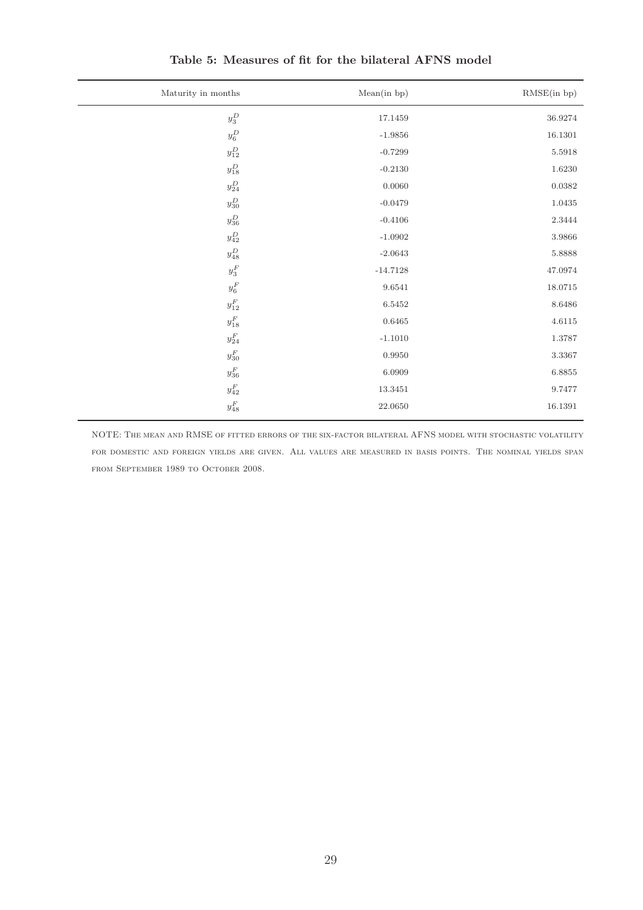**Table 5: Measures of fit for the bilateral AFNS model**

| Maturity in months | Mean(in bp) | RMSE(in bp) |
|---|---|---|
| $y_3^D$ | 17.1459 | 36.9274 |
| $y_6^D$ | -1.9856 | 16.1301 |
| $y_{12}^D$ | -0.7299 | 5.5918 |
| $y_{18}^D$ | -0.2130 | 1.6230 |
| $y_{24}^D$ | 0.0060 | 0.0382 |
| $y_{30}^D$ | -0.0479 | 1.0435 |
| $y_{36}^D$ | -0.4106 | 2.3444 |
| $y_{42}^D$ | -1.0902 | 3.9866 |
| $y_{48}^D$ | -2.0643 | 5.8888 |
| $y_3^F$ | -14.7128 | 47.0974 |
| $y_6^F$ | 9.6541 | 18.0715 |
| $y_{12}^F$ | 6.5452 | 8.6486 |
| $y_{18}^F$ | 0.6465 | 4.6115 |
| $y_{24}^F$ | -1.1010 | 1.3787 |
| $y_{30}^F$ | 0.9950 | 3.3367 |
| $y_{36}^F$ | 6.0909 | 6.8855 |
| $y_{42}^F$ | 13.3451 | 9.7477 |
| $y_{48}^F$ | 22.0650 | 16.1391 |

NOTE: The mean and RMSE of fitted errors of the six-factor bilateral AFNS model with stochastic volatility for domestic and foreign yields are given. All values are measured in basis points. The nominal yields span from September 1989 to October 2008.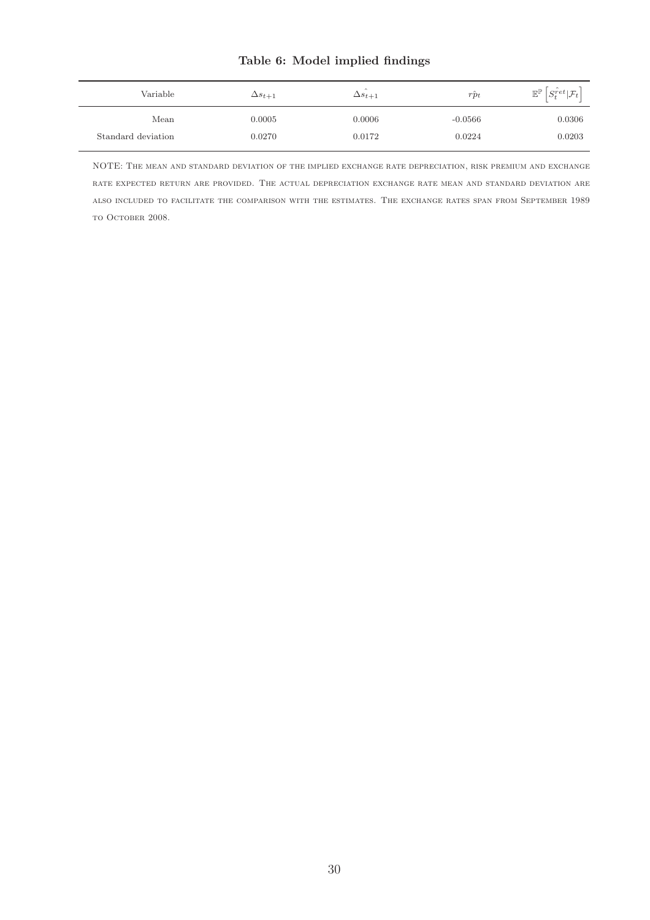**Table 6: Model implied findings**

| Variable | $\Delta s_{t+1}$ | $\Delta \hat{s}_{t+1}$ | $\hat{rp}_t$ | $\mathbb{E}^{\mathbb{P}}\left[\hat{S_t^{ret}}\vert\mathcal{F}_t\right]$ |
|---|---|---|---|---|
| Mean | 0.0005 | 0.0006 | -0.0566 | 0.0306 |
| Standard deviation | 0.0270 | 0.0172 | 0.0224 | 0.0203 |

NOTE: The mean and standard deviation of the implied exchange rate depreciation, risk premium and exchange rate expected return are provided. The actual depreciation exchange rate mean and standard deviation are also included to facilitate the comparison with the estimates. The exchange rates span from September 1989 to October 2008.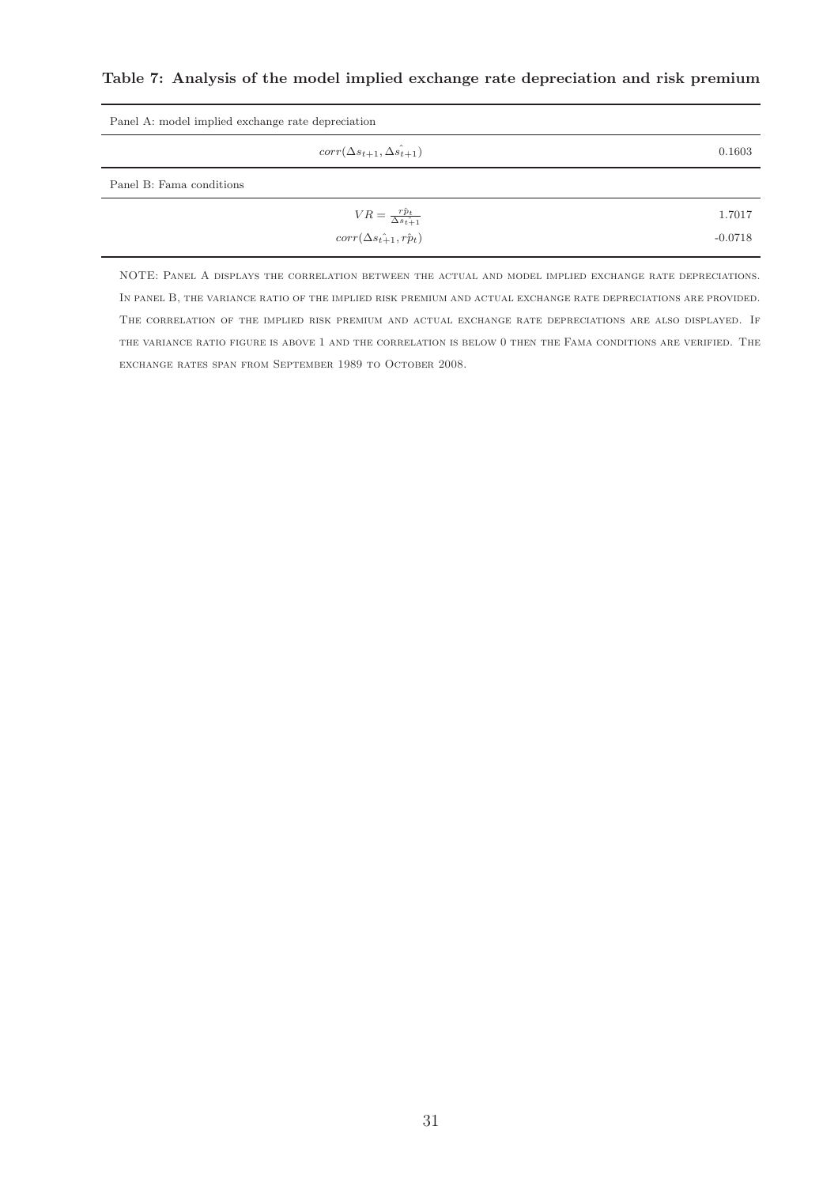**Table 7: Analysis of the model implied exchange rate depreciation and risk premium**

| Panel A: model implied exchange rate depreciation | |
|---|---|
| $corr(\Delta s_{t+1}, \hat{\Delta s_{t+1}})$ | 0.1603 |
| **Panel B: Fama conditions** | |
| $VR = \frac{\hat{rp_t}}{\Delta s_{t+1}}$ | 1.7017 |
| $corr(\hat{\Delta s_{t+1}}, \hat{rp_t})$ | -0.0718 |

NOTE: Panel A displays the correlation between the actual and model implied exchange rate depreciations. In panel B, the variance ratio of the implied risk premium and actual exchange rate depreciations are provided. The correlation of the implied risk premium and actual exchange rate depreciations are also displayed. If the variance ratio figure is above 1 and the correlation is below 0 then the Fama conditions are verified. The exchange rates span from September 1989 to October 2008.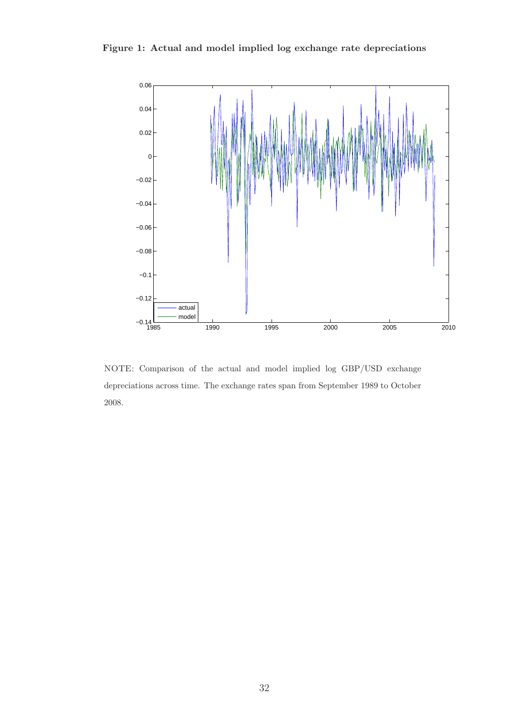**Figure 1: Actual and model implied log exchange rate depreciations**

NOTE: Comparison of the actual and model implied log GBP/USD exchange depreciations across time. The exchange rates span from September 1989 to October 2008.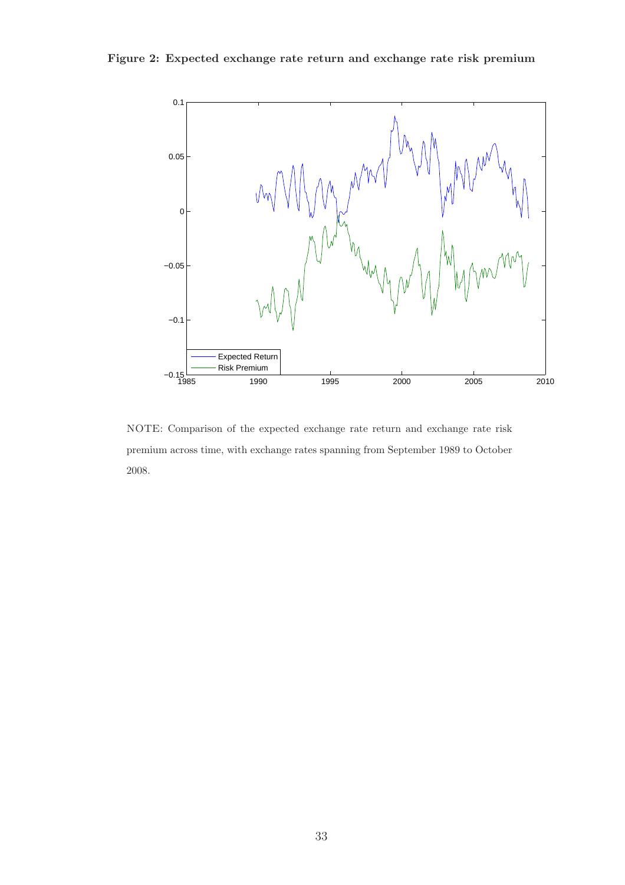**Figure 2: Expected exchange rate return and exchange rate risk premium**

NOTE: Comparison of the expected exchange rate return and exchange rate risk premium across time, with exchange rates spanning from September 1989 to October 2008.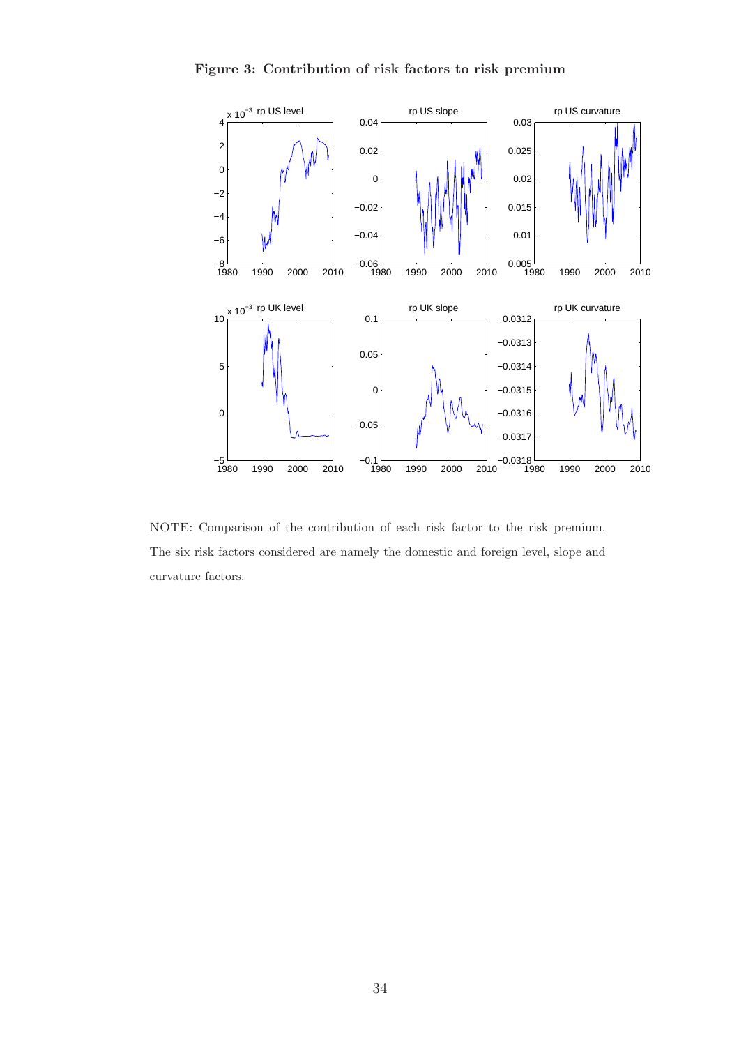**Figure 3: Contribution of risk factors to risk premium**

NOTE: Comparison of the contribution of each risk factor to the risk premium. The six risk factors considered are namely the domestic and foreign level, slope and curvature factors.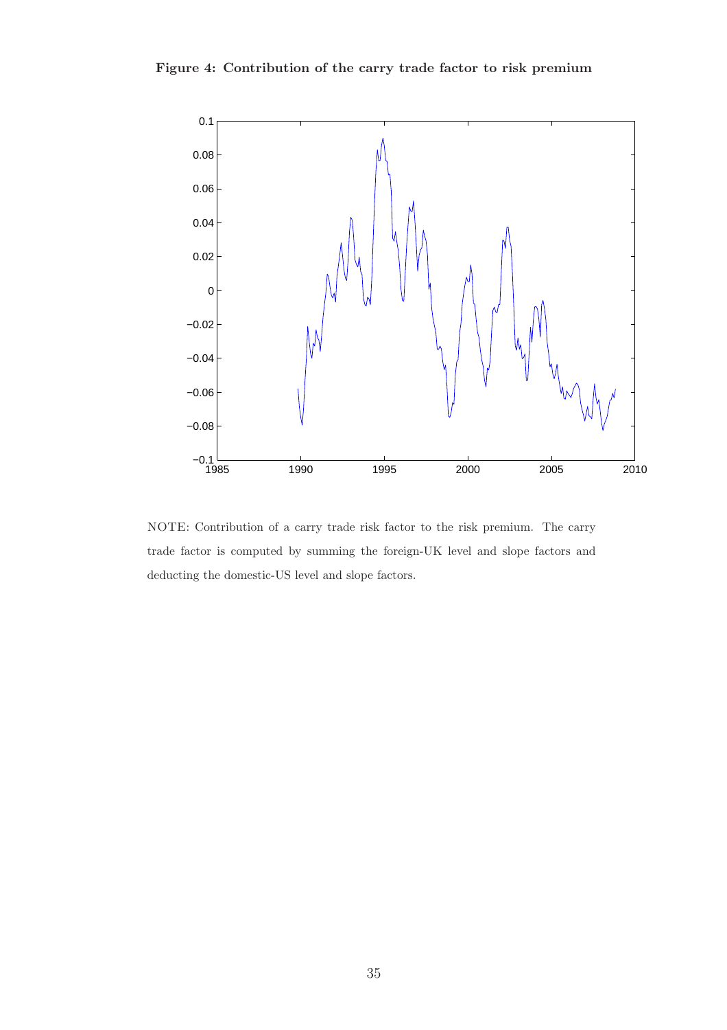**Figure 4: Contribution of the carry trade factor to risk premium**

NOTE: Contribution of a carry trade risk factor to the risk premium. The carry trade factor is computed by summing the foreign-UK level and slope factors and deducting the domestic-US level and slope factors.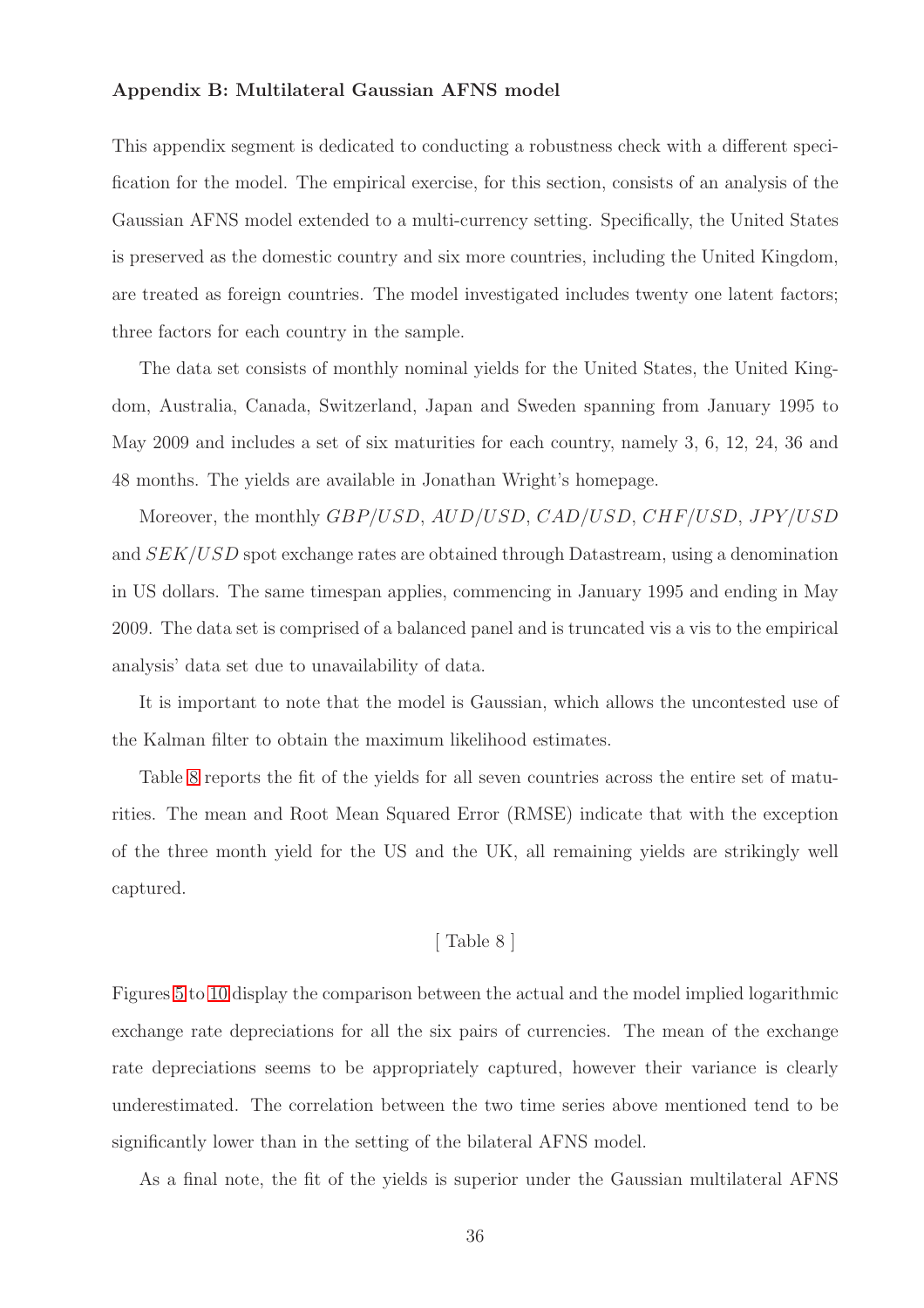**Appendix B: Multilateral Gaussian AFNS model**

This appendix segment is dedicated to conducting a robustness check with a different specification for the model. The empirical exercise, for this section, consists of an analysis of the Gaussian AFNS model extended to a multi-currency setting. Specifically, the United States is preserved as the domestic country and six more countries, including the United Kingdom, are treated as foreign countries. The model investigated includes twenty one latent factors; three factors for each country in the sample.

The data set consists of monthly nominal yields for the United States, the United Kingdom, Australia, Canada, Switzerland, Japan and Sweden spanning from January 1995 to May 2009 and includes a set of six maturities for each country, namely 3, 6, 12, 24, 36 and 48 months. The yields are available in Jonathan Wright's homepage.

Moreover, the monthly $GBP/USD$, $AUD/USD$, $CAD/USD$, $CHF/USD$, $JPY/USD$ and $SEK/USD$ spot exchange rates are obtained through Datastream, using a denomination in US dollars. The same timespan applies, commencing in January 1995 and ending in May 2009. The data set is comprised of a balanced panel and is truncated vis a vis to the empirical analysis' data set due to unavailability of data.

It is important to note that the model is Gaussian, which allows the uncontested use of the Kalman filter to obtain the maximum likelihood estimates.

Table 8 reports the fit of the yields for all seven countries across the entire set of maturities. The mean and Root Mean Squared Error (RMSE) indicate that with the exception of the three month yield for the US and the UK, all remaining yields are strikingly well captured.

[ Table 8 ]

Figures 5 to 10 display the comparison between the actual and the model implied logarithmic exchange rate depreciations for all the six pairs of currencies. The mean of the exchange rate depreciations seems to be appropriately captured, however their variance is clearly underestimated. The correlation between the two time series above mentioned tend to be significantly lower than in the setting of the bilateral AFNS model.

As a final note, the fit of the yields is superior under the Gaussian multilateral AFNS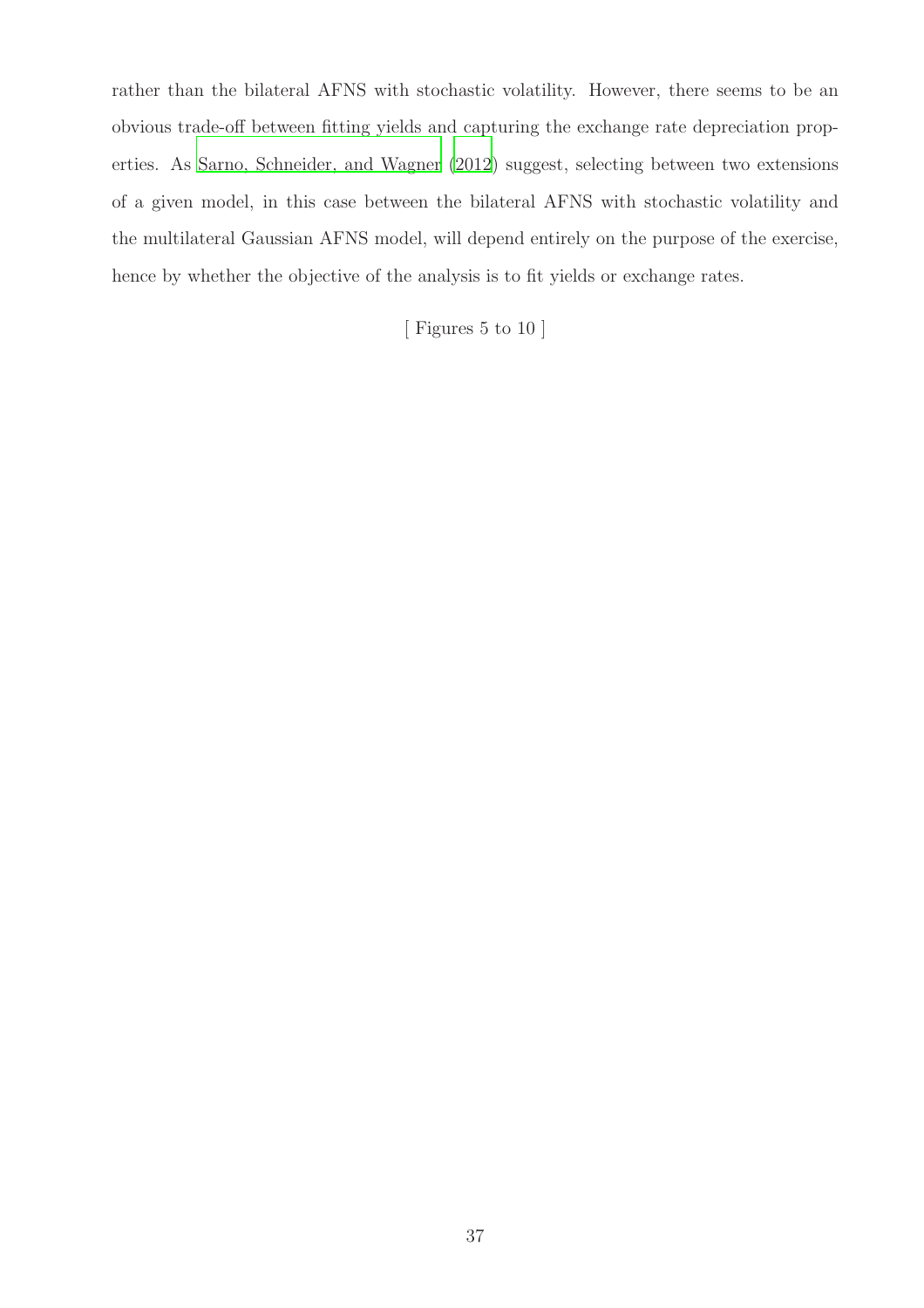rather than the bilateral AFNS with stochastic volatility. However, there seems to be an obvious trade-off between fitting yields and capturing the exchange rate depreciation properties. As Sarno, Schneider, and Wagner (2012) suggest, selecting between two extensions of a given model, in this case between the bilateral AFNS with stochastic volatility and the multilateral Gaussian AFNS model, will depend entirely on the purpose of the exercise, hence by whether the objective of the analysis is to fit yields or exchange rates.

[ Figures 5 to 10 ]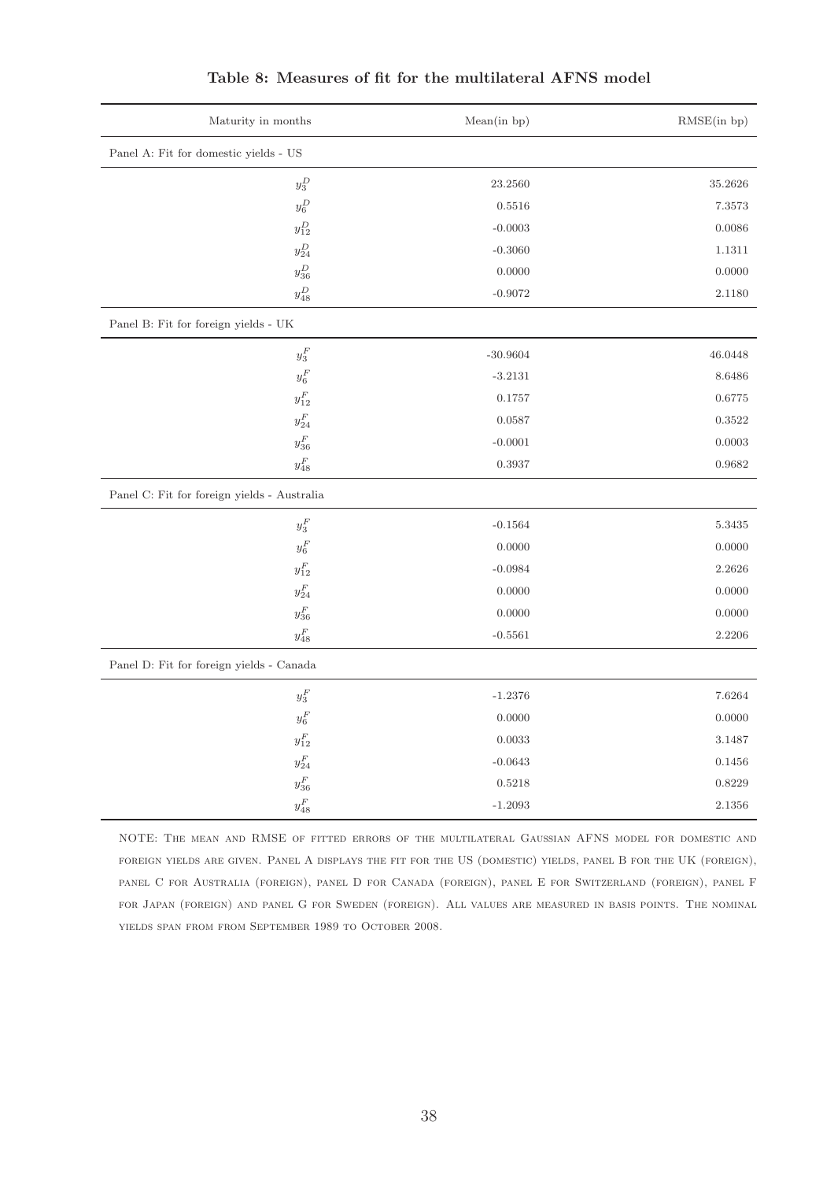**Table 8: Measures of fit for the multilateral AFNS model**

| Maturity in months | Mean(in bp) | RMSE(in bp) |
|---|---|---|
| Panel A: Fit for domestic yields - US | | |
| $y_3^D$ | 23.2560 | 35.2626 |
| $y_6^D$ | 0.5516 | 7.3573 |
| $y_{12}^D$ | -0.0003 | 0.0086 |
| $y_{24}^D$ | -0.3060 | 1.1311 |
| $y_{36}^D$ | 0.0000 | 0.0000 |
| $y_{48}^D$ | -0.9072 | 2.1180 |
| Panel B: Fit for foreign yields - UK | | |
| $y_3^F$ | -30.9604 | 46.0448 |
| $y_6^F$ | -3.2131 | 8.6486 |
| $y_{12}^F$ | 0.1757 | 0.6775 |
| $y_{24}^F$ | 0.0587 | 0.3522 |
| $y_{36}^F$ | -0.0001 | 0.0003 |
| $y_{48}^F$ | 0.3937 | 0.9682 |
| Panel C: Fit for foreign yields - Australia | | |
| $y_3^F$ | -0.1564 | 5.3435 |
| $y_6^F$ | 0.0000 | 0.0000 |
| $y_{12}^F$ | -0.0984 | 2.2626 |
| $y_{24}^F$ | 0.0000 | 0.0000 |
| $y_{36}^F$ | 0.0000 | 0.0000 |
| $y_{48}^F$ | -0.5561 | 2.2206 |
| Panel D: Fit for foreign yields - Canada | | |
| $y_3^F$ | -1.2376 | 7.6264 |
| $y_6^F$ | 0.0000 | 0.0000 |
| $y_{12}^F$ | 0.0033 | 3.1487 |
| $y_{24}^F$ | -0.0643 | 0.1456 |
| $y_{36}^F$ | 0.5218 | 0.8229 |
| $y_{48}^F$ | -1.2093 | 2.1356 |

NOTE: The mean and RMSE of fitted errors of the multilateral Gaussian AFNS model for domestic and foreign yields are given. Panel A displays the fit for the US (domestic) yields, panel B for the UK (foreign), panel C for Australia (foreign), panel D for Canada (foreign), panel E for Switzerland (foreign), panel F for Japan (foreign) and panel G for Sweden (foreign). All values are measured in basis points. The nominal yields span from from September 1989 to October 2008.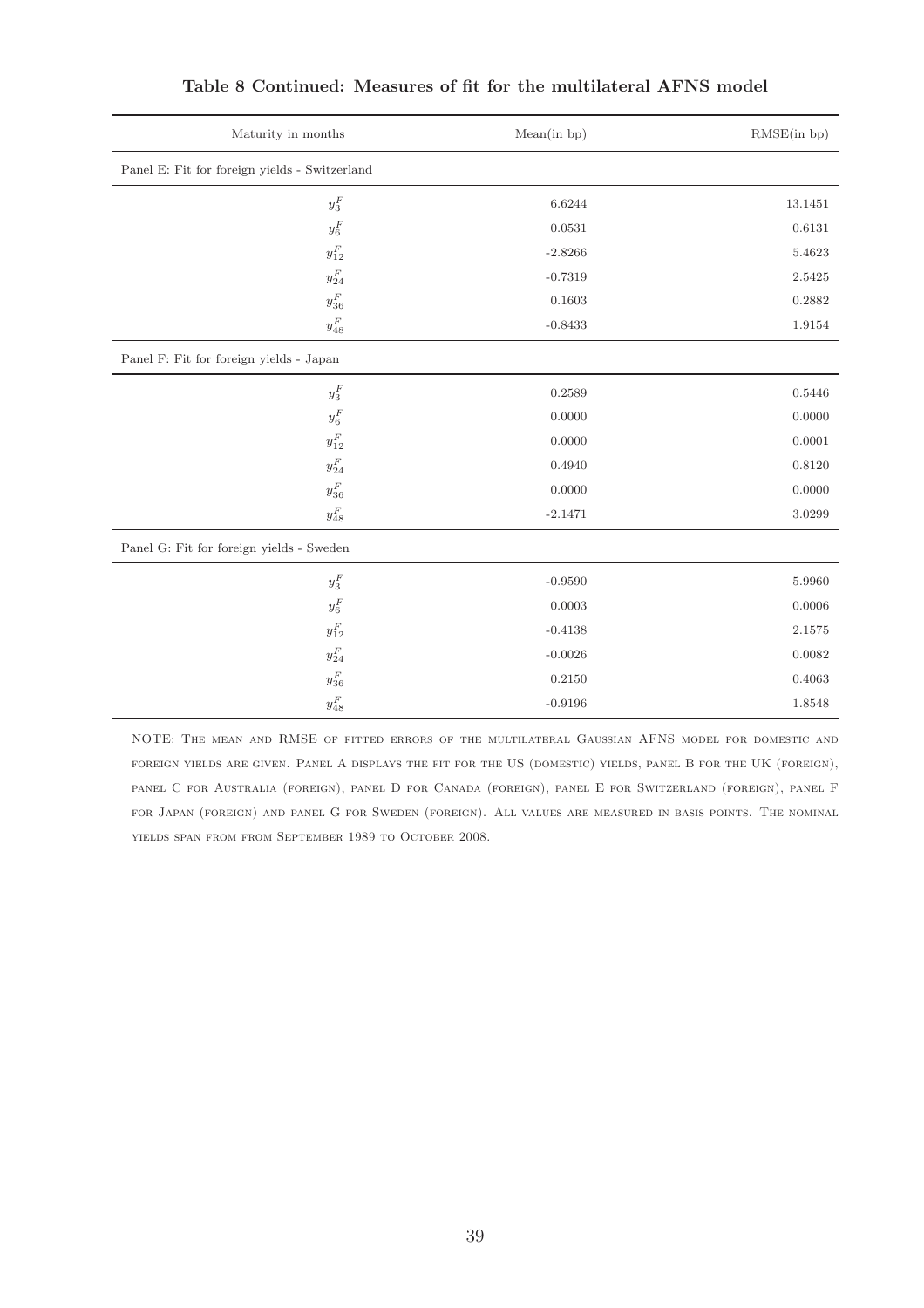**Table 8 Continued: Measures of fit for the multilateral AFNS model**

| Maturity in months | Mean(in bp) | RMSE(in bp) |
|---|---|---|
| Panel E: Fit for foreign yields - Switzerland | | |
| $y_3^F$ | 6.6244 | 13.1451 |
| $y_6^F$ | 0.0531 | 0.6131 |
| $y_{12}^F$ | -2.8266 | 5.4623 |
| $y_{24}^F$ | -0.7319 | 2.5425 |
| $y_{36}^F$ | 0.1603 | 0.2882 |
| $y_{48}^F$ | -0.8433 | 1.9154 |
| Panel F: Fit for foreign yields - Japan | | |
| $y_3^F$ | 0.2589 | 0.5446 |
| $y_6^F$ | 0.0000 | 0.0000 |
| $y_{12}^F$ | 0.0000 | 0.0001 |
| $y_{24}^F$ | 0.4940 | 0.8120 |
| $y_{36}^F$ | 0.0000 | 0.0000 |
| $y_{48}^F$ | -2.1471 | 3.0299 |
| Panel G: Fit for foreign yields - Sweden | | |
| $y_3^F$ | -0.9590 | 5.9960 |
| $y_6^F$ | 0.0003 | 0.0006 |
| $y_{12}^F$ | -0.4138 | 2.1575 |
| $y_{24}^F$ | -0.0026 | 0.0082 |
| $y_{36}^F$ | 0.2150 | 0.4063 |
| $y_{48}^F$ | -0.9196 | 1.8548 |

NOTE: The mean and RMSE of fitted errors of the multilateral Gaussian AFNS model for domestic and foreign yields are given. Panel A displays the fit for the US (domestic) yields, panel B for the UK (foreign), panel C for Australia (foreign), panel D for Canada (foreign), panel E for Switzerland (foreign), panel F for Japan (foreign) and panel G for Sweden (foreign). All values are measured in basis points. The nominal yields span from from September 1989 to October 2008.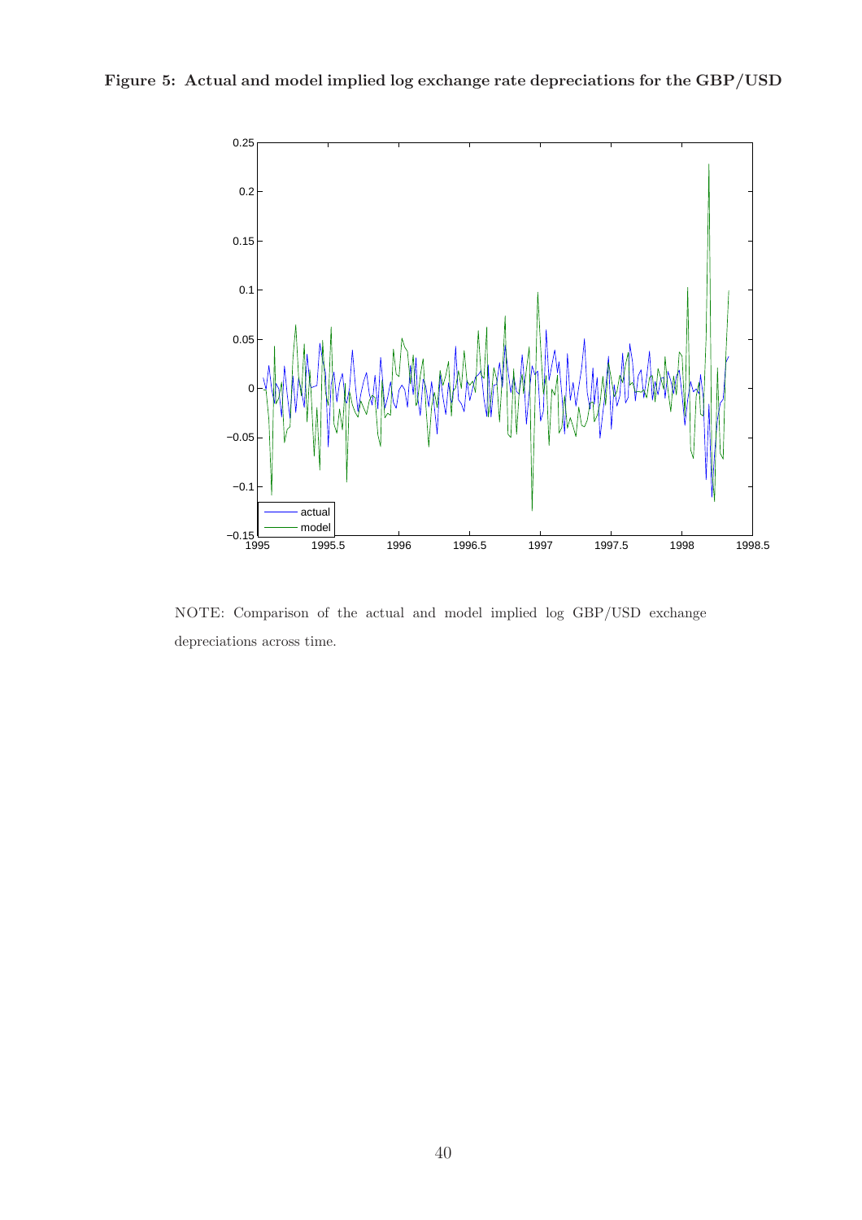**Figure 5: Actual and model implied log exchange rate depreciations for the GBP/USD**

NOTE: Comparison of the actual and model implied log GBP/USD exchange depreciations across time.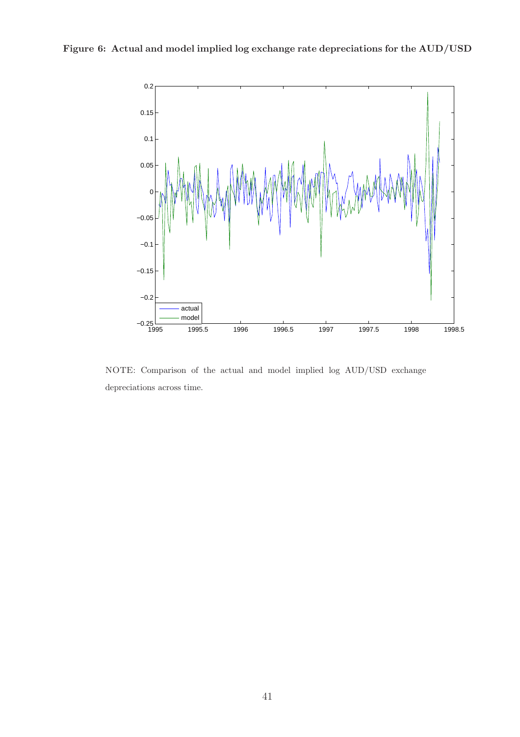**Figure 6: Actual and model implied log exchange rate depreciations for the AUD/USD**

NOTE: Comparison of the actual and model implied log AUD/USD exchange depreciations across time.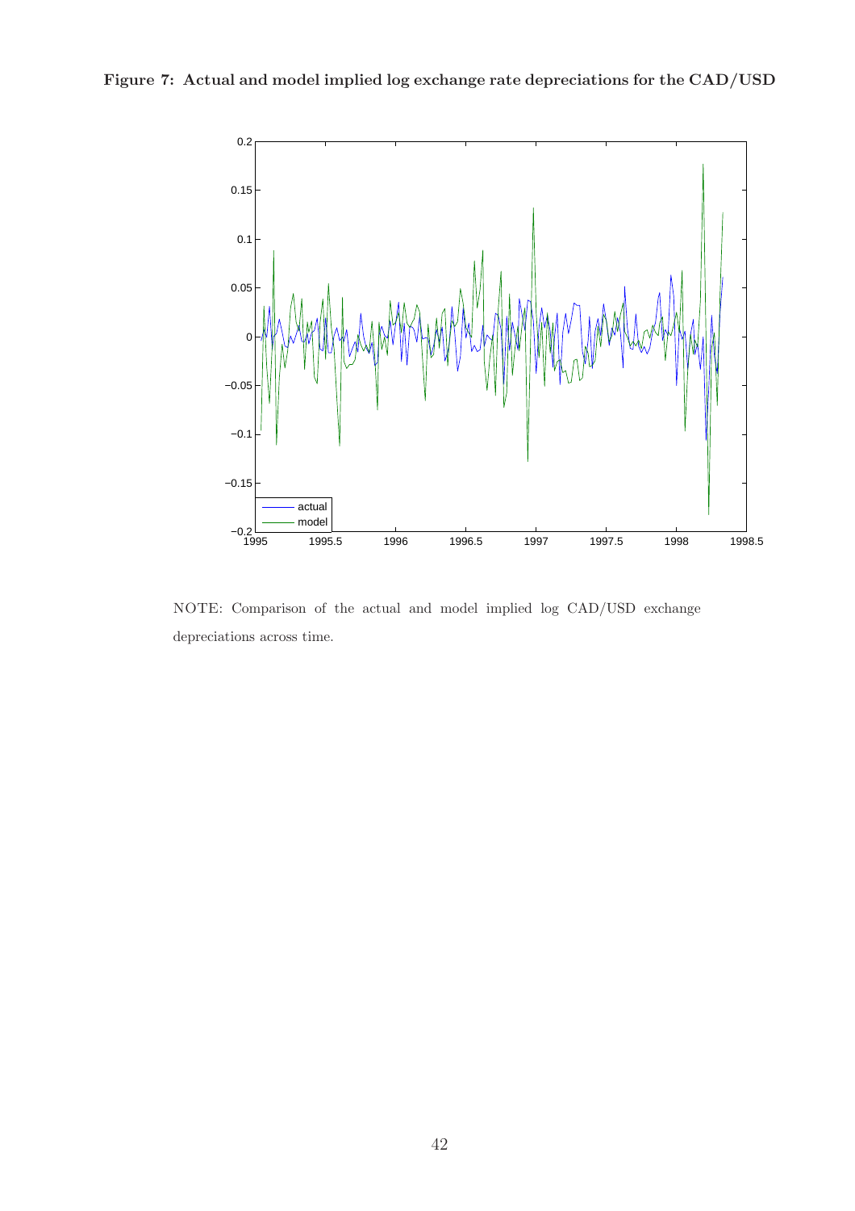**Figure 7: Actual and model implied log exchange rate depreciations for the CAD/USD**

NOTE: Comparison of the actual and model implied log CAD/USD exchange depreciations across time.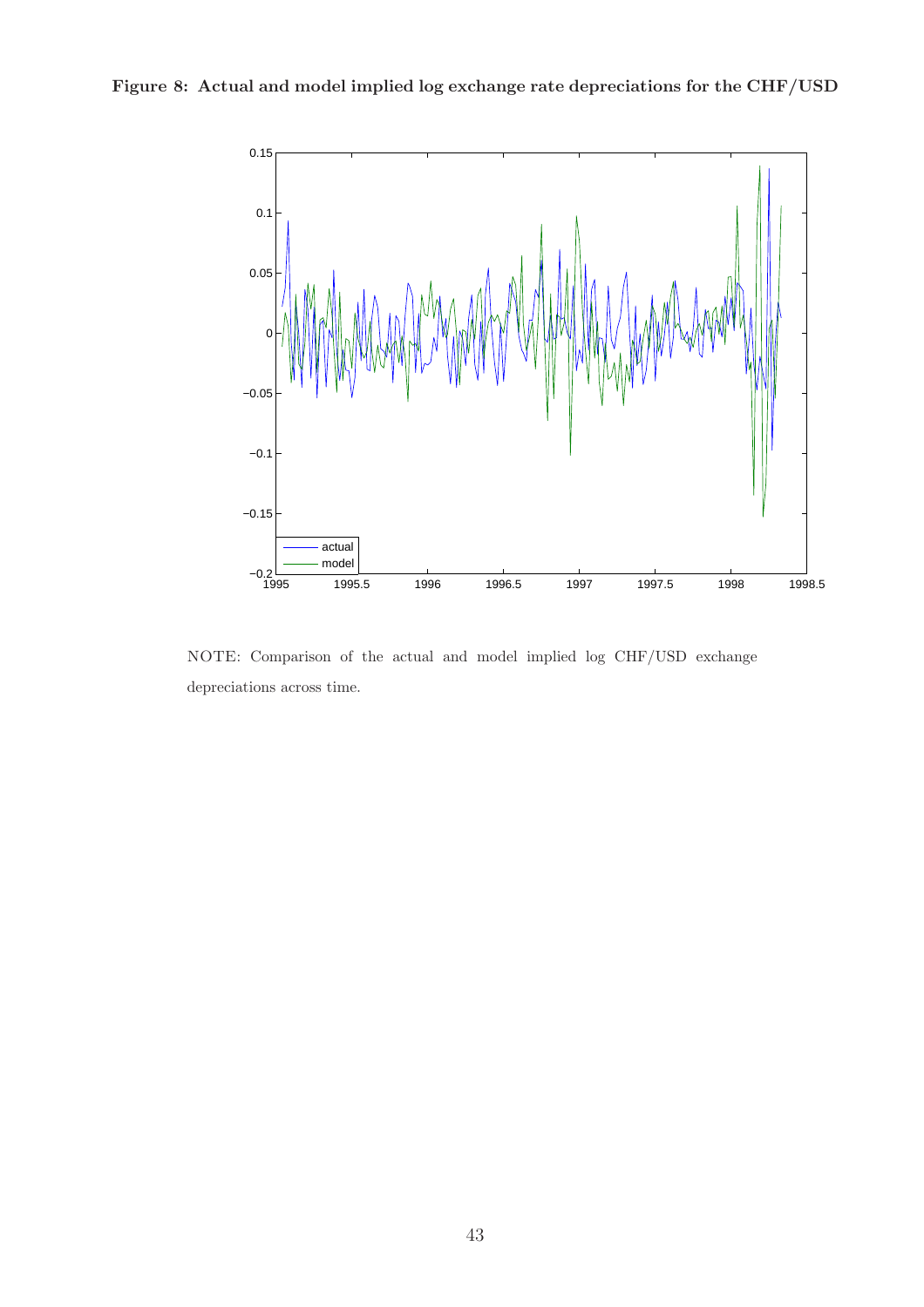**Figure 8: Actual and model implied log exchange rate depreciations for the CHF/USD**

NOTE: Comparison of the actual and model implied log CHF/USD exchange depreciations across time.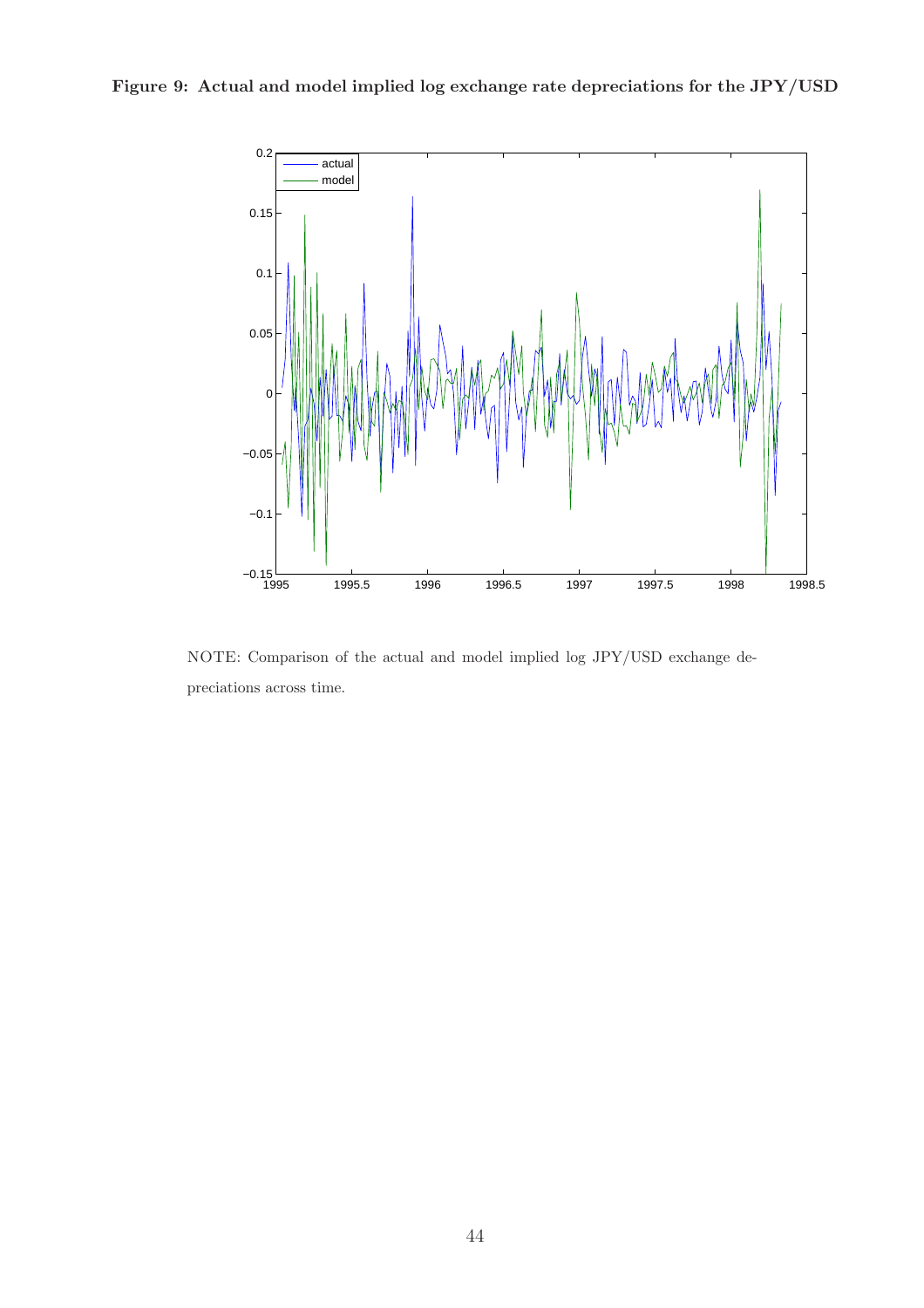**Figure 9: Actual and model implied log exchange rate depreciations for the JPY/USD**

NOTE: Comparison of the actual and model implied log JPY/USD exchange depreciations across time.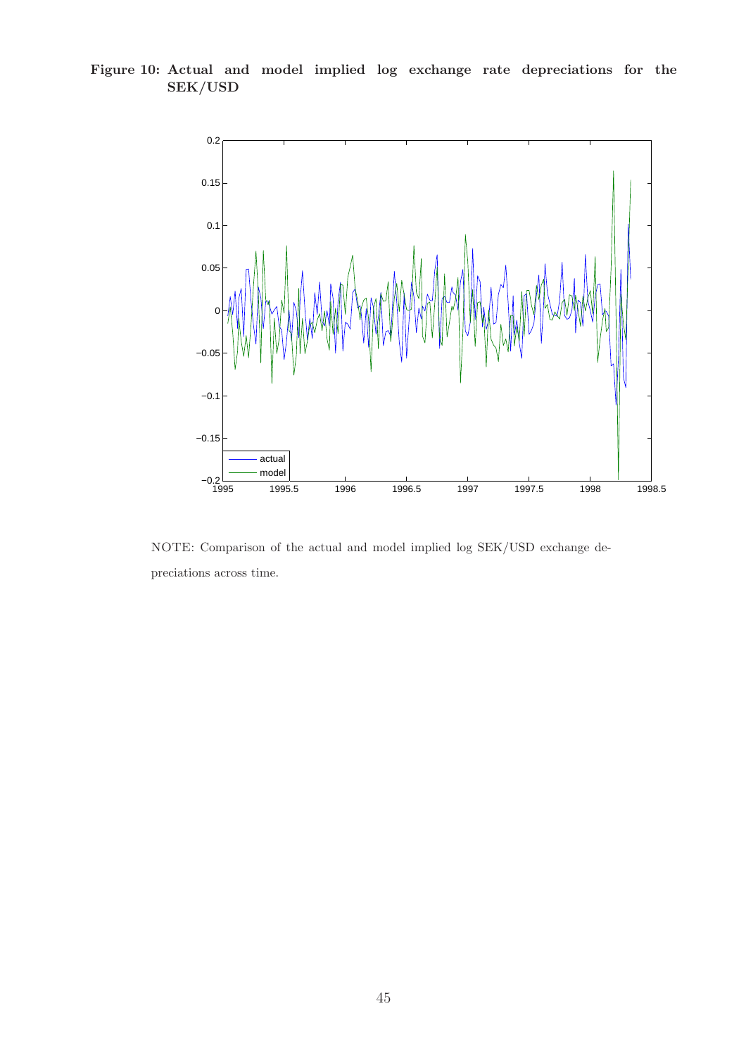**Figure 10: Actual and model implied log exchange rate depreciations for the SEK/USD**

NOTE: Comparison of the actual and model implied log SEK/USD exchange depreciations across time.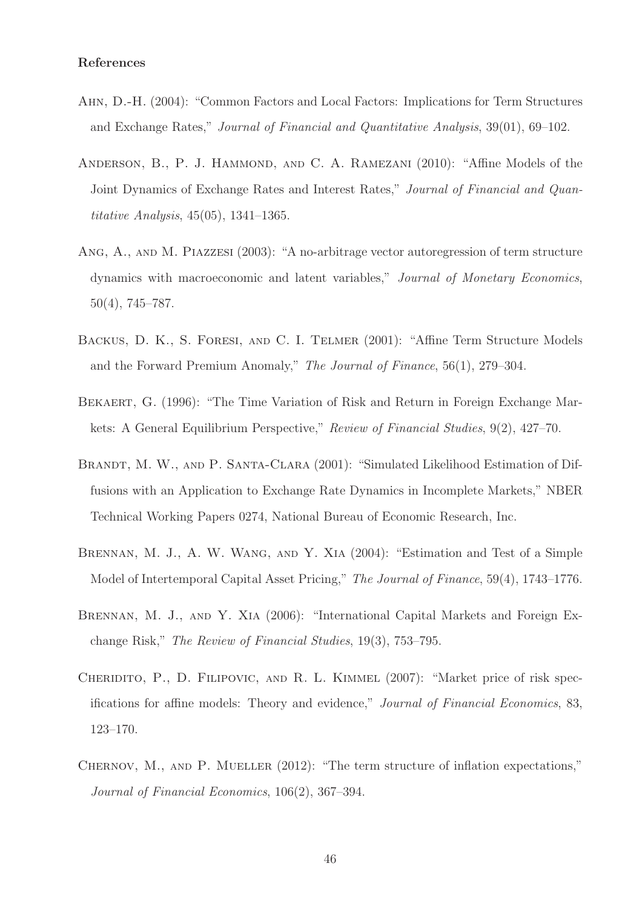**References**

Ahn, D.-H. (2004): "Common Factors and Local Factors: Implications for Term Structures and Exchange Rates," *Journal of Financial and Quantitative Analysis*, 39(01), 69–102.

Anderson, B., P. J. Hammond, and C. A. Ramezani (2010): "Affine Models of the Joint Dynamics of Exchange Rates and Interest Rates," *Journal of Financial and Quantitative Analysis*, 45(05), 1341–1365.

Ang, A., and M. Piazzesi (2003): "A no-arbitrage vector autoregression of term structure dynamics with macroeconomic and latent variables," *Journal of Monetary Economics*, 50(4), 745–787.

Backus, D. K., S. Foresi, and C. I. Telmer (2001): "Affine Term Structure Models and the Forward Premium Anomaly," *The Journal of Finance*, 56(1), 279–304.

Bekaert, G. (1996): "The Time Variation of Risk and Return in Foreign Exchange Markets: A General Equilibrium Perspective," *Review of Financial Studies*, 9(2), 427–70.

Brandt, M. W., and P. Santa-Clara (2001): "Simulated Likelihood Estimation of Diffusions with an Application to Exchange Rate Dynamics in Incomplete Markets," NBER Technical Working Papers 0274, National Bureau of Economic Research, Inc.

Brennan, M. J., A. W. Wang, and Y. Xia (2004): "Estimation and Test of a Simple Model of Intertemporal Capital Asset Pricing," *The Journal of Finance*, 59(4), 1743–1776.

Brennan, M. J., and Y. Xia (2006): "International Capital Markets and Foreign Exchange Risk," *The Review of Financial Studies*, 19(3), 753–795.

Cheridito, P., D. Filipovic, and R. L. Kimmel (2007): "Market price of risk specifications for affine models: Theory and evidence," *Journal of Financial Economics*, 83, 123–170.

Chernov, M., and P. Mueller (2012): "The term structure of inflation expectations," *Journal of Financial Economics*, 106(2), 367–394.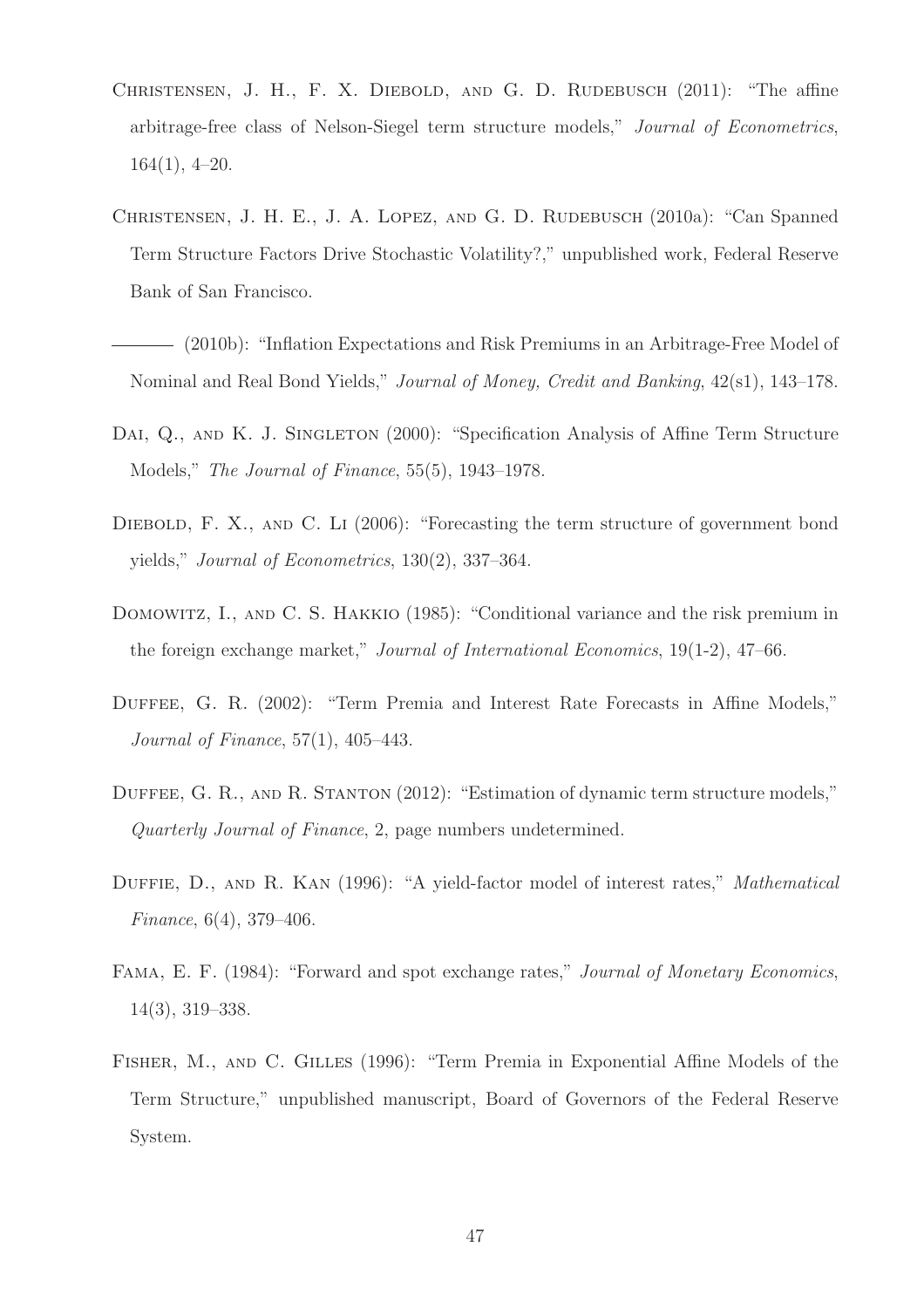Christensen, J. H., F. X. Diebold, and G. D. Rudebusch (2011): "The affine arbitrage-free class of Nelson-Siegel term structure models," *Journal of Econometrics*, 164(1), 4–20.

Christensen, J. H. E., J. A. Lopez, and G. D. Rudebusch (2010a): "Can Spanned Term Structure Factors Drive Stochastic Volatility?," unpublished work, Federal Reserve Bank of San Francisco.

——— (2010b): "Inflation Expectations and Risk Premiums in an Arbitrage-Free Model of Nominal and Real Bond Yields," *Journal of Money, Credit and Banking*, 42(s1), 143–178.

Dai, Q., and K. J. Singleton (2000): "Specification Analysis of Affine Term Structure Models," *The Journal of Finance*, 55(5), 1943–1978.

Diebold, F. X., and C. Li (2006): "Forecasting the term structure of government bond yields," *Journal of Econometrics*, 130(2), 337–364.

Domowitz, I., and C. S. Hakkio (1985): "Conditional variance and the risk premium in the foreign exchange market," *Journal of International Economics*, 19(1-2), 47–66.

Duffee, G. R. (2002): "Term Premia and Interest Rate Forecasts in Affine Models," *Journal of Finance*, 57(1), 405–443.

Duffee, G. R., and R. Stanton (2012): "Estimation of dynamic term structure models," *Quarterly Journal of Finance*, 2, page numbers undetermined.

Duffie, D., and R. Kan (1996): "A yield-factor model of interest rates," *Mathematical Finance*, 6(4), 379–406.

Fama, E. F. (1984): "Forward and spot exchange rates," *Journal of Monetary Economics*, 14(3), 319–338.

Fisher, M., and C. Gilles (1996): "Term Premia in Exponential Affine Models of the Term Structure," unpublished manuscript, Board of Governors of the Federal Reserve System.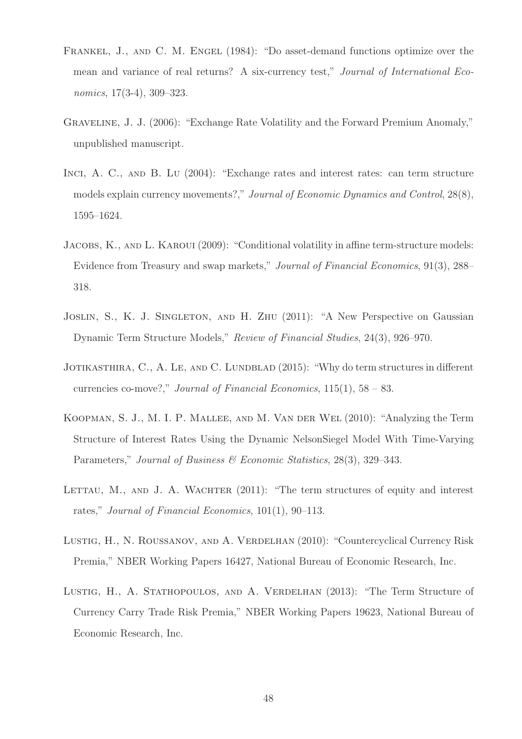Frankel, J., and C. M. Engel (1984): "Do asset-demand functions optimize over the mean and variance of real returns? A six-currency test," *Journal of International Economics*, 17(3-4), 309–323.

Graveline, J. J. (2006): "Exchange Rate Volatility and the Forward Premium Anomaly," unpublished manuscript.

Inci, A. C., and B. Lu (2004): "Exchange rates and interest rates: can term structure models explain currency movements?," *Journal of Economic Dynamics and Control*, 28(8), 1595–1624.

Jacobs, K., and L. Karoui (2009): "Conditional volatility in affine term-structure models: Evidence from Treasury and swap markets," *Journal of Financial Economics*, 91(3), 288–318.

Joslin, S., K. J. Singleton, and H. Zhu (2011): "A New Perspective on Gaussian Dynamic Term Structure Models," *Review of Financial Studies*, 24(3), 926–970.

Jotikasthira, C., A. Le, and C. Lundblad (2015): "Why do term structures in different currencies co-move?," *Journal of Financial Economics*, 115(1), 58 – 83.

Koopman, S. J., M. I. P. Mallee, and M. Van der Wel (2010): "Analyzing the Term Structure of Interest Rates Using the Dynamic NelsonSiegel Model With Time-Varying Parameters," *Journal of Business & Economic Statistics*, 28(3), 329–343.

Lettau, M., and J. A. Wachter (2011): "The term structures of equity and interest rates," *Journal of Financial Economics*, 101(1), 90–113.

Lustig, H., N. Roussanov, and A. Verdelhan (2010): "Countercyclical Currency Risk Premia," NBER Working Papers 16427, National Bureau of Economic Research, Inc.

Lustig, H., A. Stathopoulos, and A. Verdelhan (2013): "The Term Structure of Currency Carry Trade Risk Premia," NBER Working Papers 19623, National Bureau of Economic Research, Inc.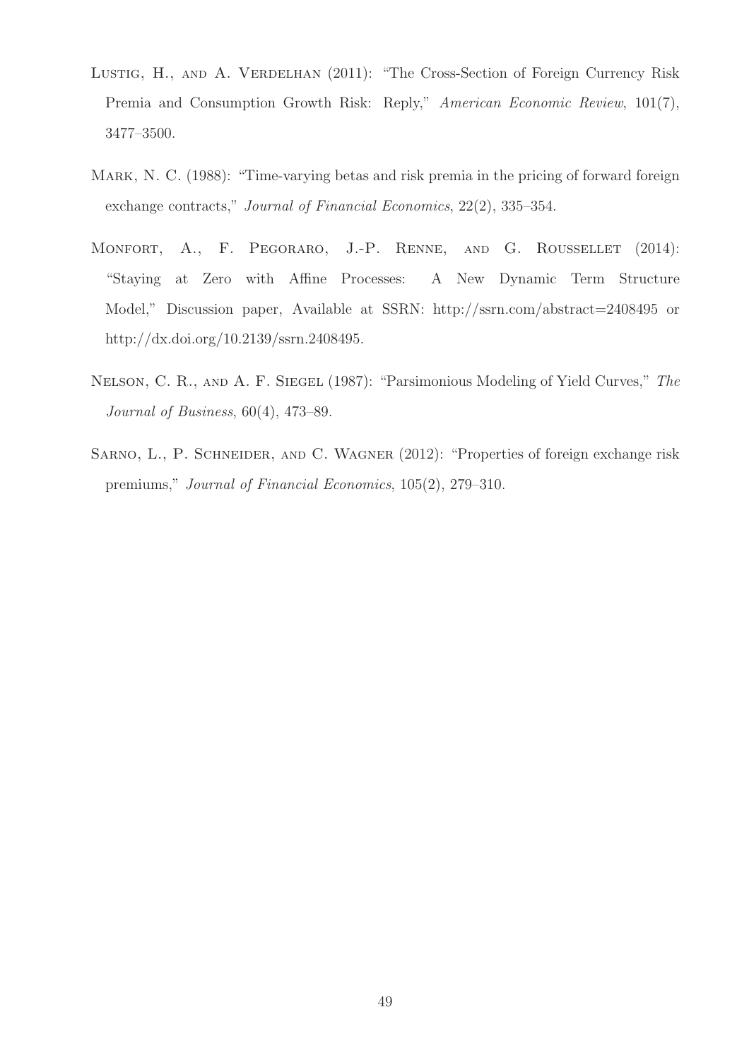Lustig, H., and A. Verdelhan (2011): "The Cross-Section of Foreign Currency Risk Premia and Consumption Growth Risk: Reply," *American Economic Review*, 101(7), 3477–3500.

Mark, N. C. (1988): "Time-varying betas and risk premia in the pricing of forward foreign exchange contracts," *Journal of Financial Economics*, 22(2), 335–354.

Monfort, A., F. Pegoraro, J.-P. Renne, and G. Roussellet (2014): "Staying at Zero with Affine Processes: A New Dynamic Term Structure Model," Discussion paper, Available at SSRN: http://ssrn.com/abstract=2408495 or http://dx.doi.org/10.2139/ssrn.2408495.

Nelson, C. R., and A. F. Siegel (1987): "Parsimonious Modeling of Yield Curves," *The Journal of Business*, 60(4), 473–89.

Sarno, L., P. Schneider, and C. Wagner (2012): "Properties of foreign exchange risk premiums," *Journal of Financial Economics*, 105(2), 279–310.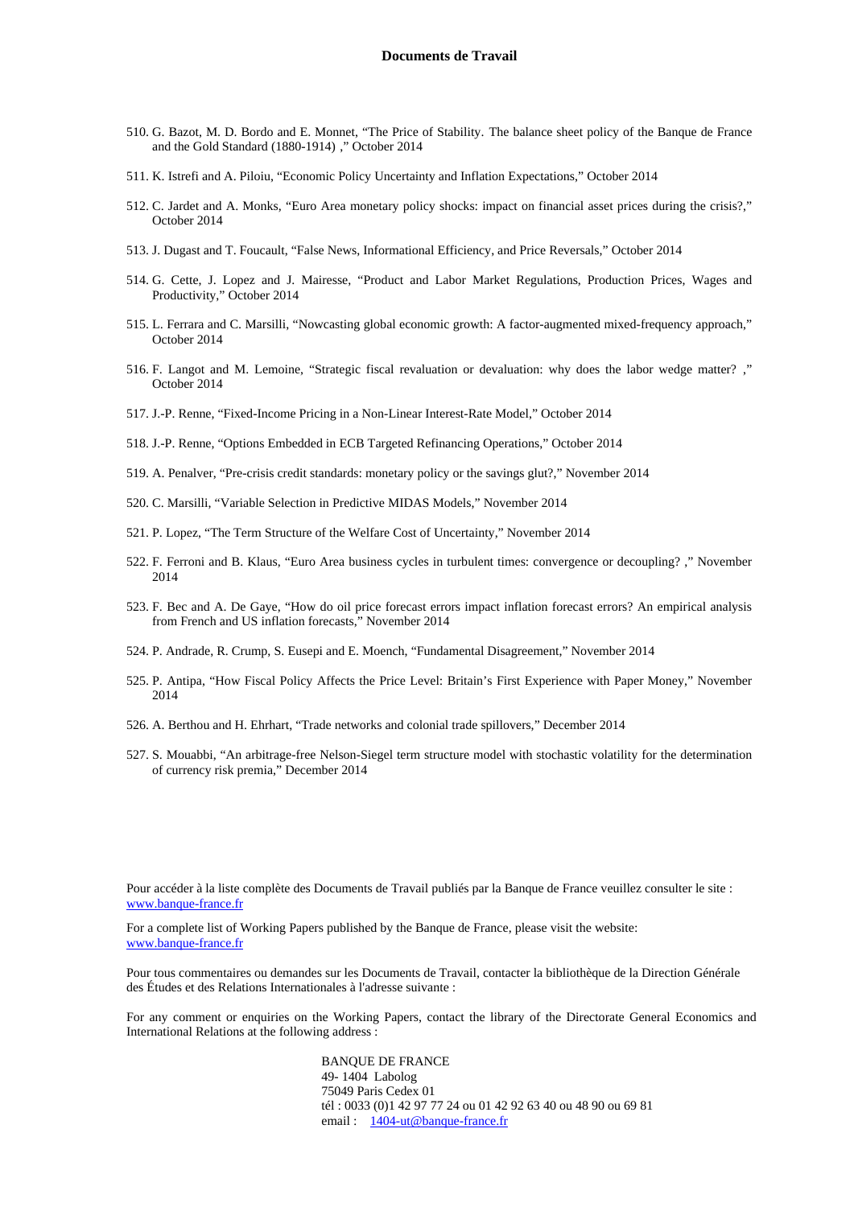# Documents de Travail

510. G. Bazot, M. D. Bordo and E. Monnet, "The Price of Stability. The balance sheet policy of the Banque de France and the Gold Standard (1880-1914) ," October 2014

511. K. Istrefi and A. Piloiu, "Economic Policy Uncertainty and Inflation Expectations," October 2014

512. C. Jardet and A. Monks, "Euro Area monetary policy shocks: impact on financial asset prices during the crisis?," October 2014

513. J. Dugast and T. Foucault, "False News, Informational Efficiency, and Price Reversals," October 2014

514. G. Cette, J. Lopez and J. Mairesse, "Product and Labor Market Regulations, Production Prices, Wages and Productivity," October 2014

515. L. Ferrara and C. Marsilli, "Nowcasting global economic growth: A factor-augmented mixed-frequency approach," October 2014

516. F. Langot and M. Lemoine, "Strategic fiscal revaluation or devaluation: why does the labor wedge matter? ," October 2014

517. J.-P. Renne, "Fixed-Income Pricing in a Non-Linear Interest-Rate Model," October 2014

518. J.-P. Renne, "Options Embedded in ECB Targeted Refinancing Operations," October 2014

519. A. Penalver, "Pre-crisis credit standards: monetary policy or the savings glut?," November 2014

520. C. Marsilli, "Variable Selection in Predictive MIDAS Models," November 2014

521. P. Lopez, "The Term Structure of the Welfare Cost of Uncertainty," November 2014

522. F. Ferroni and B. Klaus, "Euro Area business cycles in turbulent times: convergence or decoupling? ," November 2014

523. F. Bec and A. De Gaye, "How do oil price forecast errors impact inflation forecast errors? An empirical analysis from French and US inflation forecasts," November 2014

524. P. Andrade, R. Crump, S. Eusepi and E. Moench, "Fundamental Disagreement," November 2014

525. P. Antipa, "How Fiscal Policy Affects the Price Level: Britain's First Experience with Paper Money," November 2014

526. A. Berthou and H. Ehrhart, "Trade networks and colonial trade spillovers," December 2014

527. S. Mouabbi, "An arbitrage-free Nelson-Siegel term structure model with stochastic volatility for the determination of currency risk premia," December 2014

Pour accéder à la liste complète des Documents de Travail publiés par la Banque de France veuillez consulter le site : www.banque-france.fr

For a complete list of Working Papers published by the Banque de France, please visit the website: www.banque-france.fr

Pour tous commentaires ou demandes sur les Documents de Travail, contacter la bibliothèque de la Direction Générale des Études et des Relations Internationales à l'adresse suivante :

For any comment or enquiries on the Working Papers, contact the library of the Directorate General Economics and International Relations at the following address :

BANQUE DE FRANCE  
49- 1404 Labolog  
75049 Paris Cedex 01  
tél : 0033 (0)1 42 97 77 24 ou 01 42 92 63 40 ou 48 90 ou 69 81  
email : 1404-ut@banque-france.fr